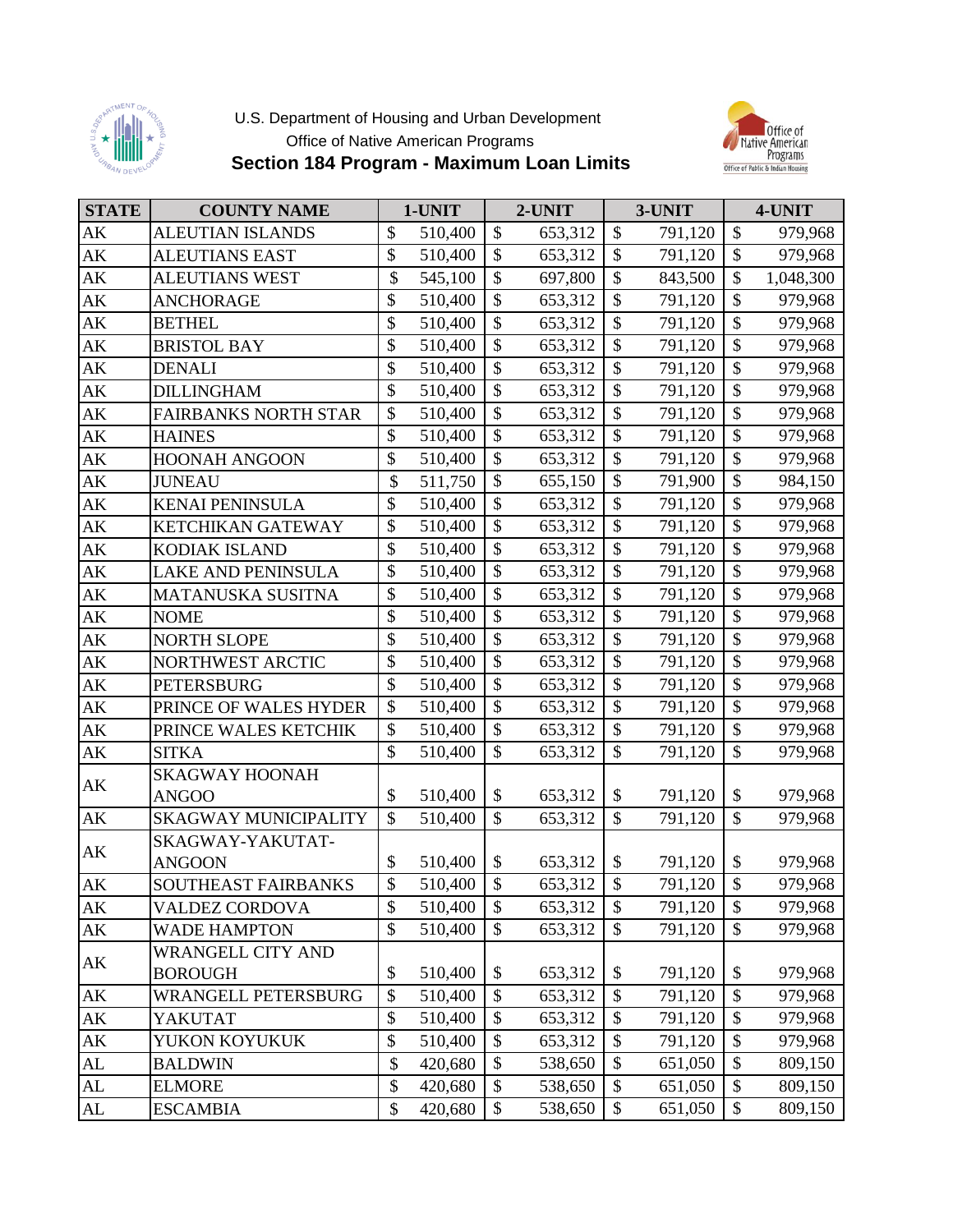U.S. Department of Housing and Urban Development

Office of Native American Programs

# Section 184 Program - Maximum Loan Limits

| STATE | COUNTY NAME | 1-UNIT | 2-UNIT | 3-UNIT | 4-UNIT |
|---|---|---|---|---|---|
| AK | ALEUTIAN ISLANDS | $ 510,400 | $ 653,312 | $ 791,120 | $ 979,968 |
| AK | ALEUTIANS EAST | $ 510,400 | $ 653,312 | $ 791,120 | $ 979,968 |
| AK | ALEUTIANS WEST | $ 545,100 | $ 697,800 | $ 843,500 | $ 1,048,300 |
| AK | ANCHORAGE | $ 510,400 | $ 653,312 | $ 791,120 | $ 979,968 |
| AK | BETHEL | $ 510,400 | $ 653,312 | $ 791,120 | $ 979,968 |
| AK | BRISTOL BAY | $ 510,400 | $ 653,312 | $ 791,120 | $ 979,968 |
| AK | DENALI | $ 510,400 | $ 653,312 | $ 791,120 | $ 979,968 |
| AK | DILLINGHAM | $ 510,400 | $ 653,312 | $ 791,120 | $ 979,968 |
| AK | FAIRBANKS NORTH STAR | $ 510,400 | $ 653,312 | $ 791,120 | $ 979,968 |
| AK | HAINES | $ 510,400 | $ 653,312 | $ 791,120 | $ 979,968 |
| AK | HOONAH ANGOON | $ 510,400 | $ 653,312 | $ 791,120 | $ 979,968 |
| AK | JUNEAU | $ 511,750 | $ 655,150 | $ 791,900 | $ 984,150 |
| AK | KENAI PENINSULA | $ 510,400 | $ 653,312 | $ 791,120 | $ 979,968 |
| AK | KETCHIKAN GATEWAY | $ 510,400 | $ 653,312 | $ 791,120 | $ 979,968 |
| AK | KODIAK ISLAND | $ 510,400 | $ 653,312 | $ 791,120 | $ 979,968 |
| AK | LAKE AND PENINSULA | $ 510,400 | $ 653,312 | $ 791,120 | $ 979,968 |
| AK | MATANUSKA SUSITNA | $ 510,400 | $ 653,312 | $ 791,120 | $ 979,968 |
| AK | NOME | $ 510,400 | $ 653,312 | $ 791,120 | $ 979,968 |
| AK | NORTH SLOPE | $ 510,400 | $ 653,312 | $ 791,120 | $ 979,968 |
| AK | NORTHWEST ARCTIC | $ 510,400 | $ 653,312 | $ 791,120 | $ 979,968 |
| AK | PETERSBURG | $ 510,400 | $ 653,312 | $ 791,120 | $ 979,968 |
| AK | PRINCE OF WALES HYDER | $ 510,400 | $ 653,312 | $ 791,120 | $ 979,968 |
| AK | PRINCE WALES KETCHIK | $ 510,400 | $ 653,312 | $ 791,120 | $ 979,968 |
| AK | SITKA | $ 510,400 | $ 653,312 | $ 791,120 | $ 979,968 |
| AK | SKAGWAY HOONAH ANGOO | $ 510,400 | $ 653,312 | $ 791,120 | $ 979,968 |
| AK | SKAGWAY MUNICIPALITY | $ 510,400 | $ 653,312 | $ 791,120 | $ 979,968 |
| AK | SKAGWAY-YAKUTAT-ANGOON | $ 510,400 | $ 653,312 | $ 791,120 | $ 979,968 |
| AK | SOUTHEAST FAIRBANKS | $ 510,400 | $ 653,312 | $ 791,120 | $ 979,968 |
| AK | VALDEZ CORDOVA | $ 510,400 | $ 653,312 | $ 791,120 | $ 979,968 |
| AK | WADE HAMPTON | $ 510,400 | $ 653,312 | $ 791,120 | $ 979,968 |
| AK | WRANGELL CITY AND BOROUGH | $ 510,400 | $ 653,312 | $ 791,120 | $ 979,968 |
| AK | WRANGELL PETERSBURG | $ 510,400 | $ 653,312 | $ 791,120 | $ 979,968 |
| AK | YAKUTAT | $ 510,400 | $ 653,312 | $ 791,120 | $ 979,968 |
| AK | YUKON KOYUKUK | $ 510,400 | $ 653,312 | $ 791,120 | $ 979,968 |
| AL | BALDWIN | $ 420,680 | $ 538,650 | $ 651,050 | $ 809,150 |
| AL | ELMORE | $ 420,680 | $ 538,650 | $ 651,050 | $ 809,150 |
| AL | ESCAMBIA | $ 420,680 | $ 538,650 | $ 651,050 | $ 809,150 |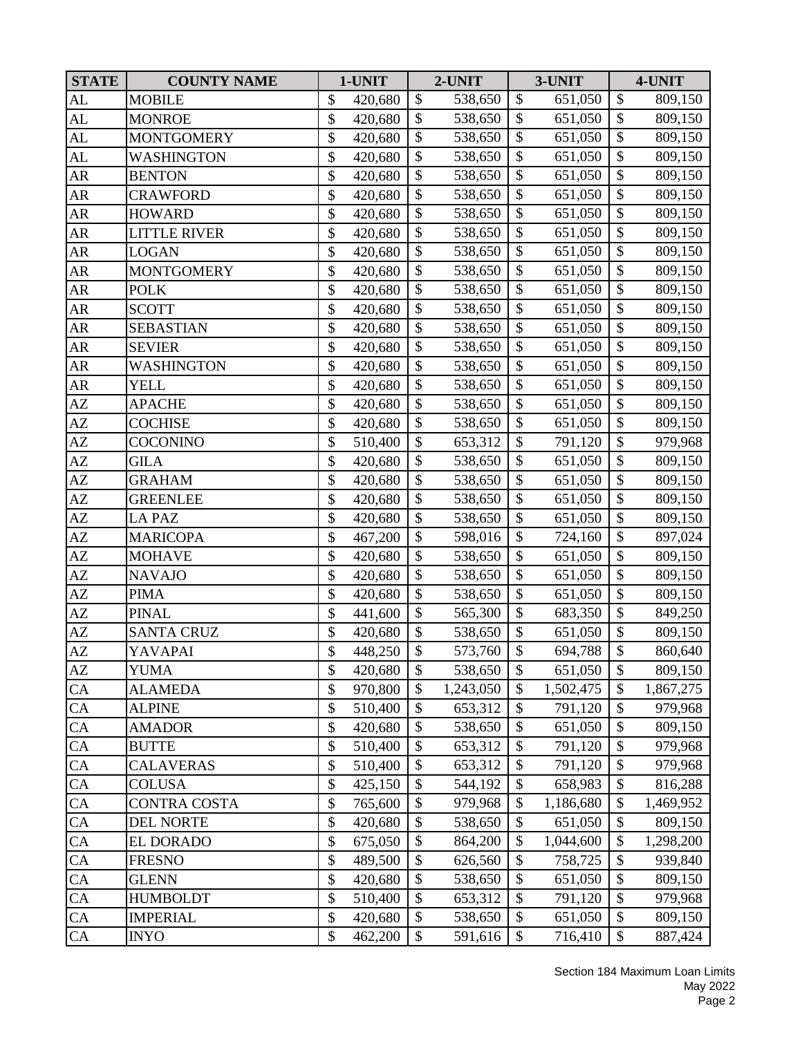| STATE | COUNTY NAME | 1-UNIT | 2-UNIT | 3-UNIT | 4-UNIT |
|---|---|---|---|---|---|
| AL | MOBILE | $ 420,680 | $ 538,650 | $ 651,050 | $ 809,150 |
| AL | MONROE | $ 420,680 | $ 538,650 | $ 651,050 | $ 809,150 |
| AL | MONTGOMERY | $ 420,680 | $ 538,650 | $ 651,050 | $ 809,150 |
| AL | WASHINGTON | $ 420,680 | $ 538,650 | $ 651,050 | $ 809,150 |
| AR | BENTON | $ 420,680 | $ 538,650 | $ 651,050 | $ 809,150 |
| AR | CRAWFORD | $ 420,680 | $ 538,650 | $ 651,050 | $ 809,150 |
| AR | HOWARD | $ 420,680 | $ 538,650 | $ 651,050 | $ 809,150 |
| AR | LITTLE RIVER | $ 420,680 | $ 538,650 | $ 651,050 | $ 809,150 |
| AR | LOGAN | $ 420,680 | $ 538,650 | $ 651,050 | $ 809,150 |
| AR | MONTGOMERY | $ 420,680 | $ 538,650 | $ 651,050 | $ 809,150 |
| AR | POLK | $ 420,680 | $ 538,650 | $ 651,050 | $ 809,150 |
| AR | SCOTT | $ 420,680 | $ 538,650 | $ 651,050 | $ 809,150 |
| AR | SEBASTIAN | $ 420,680 | $ 538,650 | $ 651,050 | $ 809,150 |
| AR | SEVIER | $ 420,680 | $ 538,650 | $ 651,050 | $ 809,150 |
| AR | WASHINGTON | $ 420,680 | $ 538,650 | $ 651,050 | $ 809,150 |
| AR | YELL | $ 420,680 | $ 538,650 | $ 651,050 | $ 809,150 |
| AZ | APACHE | $ 420,680 | $ 538,650 | $ 651,050 | $ 809,150 |
| AZ | COCHISE | $ 420,680 | $ 538,650 | $ 651,050 | $ 809,150 |
| AZ | COCONINO | $ 510,400 | $ 653,312 | $ 791,120 | $ 979,968 |
| AZ | GILA | $ 420,680 | $ 538,650 | $ 651,050 | $ 809,150 |
| AZ | GRAHAM | $ 420,680 | $ 538,650 | $ 651,050 | $ 809,150 |
| AZ | GREENLEE | $ 420,680 | $ 538,650 | $ 651,050 | $ 809,150 |
| AZ | LA PAZ | $ 420,680 | $ 538,650 | $ 651,050 | $ 809,150 |
| AZ | MARICOPA | $ 467,200 | $ 598,016 | $ 724,160 | $ 897,024 |
| AZ | MOHAVE | $ 420,680 | $ 538,650 | $ 651,050 | $ 809,150 |
| AZ | NAVAJO | $ 420,680 | $ 538,650 | $ 651,050 | $ 809,150 |
| AZ | PIMA | $ 420,680 | $ 538,650 | $ 651,050 | $ 809,150 |
| AZ | PINAL | $ 441,600 | $ 565,300 | $ 683,350 | $ 849,250 |
| AZ | SANTA CRUZ | $ 420,680 | $ 538,650 | $ 651,050 | $ 809,150 |
| AZ | YAVAPAI | $ 448,250 | $ 573,760 | $ 694,788 | $ 860,640 |
| AZ | YUMA | $ 420,680 | $ 538,650 | $ 651,050 | $ 809,150 |
| CA | ALAMEDA | $ 970,800 | $ 1,243,050 | $ 1,502,475 | $ 1,867,275 |
| CA | ALPINE | $ 510,400 | $ 653,312 | $ 791,120 | $ 979,968 |
| CA | AMADOR | $ 420,680 | $ 538,650 | $ 651,050 | $ 809,150 |
| CA | BUTTE | $ 510,400 | $ 653,312 | $ 791,120 | $ 979,968 |
| CA | CALAVERAS | $ 510,400 | $ 653,312 | $ 791,120 | $ 979,968 |
| CA | COLUSA | $ 425,150 | $ 544,192 | $ 658,983 | $ 816,288 |
| CA | CONTRA COSTA | $ 765,600 | $ 979,968 | $ 1,186,680 | $ 1,469,952 |
| CA | DEL NORTE | $ 420,680 | $ 538,650 | $ 651,050 | $ 809,150 |
| CA | EL DORADO | $ 675,050 | $ 864,200 | $ 1,044,600 | $ 1,298,200 |
| CA | FRESNO | $ 489,500 | $ 626,560 | $ 758,725 | $ 939,840 |
| CA | GLENN | $ 420,680 | $ 538,650 | $ 651,050 | $ 809,150 |
| CA | HUMBOLDT | $ 510,400 | $ 653,312 | $ 791,120 | $ 979,968 |
| CA | IMPERIAL | $ 420,680 | $ 538,650 | $ 651,050 | $ 809,150 |
| CA | INYO | $ 462,200 | $ 591,616 | $ 716,410 | $ 887,424 |

Section 184 Maximum Loan Limits
May 2022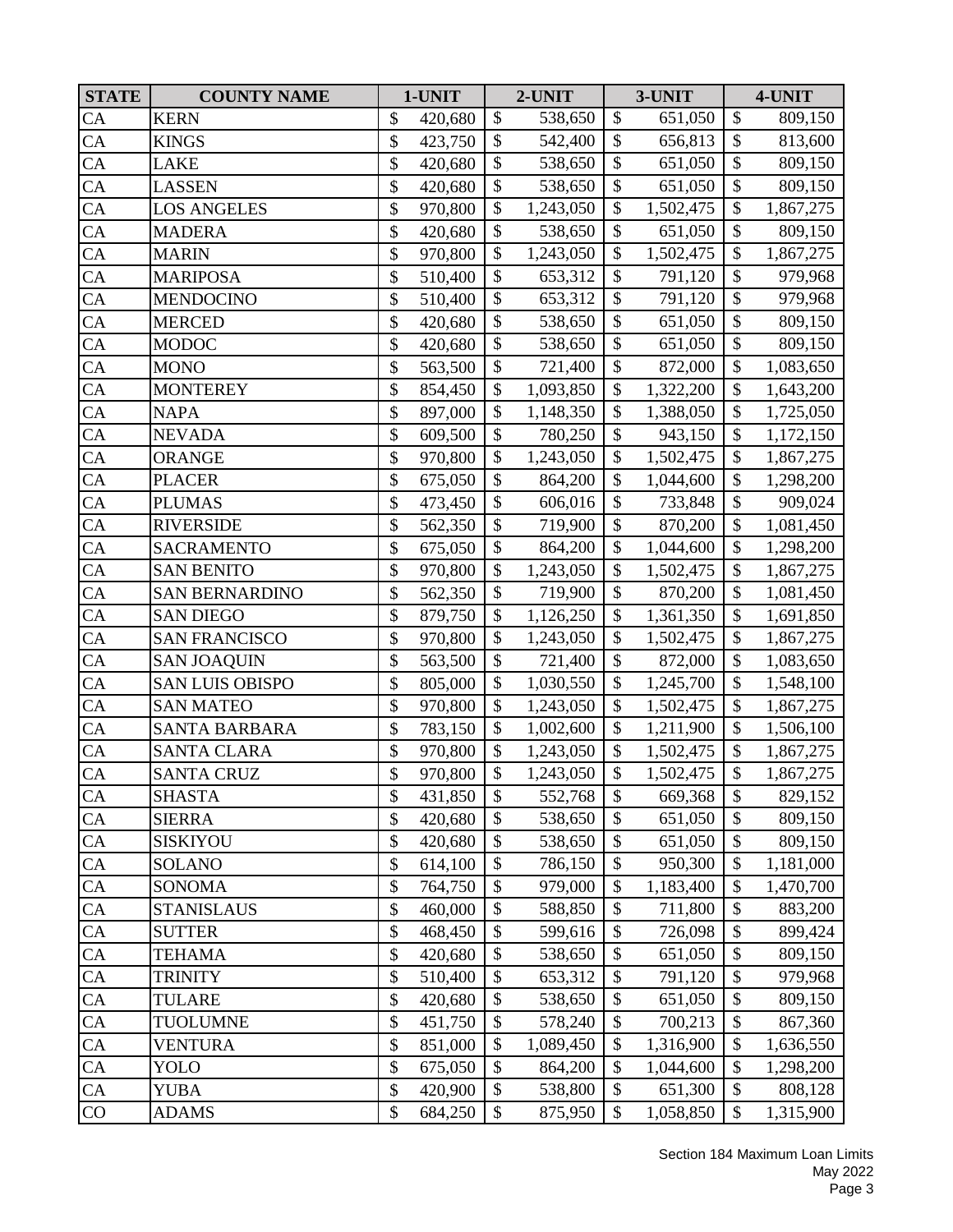| STATE | COUNTY NAME | 1-UNIT | 2-UNIT | 3-UNIT | 4-UNIT |
|---|---|---|---|---|---|
| CA | KERN | $ 420,680 | $ 538,650 | $ 651,050 | $ 809,150 |
| CA | KINGS | $ 423,750 | $ 542,400 | $ 656,813 | $ 813,600 |
| CA | LAKE | $ 420,680 | $ 538,650 | $ 651,050 | $ 809,150 |
| CA | LASSEN | $ 420,680 | $ 538,650 | $ 651,050 | $ 809,150 |
| CA | LOS ANGELES | $ 970,800 | $ 1,243,050 | $ 1,502,475 | $ 1,867,275 |
| CA | MADERA | $ 420,680 | $ 538,650 | $ 651,050 | $ 809,150 |
| CA | MARIN | $ 970,800 | $ 1,243,050 | $ 1,502,475 | $ 1,867,275 |
| CA | MARIPOSA | $ 510,400 | $ 653,312 | $ 791,120 | $ 979,968 |
| CA | MENDOCINO | $ 510,400 | $ 653,312 | $ 791,120 | $ 979,968 |
| CA | MERCED | $ 420,680 | $ 538,650 | $ 651,050 | $ 809,150 |
| CA | MODOC | $ 420,680 | $ 538,650 | $ 651,050 | $ 809,150 |
| CA | MONO | $ 563,500 | $ 721,400 | $ 872,000 | $ 1,083,650 |
| CA | MONTEREY | $ 854,450 | $ 1,093,850 | $ 1,322,200 | $ 1,643,200 |
| CA | NAPA | $ 897,000 | $ 1,148,350 | $ 1,388,050 | $ 1,725,050 |
| CA | NEVADA | $ 609,500 | $ 780,250 | $ 943,150 | $ 1,172,150 |
| CA | ORANGE | $ 970,800 | $ 1,243,050 | $ 1,502,475 | $ 1,867,275 |
| CA | PLACER | $ 675,050 | $ 864,200 | $ 1,044,600 | $ 1,298,200 |
| CA | PLUMAS | $ 473,450 | $ 606,016 | $ 733,848 | $ 909,024 |
| CA | RIVERSIDE | $ 562,350 | $ 719,900 | $ 870,200 | $ 1,081,450 |
| CA | SACRAMENTO | $ 675,050 | $ 864,200 | $ 1,044,600 | $ 1,298,200 |
| CA | SAN BENITO | $ 970,800 | $ 1,243,050 | $ 1,502,475 | $ 1,867,275 |
| CA | SAN BERNARDINO | $ 562,350 | $ 719,900 | $ 870,200 | $ 1,081,450 |
| CA | SAN DIEGO | $ 879,750 | $ 1,126,250 | $ 1,361,350 | $ 1,691,850 |
| CA | SAN FRANCISCO | $ 970,800 | $ 1,243,050 | $ 1,502,475 | $ 1,867,275 |
| CA | SAN JOAQUIN | $ 563,500 | $ 721,400 | $ 872,000 | $ 1,083,650 |
| CA | SAN LUIS OBISPO | $ 805,000 | $ 1,030,550 | $ 1,245,700 | $ 1,548,100 |
| CA | SAN MATEO | $ 970,800 | $ 1,243,050 | $ 1,502,475 | $ 1,867,275 |
| CA | SANTA BARBARA | $ 783,150 | $ 1,002,600 | $ 1,211,900 | $ 1,506,100 |
| CA | SANTA CLARA | $ 970,800 | $ 1,243,050 | $ 1,502,475 | $ 1,867,275 |
| CA | SANTA CRUZ | $ 970,800 | $ 1,243,050 | $ 1,502,475 | $ 1,867,275 |
| CA | SHASTA | $ 431,850 | $ 552,768 | $ 669,368 | $ 829,152 |
| CA | SIERRA | $ 420,680 | $ 538,650 | $ 651,050 | $ 809,150 |
| CA | SISKIYOU | $ 420,680 | $ 538,650 | $ 651,050 | $ 809,150 |
| CA | SOLANO | $ 614,100 | $ 786,150 | $ 950,300 | $ 1,181,000 |
| CA | SONOMA | $ 764,750 | $ 979,000 | $ 1,183,400 | $ 1,470,700 |
| CA | STANISLAUS | $ 460,000 | $ 588,850 | $ 711,800 | $ 883,200 |
| CA | SUTTER | $ 468,450 | $ 599,616 | $ 726,098 | $ 899,424 |
| CA | TEHAMA | $ 420,680 | $ 538,650 | $ 651,050 | $ 809,150 |
| CA | TRINITY | $ 510,400 | $ 653,312 | $ 791,120 | $ 979,968 |
| CA | TULARE | $ 420,680 | $ 538,650 | $ 651,050 | $ 809,150 |
| CA | TUOLUMNE | $ 451,750 | $ 578,240 | $ 700,213 | $ 867,360 |
| CA | VENTURA | $ 851,000 | $ 1,089,450 | $ 1,316,900 | $ 1,636,550 |
| CA | YOLO | $ 675,050 | $ 864,200 | $ 1,044,600 | $ 1,298,200 |
| CA | YUBA | $ 420,900 | $ 538,800 | $ 651,300 | $ 808,128 |
| CO | ADAMS | $ 684,250 | $ 875,950 | $ 1,058,850 | $ 1,315,900 |

Section 184 Maximum Loan Limits
May 2022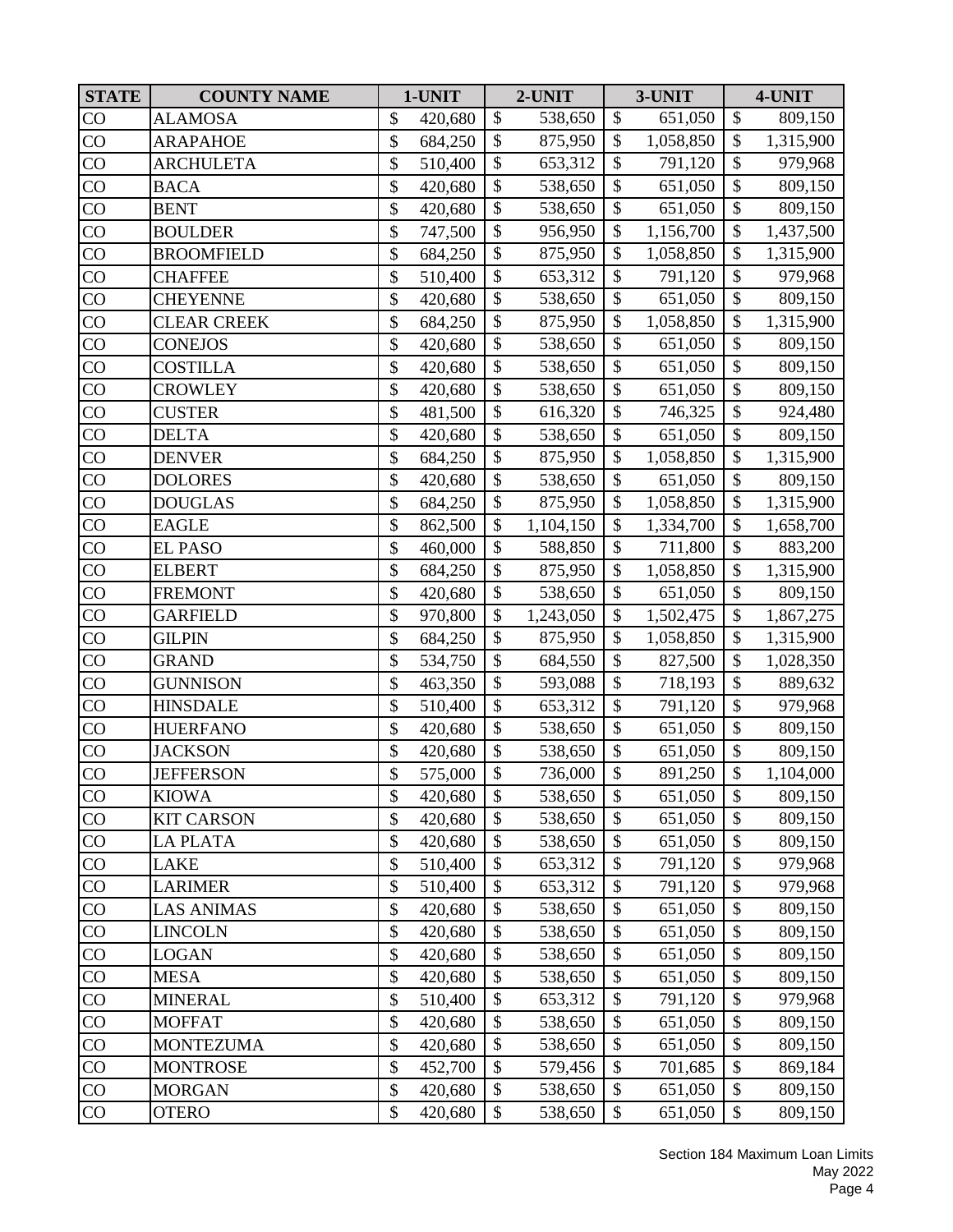| STATE | COUNTY NAME | 1-UNIT | 2-UNIT | 3-UNIT | 4-UNIT |
|---|---|---|---|---|---|
| CO | ALAMOSA | $ 420,680 | $ 538,650 | $ 651,050 | $ 809,150 |
| CO | ARAPAHOE | $ 684,250 | $ 875,950 | $ 1,058,850 | $ 1,315,900 |
| CO | ARCHULETA | $ 510,400 | $ 653,312 | $ 791,120 | $ 979,968 |
| CO | BACA | $ 420,680 | $ 538,650 | $ 651,050 | $ 809,150 |
| CO | BENT | $ 420,680 | $ 538,650 | $ 651,050 | $ 809,150 |
| CO | BOULDER | $ 747,500 | $ 956,950 | $ 1,156,700 | $ 1,437,500 |
| CO | BROOMFIELD | $ 684,250 | $ 875,950 | $ 1,058,850 | $ 1,315,900 |
| CO | CHAFFEE | $ 510,400 | $ 653,312 | $ 791,120 | $ 979,968 |
| CO | CHEYENNE | $ 420,680 | $ 538,650 | $ 651,050 | $ 809,150 |
| CO | CLEAR CREEK | $ 684,250 | $ 875,950 | $ 1,058,850 | $ 1,315,900 |
| CO | CONEJOS | $ 420,680 | $ 538,650 | $ 651,050 | $ 809,150 |
| CO | COSTILLA | $ 420,680 | $ 538,650 | $ 651,050 | $ 809,150 |
| CO | CROWLEY | $ 420,680 | $ 538,650 | $ 651,050 | $ 809,150 |
| CO | CUSTER | $ 481,500 | $ 616,320 | $ 746,325 | $ 924,480 |
| CO | DELTA | $ 420,680 | $ 538,650 | $ 651,050 | $ 809,150 |
| CO | DENVER | $ 684,250 | $ 875,950 | $ 1,058,850 | $ 1,315,900 |
| CO | DOLORES | $ 420,680 | $ 538,650 | $ 651,050 | $ 809,150 |
| CO | DOUGLAS | $ 684,250 | $ 875,950 | $ 1,058,850 | $ 1,315,900 |
| CO | EAGLE | $ 862,500 | $ 1,104,150 | $ 1,334,700 | $ 1,658,700 |
| CO | EL PASO | $ 460,000 | $ 588,850 | $ 711,800 | $ 883,200 |
| CO | ELBERT | $ 684,250 | $ 875,950 | $ 1,058,850 | $ 1,315,900 |
| CO | FREMONT | $ 420,680 | $ 538,650 | $ 651,050 | $ 809,150 |
| CO | GARFIELD | $ 970,800 | $ 1,243,050 | $ 1,502,475 | $ 1,867,275 |
| CO | GILPIN | $ 684,250 | $ 875,950 | $ 1,058,850 | $ 1,315,900 |
| CO | GRAND | $ 534,750 | $ 684,550 | $ 827,500 | $ 1,028,350 |
| CO | GUNNISON | $ 463,350 | $ 593,088 | $ 718,193 | $ 889,632 |
| CO | HINSDALE | $ 510,400 | $ 653,312 | $ 791,120 | $ 979,968 |
| CO | HUERFANO | $ 420,680 | $ 538,650 | $ 651,050 | $ 809,150 |
| CO | JACKSON | $ 420,680 | $ 538,650 | $ 651,050 | $ 809,150 |
| CO | JEFFERSON | $ 575,000 | $ 736,000 | $ 891,250 | $ 1,104,000 |
| CO | KIOWA | $ 420,680 | $ 538,650 | $ 651,050 | $ 809,150 |
| CO | KIT CARSON | $ 420,680 | $ 538,650 | $ 651,050 | $ 809,150 |
| CO | LA PLATA | $ 420,680 | $ 538,650 | $ 651,050 | $ 809,150 |
| CO | LAKE | $ 510,400 | $ 653,312 | $ 791,120 | $ 979,968 |
| CO | LARIMER | $ 510,400 | $ 653,312 | $ 791,120 | $ 979,968 |
| CO | LAS ANIMAS | $ 420,680 | $ 538,650 | $ 651,050 | $ 809,150 |
| CO | LINCOLN | $ 420,680 | $ 538,650 | $ 651,050 | $ 809,150 |
| CO | LOGAN | $ 420,680 | $ 538,650 | $ 651,050 | $ 809,150 |
| CO | MESA | $ 420,680 | $ 538,650 | $ 651,050 | $ 809,150 |
| CO | MINERAL | $ 510,400 | $ 653,312 | $ 791,120 | $ 979,968 |
| CO | MOFFAT | $ 420,680 | $ 538,650 | $ 651,050 | $ 809,150 |
| CO | MONTEZUMA | $ 420,680 | $ 538,650 | $ 651,050 | $ 809,150 |
| CO | MONTROSE | $ 452,700 | $ 579,456 | $ 701,685 | $ 869,184 |
| CO | MORGAN | $ 420,680 | $ 538,650 | $ 651,050 | $ 809,150 |
| CO | OTERO | $ 420,680 | $ 538,650 | $ 651,050 | $ 809,150 |

Section 184 Maximum Loan Limits
May 2022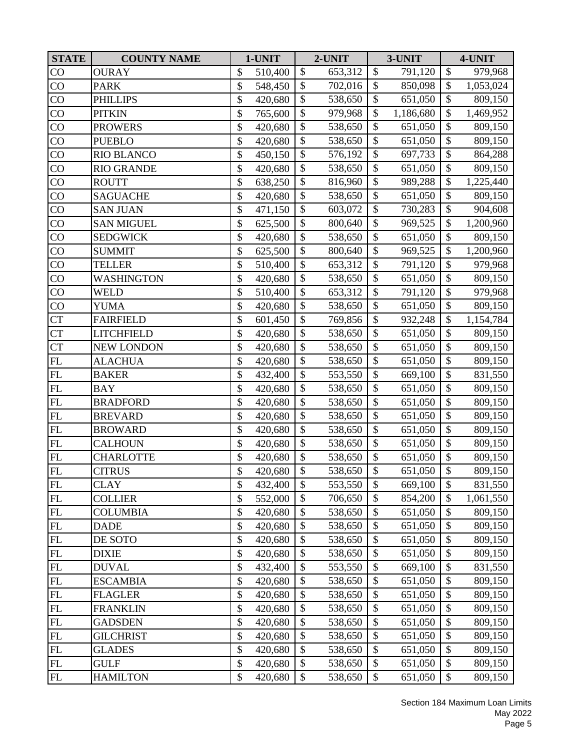| STATE | COUNTY NAME | 1-UNIT | 2-UNIT | 3-UNIT | 4-UNIT |
|---|---|---|---|---|---|
| CO | OURAY | $ 510,400 | $ 653,312 | $ 791,120 | $ 979,968 |
| CO | PARK | $ 548,450 | $ 702,016 | $ 850,098 | $ 1,053,024 |
| CO | PHILLIPS | $ 420,680 | $ 538,650 | $ 651,050 | $ 809,150 |
| CO | PITKIN | $ 765,600 | $ 979,968 | $ 1,186,680 | $ 1,469,952 |
| CO | PROWERS | $ 420,680 | $ 538,650 | $ 651,050 | $ 809,150 |
| CO | PUEBLO | $ 420,680 | $ 538,650 | $ 651,050 | $ 809,150 |
| CO | RIO BLANCO | $ 450,150 | $ 576,192 | $ 697,733 | $ 864,288 |
| CO | RIO GRANDE | $ 420,680 | $ 538,650 | $ 651,050 | $ 809,150 |
| CO | ROUTT | $ 638,250 | $ 816,960 | $ 989,288 | $ 1,225,440 |
| CO | SAGUACHE | $ 420,680 | $ 538,650 | $ 651,050 | $ 809,150 |
| CO | SAN JUAN | $ 471,150 | $ 603,072 | $ 730,283 | $ 904,608 |
| CO | SAN MIGUEL | $ 625,500 | $ 800,640 | $ 969,525 | $ 1,200,960 |
| CO | SEDGWICK | $ 420,680 | $ 538,650 | $ 651,050 | $ 809,150 |
| CO | SUMMIT | $ 625,500 | $ 800,640 | $ 969,525 | $ 1,200,960 |
| CO | TELLER | $ 510,400 | $ 653,312 | $ 791,120 | $ 979,968 |
| CO | WASHINGTON | $ 420,680 | $ 538,650 | $ 651,050 | $ 809,150 |
| CO | WELD | $ 510,400 | $ 653,312 | $ 791,120 | $ 979,968 |
| CO | YUMA | $ 420,680 | $ 538,650 | $ 651,050 | $ 809,150 |
| CT | FAIRFIELD | $ 601,450 | $ 769,856 | $ 932,248 | $ 1,154,784 |
| CT | LITCHFIELD | $ 420,680 | $ 538,650 | $ 651,050 | $ 809,150 |
| CT | NEW LONDON | $ 420,680 | $ 538,650 | $ 651,050 | $ 809,150 |
| FL | ALACHUA | $ 420,680 | $ 538,650 | $ 651,050 | $ 809,150 |
| FL | BAKER | $ 432,400 | $ 553,550 | $ 669,100 | $ 831,550 |
| FL | BAY | $ 420,680 | $ 538,650 | $ 651,050 | $ 809,150 |
| FL | BRADFORD | $ 420,680 | $ 538,650 | $ 651,050 | $ 809,150 |
| FL | BREVARD | $ 420,680 | $ 538,650 | $ 651,050 | $ 809,150 |
| FL | BROWARD | $ 420,680 | $ 538,650 | $ 651,050 | $ 809,150 |
| FL | CALHOUN | $ 420,680 | $ 538,650 | $ 651,050 | $ 809,150 |
| FL | CHARLOTTE | $ 420,680 | $ 538,650 | $ 651,050 | $ 809,150 |
| FL | CITRUS | $ 420,680 | $ 538,650 | $ 651,050 | $ 809,150 |
| FL | CLAY | $ 432,400 | $ 553,550 | $ 669,100 | $ 831,550 |
| FL | COLLIER | $ 552,000 | $ 706,650 | $ 854,200 | $ 1,061,550 |
| FL | COLUMBIA | $ 420,680 | $ 538,650 | $ 651,050 | $ 809,150 |
| FL | DADE | $ 420,680 | $ 538,650 | $ 651,050 | $ 809,150 |
| FL | DE SOTO | $ 420,680 | $ 538,650 | $ 651,050 | $ 809,150 |
| FL | DIXIE | $ 420,680 | $ 538,650 | $ 651,050 | $ 809,150 |
| FL | DUVAL | $ 432,400 | $ 553,550 | $ 669,100 | $ 831,550 |
| FL | ESCAMBIA | $ 420,680 | $ 538,650 | $ 651,050 | $ 809,150 |
| FL | FLAGLER | $ 420,680 | $ 538,650 | $ 651,050 | $ 809,150 |
| FL | FRANKLIN | $ 420,680 | $ 538,650 | $ 651,050 | $ 809,150 |
| FL | GADSDEN | $ 420,680 | $ 538,650 | $ 651,050 | $ 809,150 |
| FL | GILCHRIST | $ 420,680 | $ 538,650 | $ 651,050 | $ 809,150 |
| FL | GLADES | $ 420,680 | $ 538,650 | $ 651,050 | $ 809,150 |
| FL | GULF | $ 420,680 | $ 538,650 | $ 651,050 | $ 809,150 |
| FL | HAMILTON | $ 420,680 | $ 538,650 | $ 651,050 | $ 809,150 |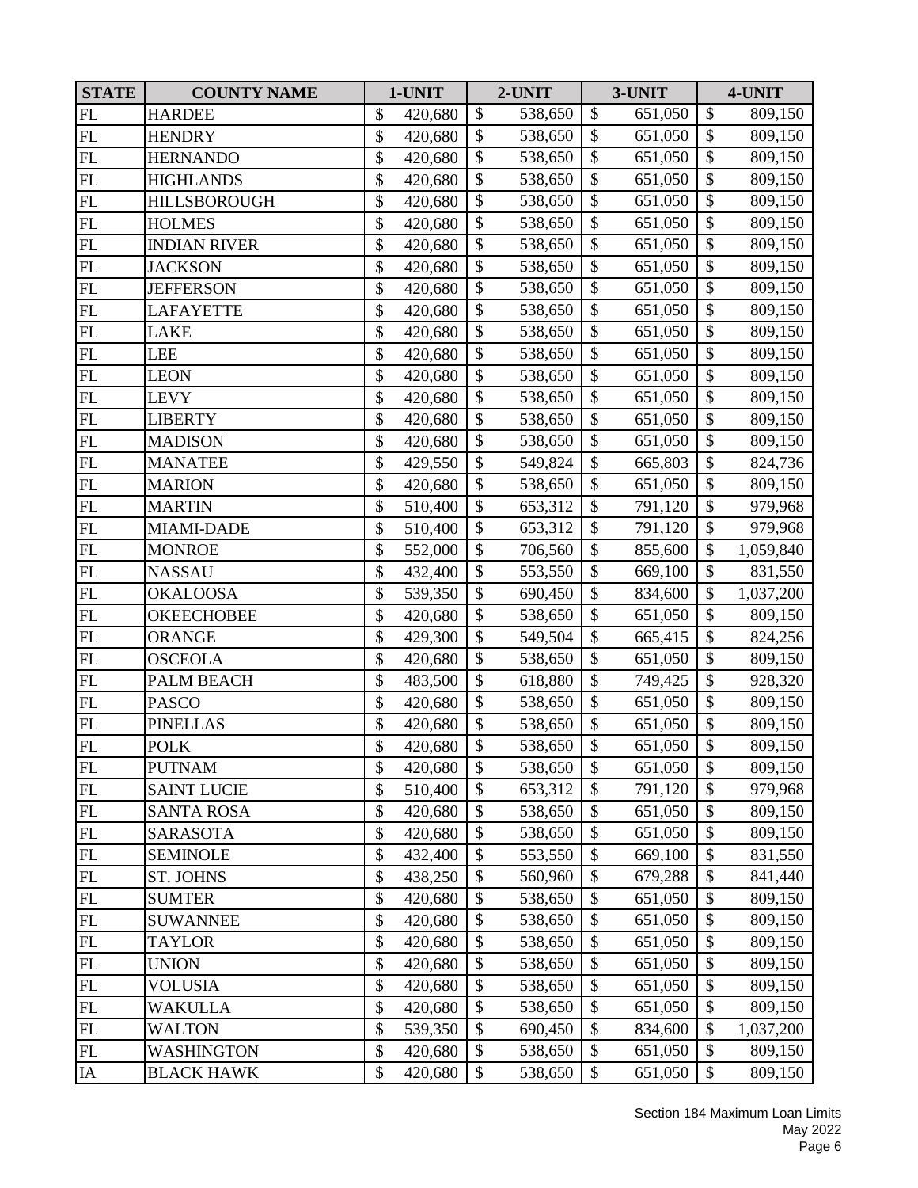| STATE | COUNTY NAME | 1-UNIT | 2-UNIT | 3-UNIT | 4-UNIT |
|---|---|---|---|---|---|
| FL | HARDEE | $ 420,680 | $ 538,650 | $ 651,050 | $ 809,150 |
| FL | HENDRY | $ 420,680 | $ 538,650 | $ 651,050 | $ 809,150 |
| FL | HERNANDO | $ 420,680 | $ 538,650 | $ 651,050 | $ 809,150 |
| FL | HIGHLANDS | $ 420,680 | $ 538,650 | $ 651,050 | $ 809,150 |
| FL | HILLSBOROUGH | $ 420,680 | $ 538,650 | $ 651,050 | $ 809,150 |
| FL | HOLMES | $ 420,680 | $ 538,650 | $ 651,050 | $ 809,150 |
| FL | INDIAN RIVER | $ 420,680 | $ 538,650 | $ 651,050 | $ 809,150 |
| FL | JACKSON | $ 420,680 | $ 538,650 | $ 651,050 | $ 809,150 |
| FL | JEFFERSON | $ 420,680 | $ 538,650 | $ 651,050 | $ 809,150 |
| FL | LAFAYETTE | $ 420,680 | $ 538,650 | $ 651,050 | $ 809,150 |
| FL | LAKE | $ 420,680 | $ 538,650 | $ 651,050 | $ 809,150 |
| FL | LEE | $ 420,680 | $ 538,650 | $ 651,050 | $ 809,150 |
| FL | LEON | $ 420,680 | $ 538,650 | $ 651,050 | $ 809,150 |
| FL | LEVY | $ 420,680 | $ 538,650 | $ 651,050 | $ 809,150 |
| FL | LIBERTY | $ 420,680 | $ 538,650 | $ 651,050 | $ 809,150 |
| FL | MADISON | $ 420,680 | $ 538,650 | $ 651,050 | $ 809,150 |
| FL | MANATEE | $ 429,550 | $ 549,824 | $ 665,803 | $ 824,736 |
| FL | MARION | $ 420,680 | $ 538,650 | $ 651,050 | $ 809,150 |
| FL | MARTIN | $ 510,400 | $ 653,312 | $ 791,120 | $ 979,968 |
| FL | MIAMI-DADE | $ 510,400 | $ 653,312 | $ 791,120 | $ 979,968 |
| FL | MONROE | $ 552,000 | $ 706,560 | $ 855,600 | $ 1,059,840 |
| FL | NASSAU | $ 432,400 | $ 553,550 | $ 669,100 | $ 831,550 |
| FL | OKALOOSA | $ 539,350 | $ 690,450 | $ 834,600 | $ 1,037,200 |
| FL | OKEECHOBEE | $ 420,680 | $ 538,650 | $ 651,050 | $ 809,150 |
| FL | ORANGE | $ 429,300 | $ 549,504 | $ 665,415 | $ 824,256 |
| FL | OSCEOLA | $ 420,680 | $ 538,650 | $ 651,050 | $ 809,150 |
| FL | PALM BEACH | $ 483,500 | $ 618,880 | $ 749,425 | $ 928,320 |
| FL | PASCO | $ 420,680 | $ 538,650 | $ 651,050 | $ 809,150 |
| FL | PINELLAS | $ 420,680 | $ 538,650 | $ 651,050 | $ 809,150 |
| FL | POLK | $ 420,680 | $ 538,650 | $ 651,050 | $ 809,150 |
| FL | PUTNAM | $ 420,680 | $ 538,650 | $ 651,050 | $ 809,150 |
| FL | SAINT LUCIE | $ 510,400 | $ 653,312 | $ 791,120 | $ 979,968 |
| FL | SANTA ROSA | $ 420,680 | $ 538,650 | $ 651,050 | $ 809,150 |
| FL | SARASOTA | $ 420,680 | $ 538,650 | $ 651,050 | $ 809,150 |
| FL | SEMINOLE | $ 432,400 | $ 553,550 | $ 669,100 | $ 831,550 |
| FL | ST. JOHNS | $ 438,250 | $ 560,960 | $ 679,288 | $ 841,440 |
| FL | SUMTER | $ 420,680 | $ 538,650 | $ 651,050 | $ 809,150 |
| FL | SUWANNEE | $ 420,680 | $ 538,650 | $ 651,050 | $ 809,150 |
| FL | TAYLOR | $ 420,680 | $ 538,650 | $ 651,050 | $ 809,150 |
| FL | UNION | $ 420,680 | $ 538,650 | $ 651,050 | $ 809,150 |
| FL | VOLUSIA | $ 420,680 | $ 538,650 | $ 651,050 | $ 809,150 |
| FL | WAKULLA | $ 420,680 | $ 538,650 | $ 651,050 | $ 809,150 |
| FL | WALTON | $ 539,350 | $ 690,450 | $ 834,600 | $ 1,037,200 |
| FL | WASHINGTON | $ 420,680 | $ 538,650 | $ 651,050 | $ 809,150 |
| IA | BLACK HAWK | $ 420,680 | $ 538,650 | $ 651,050 | $ 809,150 |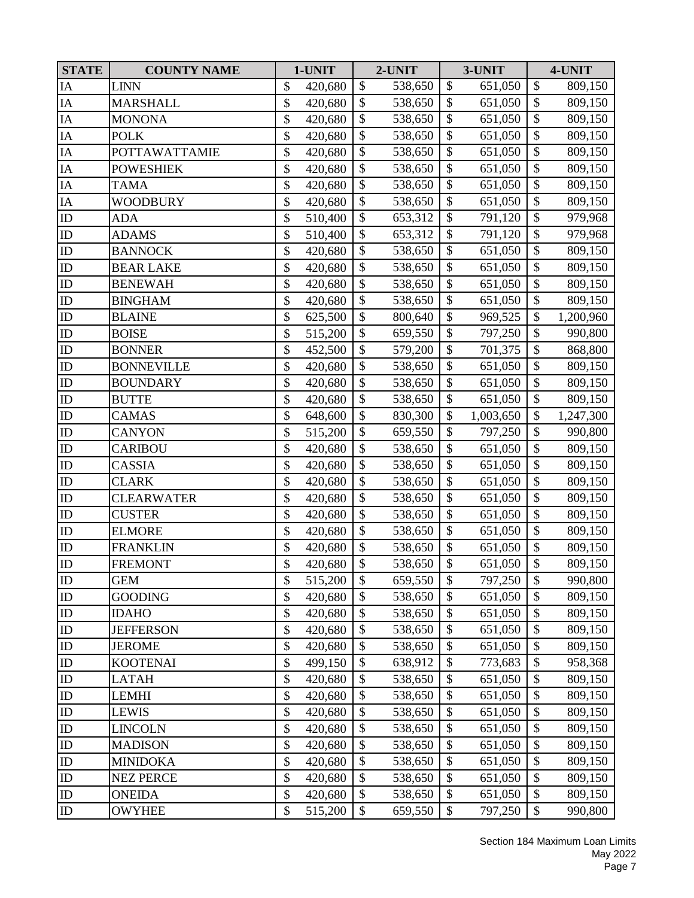| STATE | COUNTY NAME | 1-UNIT | 2-UNIT | 3-UNIT | 4-UNIT |
|---|---|---|---|---|---|
| IA | LINN | $ 420,680 | $ 538,650 | $ 651,050 | $ 809,150 |
| IA | MARSHALL | $ 420,680 | $ 538,650 | $ 651,050 | $ 809,150 |
| IA | MONONA | $ 420,680 | $ 538,650 | $ 651,050 | $ 809,150 |
| IA | POLK | $ 420,680 | $ 538,650 | $ 651,050 | $ 809,150 |
| IA | POTTAWATTAMIE | $ 420,680 | $ 538,650 | $ 651,050 | $ 809,150 |
| IA | POWESHIEK | $ 420,680 | $ 538,650 | $ 651,050 | $ 809,150 |
| IA | TAMA | $ 420,680 | $ 538,650 | $ 651,050 | $ 809,150 |
| IA | WOODBURY | $ 420,680 | $ 538,650 | $ 651,050 | $ 809,150 |
| ID | ADA | $ 510,400 | $ 653,312 | $ 791,120 | $ 979,968 |
| ID | ADAMS | $ 510,400 | $ 653,312 | $ 791,120 | $ 979,968 |
| ID | BANNOCK | $ 420,680 | $ 538,650 | $ 651,050 | $ 809,150 |
| ID | BEAR LAKE | $ 420,680 | $ 538,650 | $ 651,050 | $ 809,150 |
| ID | BENEWAH | $ 420,680 | $ 538,650 | $ 651,050 | $ 809,150 |
| ID | BINGHAM | $ 420,680 | $ 538,650 | $ 651,050 | $ 809,150 |
| ID | BLAINE | $ 625,500 | $ 800,640 | $ 969,525 | $ 1,200,960 |
| ID | BOISE | $ 515,200 | $ 659,550 | $ 797,250 | $ 990,800 |
| ID | BONNER | $ 452,500 | $ 579,200 | $ 701,375 | $ 868,800 |
| ID | BONNEVILLE | $ 420,680 | $ 538,650 | $ 651,050 | $ 809,150 |
| ID | BOUNDARY | $ 420,680 | $ 538,650 | $ 651,050 | $ 809,150 |
| ID | BUTTE | $ 420,680 | $ 538,650 | $ 651,050 | $ 809,150 |
| ID | CAMAS | $ 648,600 | $ 830,300 | $ 1,003,650 | $ 1,247,300 |
| ID | CANYON | $ 515,200 | $ 659,550 | $ 797,250 | $ 990,800 |
| ID | CARIBOU | $ 420,680 | $ 538,650 | $ 651,050 | $ 809,150 |
| ID | CASSIA | $ 420,680 | $ 538,650 | $ 651,050 | $ 809,150 |
| ID | CLARK | $ 420,680 | $ 538,650 | $ 651,050 | $ 809,150 |
| ID | CLEARWATER | $ 420,680 | $ 538,650 | $ 651,050 | $ 809,150 |
| ID | CUSTER | $ 420,680 | $ 538,650 | $ 651,050 | $ 809,150 |
| ID | ELMORE | $ 420,680 | $ 538,650 | $ 651,050 | $ 809,150 |
| ID | FRANKLIN | $ 420,680 | $ 538,650 | $ 651,050 | $ 809,150 |
| ID | FREMONT | $ 420,680 | $ 538,650 | $ 651,050 | $ 809,150 |
| ID | GEM | $ 515,200 | $ 659,550 | $ 797,250 | $ 990,800 |
| ID | GOODING | $ 420,680 | $ 538,650 | $ 651,050 | $ 809,150 |
| ID | IDAHO | $ 420,680 | $ 538,650 | $ 651,050 | $ 809,150 |
| ID | JEFFERSON | $ 420,680 | $ 538,650 | $ 651,050 | $ 809,150 |
| ID | JEROME | $ 420,680 | $ 538,650 | $ 651,050 | $ 809,150 |
| ID | KOOTENAI | $ 499,150 | $ 638,912 | $ 773,683 | $ 958,368 |
| ID | LATAH | $ 420,680 | $ 538,650 | $ 651,050 | $ 809,150 |
| ID | LEMHI | $ 420,680 | $ 538,650 | $ 651,050 | $ 809,150 |
| ID | LEWIS | $ 420,680 | $ 538,650 | $ 651,050 | $ 809,150 |
| ID | LINCOLN | $ 420,680 | $ 538,650 | $ 651,050 | $ 809,150 |
| ID | MADISON | $ 420,680 | $ 538,650 | $ 651,050 | $ 809,150 |
| ID | MINIDOKA | $ 420,680 | $ 538,650 | $ 651,050 | $ 809,150 |
| ID | NEZ PERCE | $ 420,680 | $ 538,650 | $ 651,050 | $ 809,150 |
| ID | ONEIDA | $ 420,680 | $ 538,650 | $ 651,050 | $ 809,150 |
| ID | OWYHEE | $ 515,200 | $ 659,550 | $ 797,250 | $ 990,800 |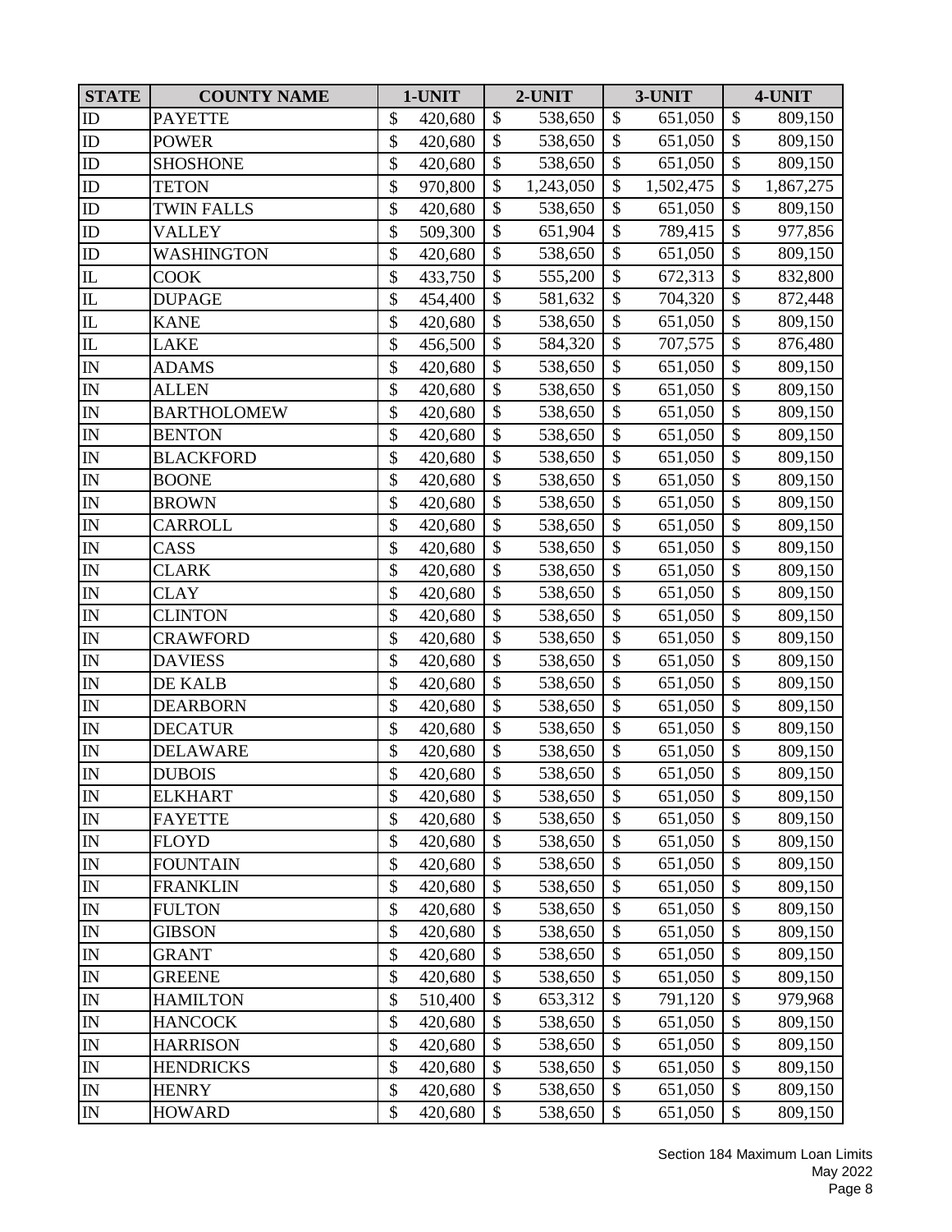| STATE | COUNTY NAME | 1-UNIT | 2-UNIT | 3-UNIT | 4-UNIT |
|---|---|---|---|---|---|
| ID | PAYETTE | $ 420,680 | $ 538,650 | $ 651,050 | $ 809,150 |
| ID | POWER | $ 420,680 | $ 538,650 | $ 651,050 | $ 809,150 |
| ID | SHOSHONE | $ 420,680 | $ 538,650 | $ 651,050 | $ 809,150 |
| ID | TETON | $ 970,800 | $ 1,243,050 | $ 1,502,475 | $ 1,867,275 |
| ID | TWIN FALLS | $ 420,680 | $ 538,650 | $ 651,050 | $ 809,150 |
| ID | VALLEY | $ 509,300 | $ 651,904 | $ 789,415 | $ 977,856 |
| ID | WASHINGTON | $ 420,680 | $ 538,650 | $ 651,050 | $ 809,150 |
| IL | COOK | $ 433,750 | $ 555,200 | $ 672,313 | $ 832,800 |
| IL | DUPAGE | $ 454,400 | $ 581,632 | $ 704,320 | $ 872,448 |
| IL | KANE | $ 420,680 | $ 538,650 | $ 651,050 | $ 809,150 |
| IL | LAKE | $ 456,500 | $ 584,320 | $ 707,575 | $ 876,480 |
| IN | ADAMS | $ 420,680 | $ 538,650 | $ 651,050 | $ 809,150 |
| IN | ALLEN | $ 420,680 | $ 538,650 | $ 651,050 | $ 809,150 |
| IN | BARTHOLOMEW | $ 420,680 | $ 538,650 | $ 651,050 | $ 809,150 |
| IN | BENTON | $ 420,680 | $ 538,650 | $ 651,050 | $ 809,150 |
| IN | BLACKFORD | $ 420,680 | $ 538,650 | $ 651,050 | $ 809,150 |
| IN | BOONE | $ 420,680 | $ 538,650 | $ 651,050 | $ 809,150 |
| IN | BROWN | $ 420,680 | $ 538,650 | $ 651,050 | $ 809,150 |
| IN | CARROLL | $ 420,680 | $ 538,650 | $ 651,050 | $ 809,150 |
| IN | CASS | $ 420,680 | $ 538,650 | $ 651,050 | $ 809,150 |
| IN | CLARK | $ 420,680 | $ 538,650 | $ 651,050 | $ 809,150 |
| IN | CLAY | $ 420,680 | $ 538,650 | $ 651,050 | $ 809,150 |
| IN | CLINTON | $ 420,680 | $ 538,650 | $ 651,050 | $ 809,150 |
| IN | CRAWFORD | $ 420,680 | $ 538,650 | $ 651,050 | $ 809,150 |
| IN | DAVIESS | $ 420,680 | $ 538,650 | $ 651,050 | $ 809,150 |
| IN | DE KALB | $ 420,680 | $ 538,650 | $ 651,050 | $ 809,150 |
| IN | DEARBORN | $ 420,680 | $ 538,650 | $ 651,050 | $ 809,150 |
| IN | DECATUR | $ 420,680 | $ 538,650 | $ 651,050 | $ 809,150 |
| IN | DELAWARE | $ 420,680 | $ 538,650 | $ 651,050 | $ 809,150 |
| IN | DUBOIS | $ 420,680 | $ 538,650 | $ 651,050 | $ 809,150 |
| IN | ELKHART | $ 420,680 | $ 538,650 | $ 651,050 | $ 809,150 |
| IN | FAYETTE | $ 420,680 | $ 538,650 | $ 651,050 | $ 809,150 |
| IN | FLOYD | $ 420,680 | $ 538,650 | $ 651,050 | $ 809,150 |
| IN | FOUNTAIN | $ 420,680 | $ 538,650 | $ 651,050 | $ 809,150 |
| IN | FRANKLIN | $ 420,680 | $ 538,650 | $ 651,050 | $ 809,150 |
| IN | FULTON | $ 420,680 | $ 538,650 | $ 651,050 | $ 809,150 |
| IN | GIBSON | $ 420,680 | $ 538,650 | $ 651,050 | $ 809,150 |
| IN | GRANT | $ 420,680 | $ 538,650 | $ 651,050 | $ 809,150 |
| IN | GREENE | $ 420,680 | $ 538,650 | $ 651,050 | $ 809,150 |
| IN | HAMILTON | $ 510,400 | $ 653,312 | $ 791,120 | $ 979,968 |
| IN | HANCOCK | $ 420,680 | $ 538,650 | $ 651,050 | $ 809,150 |
| IN | HARRISON | $ 420,680 | $ 538,650 | $ 651,050 | $ 809,150 |
| IN | HENDRICKS | $ 420,680 | $ 538,650 | $ 651,050 | $ 809,150 |
| IN | HENRY | $ 420,680 | $ 538,650 | $ 651,050 | $ 809,150 |
| IN | HOWARD | $ 420,680 | $ 538,650 | $ 651,050 | $ 809,150 |

Section 184 Maximum Loan Limits
May 2022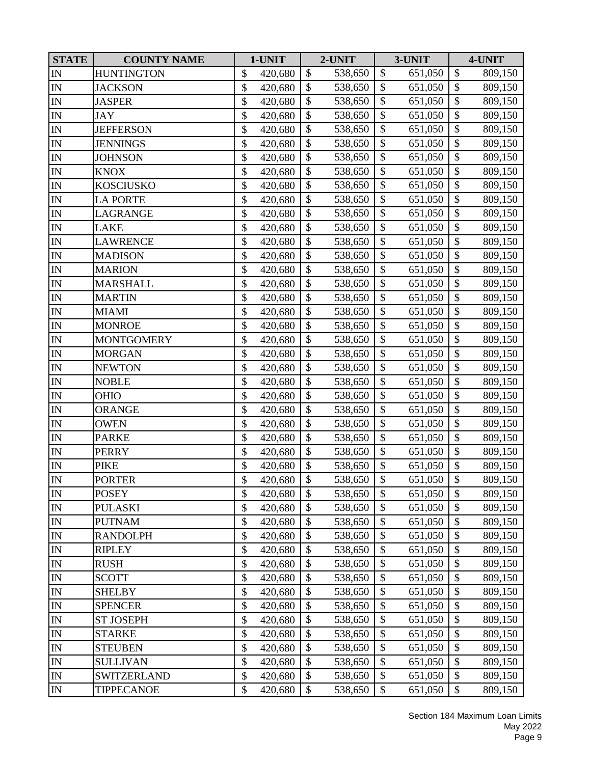| STATE | COUNTY NAME | 1-UNIT | 2-UNIT | 3-UNIT | 4-UNIT |
|---|---|---|---|---|---|
| IN | HUNTINGTON | $ 420,680 | $ 538,650 | $ 651,050 | $ 809,150 |
| IN | JACKSON | $ 420,680 | $ 538,650 | $ 651,050 | $ 809,150 |
| IN | JASPER | $ 420,680 | $ 538,650 | $ 651,050 | $ 809,150 |
| IN | JAY | $ 420,680 | $ 538,650 | $ 651,050 | $ 809,150 |
| IN | JEFFERSON | $ 420,680 | $ 538,650 | $ 651,050 | $ 809,150 |
| IN | JENNINGS | $ 420,680 | $ 538,650 | $ 651,050 | $ 809,150 |
| IN | JOHNSON | $ 420,680 | $ 538,650 | $ 651,050 | $ 809,150 |
| IN | KNOX | $ 420,680 | $ 538,650 | $ 651,050 | $ 809,150 |
| IN | KOSCIUSKO | $ 420,680 | $ 538,650 | $ 651,050 | $ 809,150 |
| IN | LA PORTE | $ 420,680 | $ 538,650 | $ 651,050 | $ 809,150 |
| IN | LAGRANGE | $ 420,680 | $ 538,650 | $ 651,050 | $ 809,150 |
| IN | LAKE | $ 420,680 | $ 538,650 | $ 651,050 | $ 809,150 |
| IN | LAWRENCE | $ 420,680 | $ 538,650 | $ 651,050 | $ 809,150 |
| IN | MADISON | $ 420,680 | $ 538,650 | $ 651,050 | $ 809,150 |
| IN | MARION | $ 420,680 | $ 538,650 | $ 651,050 | $ 809,150 |
| IN | MARSHALL | $ 420,680 | $ 538,650 | $ 651,050 | $ 809,150 |
| IN | MARTIN | $ 420,680 | $ 538,650 | $ 651,050 | $ 809,150 |
| IN | MIAMI | $ 420,680 | $ 538,650 | $ 651,050 | $ 809,150 |
| IN | MONROE | $ 420,680 | $ 538,650 | $ 651,050 | $ 809,150 |
| IN | MONTGOMERY | $ 420,680 | $ 538,650 | $ 651,050 | $ 809,150 |
| IN | MORGAN | $ 420,680 | $ 538,650 | $ 651,050 | $ 809,150 |
| IN | NEWTON | $ 420,680 | $ 538,650 | $ 651,050 | $ 809,150 |
| IN | NOBLE | $ 420,680 | $ 538,650 | $ 651,050 | $ 809,150 |
| IN | OHIO | $ 420,680 | $ 538,650 | $ 651,050 | $ 809,150 |
| IN | ORANGE | $ 420,680 | $ 538,650 | $ 651,050 | $ 809,150 |
| IN | OWEN | $ 420,680 | $ 538,650 | $ 651,050 | $ 809,150 |
| IN | PARKE | $ 420,680 | $ 538,650 | $ 651,050 | $ 809,150 |
| IN | PERRY | $ 420,680 | $ 538,650 | $ 651,050 | $ 809,150 |
| IN | PIKE | $ 420,680 | $ 538,650 | $ 651,050 | $ 809,150 |
| IN | PORTER | $ 420,680 | $ 538,650 | $ 651,050 | $ 809,150 |
| IN | POSEY | $ 420,680 | $ 538,650 | $ 651,050 | $ 809,150 |
| IN | PULASKI | $ 420,680 | $ 538,650 | $ 651,050 | $ 809,150 |
| IN | PUTNAM | $ 420,680 | $ 538,650 | $ 651,050 | $ 809,150 |
| IN | RANDOLPH | $ 420,680 | $ 538,650 | $ 651,050 | $ 809,150 |
| IN | RIPLEY | $ 420,680 | $ 538,650 | $ 651,050 | $ 809,150 |
| IN | RUSH | $ 420,680 | $ 538,650 | $ 651,050 | $ 809,150 |
| IN | SCOTT | $ 420,680 | $ 538,650 | $ 651,050 | $ 809,150 |
| IN | SHELBY | $ 420,680 | $ 538,650 | $ 651,050 | $ 809,150 |
| IN | SPENCER | $ 420,680 | $ 538,650 | $ 651,050 | $ 809,150 |
| IN | ST JOSEPH | $ 420,680 | $ 538,650 | $ 651,050 | $ 809,150 |
| IN | STARKE | $ 420,680 | $ 538,650 | $ 651,050 | $ 809,150 |
| IN | STEUBEN | $ 420,680 | $ 538,650 | $ 651,050 | $ 809,150 |
| IN | SULLIVAN | $ 420,680 | $ 538,650 | $ 651,050 | $ 809,150 |
| IN | SWITZERLAND | $ 420,680 | $ 538,650 | $ 651,050 | $ 809,150 |
| IN | TIPPECANOE | $ 420,680 | $ 538,650 | $ 651,050 | $ 809,150 |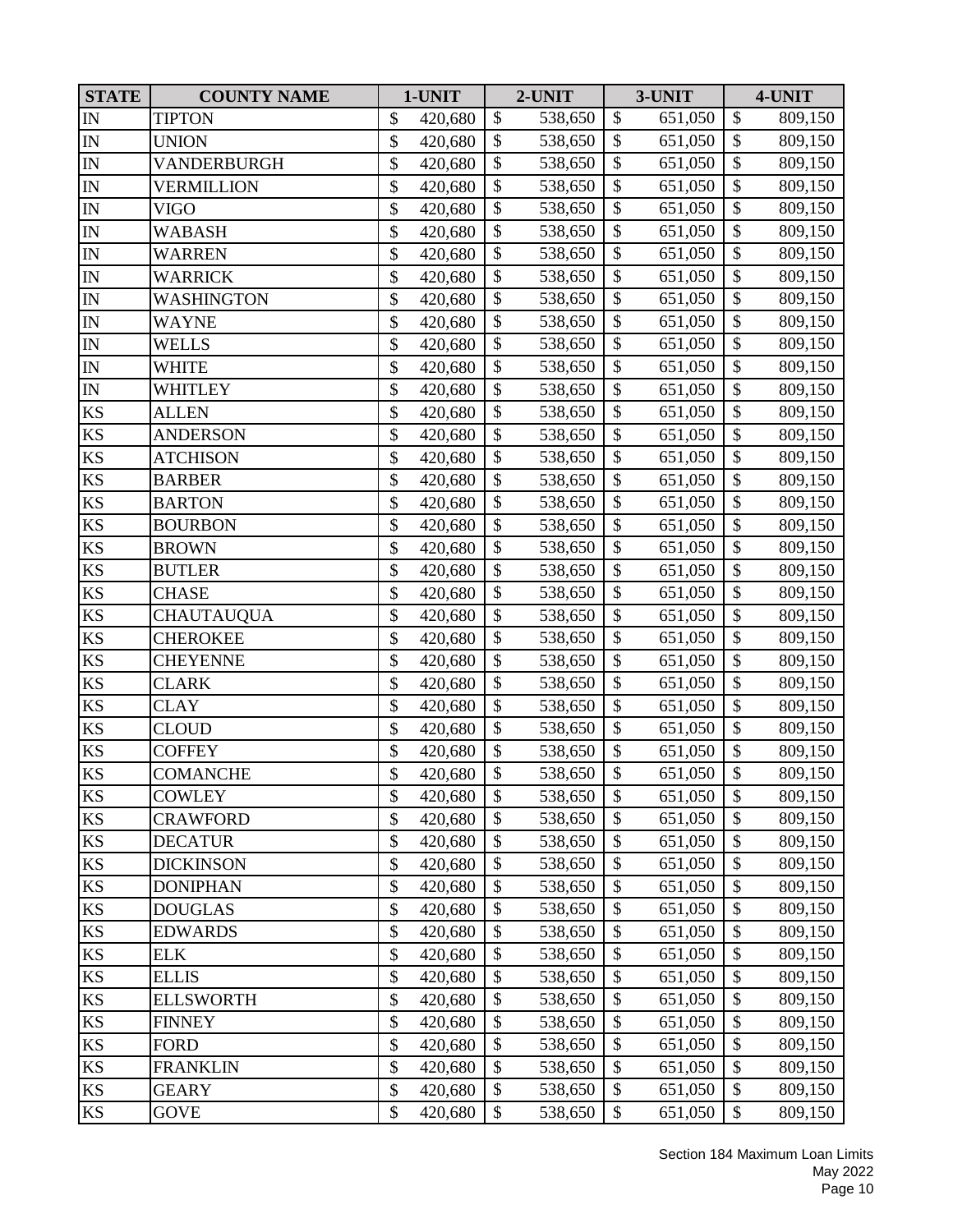| STATE | COUNTY NAME | 1-UNIT | 2-UNIT | 3-UNIT | 4-UNIT |
|---|---|---|---|---|---|
| IN | TIPTON | $ 420,680 | $ 538,650 | $ 651,050 | $ 809,150 |
| IN | UNION | $ 420,680 | $ 538,650 | $ 651,050 | $ 809,150 |
| IN | VANDERBURGH | $ 420,680 | $ 538,650 | $ 651,050 | $ 809,150 |
| IN | VERMILLION | $ 420,680 | $ 538,650 | $ 651,050 | $ 809,150 |
| IN | VIGO | $ 420,680 | $ 538,650 | $ 651,050 | $ 809,150 |
| IN | WABASH | $ 420,680 | $ 538,650 | $ 651,050 | $ 809,150 |
| IN | WARREN | $ 420,680 | $ 538,650 | $ 651,050 | $ 809,150 |
| IN | WARRICK | $ 420,680 | $ 538,650 | $ 651,050 | $ 809,150 |
| IN | WASHINGTON | $ 420,680 | $ 538,650 | $ 651,050 | $ 809,150 |
| IN | WAYNE | $ 420,680 | $ 538,650 | $ 651,050 | $ 809,150 |
| IN | WELLS | $ 420,680 | $ 538,650 | $ 651,050 | $ 809,150 |
| IN | WHITE | $ 420,680 | $ 538,650 | $ 651,050 | $ 809,150 |
| IN | WHITLEY | $ 420,680 | $ 538,650 | $ 651,050 | $ 809,150 |
| KS | ALLEN | $ 420,680 | $ 538,650 | $ 651,050 | $ 809,150 |
| KS | ANDERSON | $ 420,680 | $ 538,650 | $ 651,050 | $ 809,150 |
| KS | ATCHISON | $ 420,680 | $ 538,650 | $ 651,050 | $ 809,150 |
| KS | BARBER | $ 420,680 | $ 538,650 | $ 651,050 | $ 809,150 |
| KS | BARTON | $ 420,680 | $ 538,650 | $ 651,050 | $ 809,150 |
| KS | BOURBON | $ 420,680 | $ 538,650 | $ 651,050 | $ 809,150 |
| KS | BROWN | $ 420,680 | $ 538,650 | $ 651,050 | $ 809,150 |
| KS | BUTLER | $ 420,680 | $ 538,650 | $ 651,050 | $ 809,150 |
| KS | CHASE | $ 420,680 | $ 538,650 | $ 651,050 | $ 809,150 |
| KS | CHAUTAUQUA | $ 420,680 | $ 538,650 | $ 651,050 | $ 809,150 |
| KS | CHEROKEE | $ 420,680 | $ 538,650 | $ 651,050 | $ 809,150 |
| KS | CHEYENNE | $ 420,680 | $ 538,650 | $ 651,050 | $ 809,150 |
| KS | CLARK | $ 420,680 | $ 538,650 | $ 651,050 | $ 809,150 |
| KS | CLAY | $ 420,680 | $ 538,650 | $ 651,050 | $ 809,150 |
| KS | CLOUD | $ 420,680 | $ 538,650 | $ 651,050 | $ 809,150 |
| KS | COFFEY | $ 420,680 | $ 538,650 | $ 651,050 | $ 809,150 |
| KS | COMANCHE | $ 420,680 | $ 538,650 | $ 651,050 | $ 809,150 |
| KS | COWLEY | $ 420,680 | $ 538,650 | $ 651,050 | $ 809,150 |
| KS | CRAWFORD | $ 420,680 | $ 538,650 | $ 651,050 | $ 809,150 |
| KS | DECATUR | $ 420,680 | $ 538,650 | $ 651,050 | $ 809,150 |
| KS | DICKINSON | $ 420,680 | $ 538,650 | $ 651,050 | $ 809,150 |
| KS | DONIPHAN | $ 420,680 | $ 538,650 | $ 651,050 | $ 809,150 |
| KS | DOUGLAS | $ 420,680 | $ 538,650 | $ 651,050 | $ 809,150 |
| KS | EDWARDS | $ 420,680 | $ 538,650 | $ 651,050 | $ 809,150 |
| KS | ELK | $ 420,680 | $ 538,650 | $ 651,050 | $ 809,150 |
| KS | ELLIS | $ 420,680 | $ 538,650 | $ 651,050 | $ 809,150 |
| KS | ELLSWORTH | $ 420,680 | $ 538,650 | $ 651,050 | $ 809,150 |
| KS | FINNEY | $ 420,680 | $ 538,650 | $ 651,050 | $ 809,150 |
| KS | FORD | $ 420,680 | $ 538,650 | $ 651,050 | $ 809,150 |
| KS | FRANKLIN | $ 420,680 | $ 538,650 | $ 651,050 | $ 809,150 |
| KS | GEARY | $ 420,680 | $ 538,650 | $ 651,050 | $ 809,150 |
| KS | GOVE | $ 420,680 | $ 538,650 | $ 651,050 | $ 809,150 |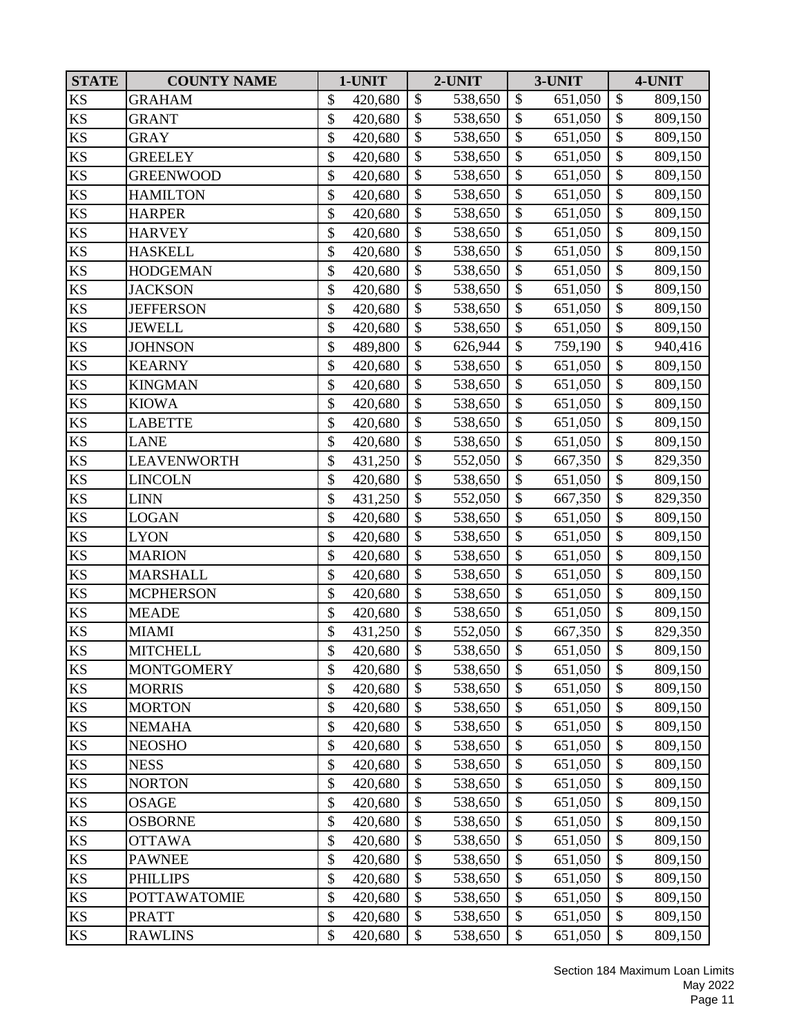| STATE | COUNTY NAME | 1-UNIT | 2-UNIT | 3-UNIT | 4-UNIT |
|---|---|---|---|---|---|
| KS | GRAHAM | $ 420,680 | $ 538,650 | $ 651,050 | $ 809,150 |
| KS | GRANT | $ 420,680 | $ 538,650 | $ 651,050 | $ 809,150 |
| KS | GRAY | $ 420,680 | $ 538,650 | $ 651,050 | $ 809,150 |
| KS | GREELEY | $ 420,680 | $ 538,650 | $ 651,050 | $ 809,150 |
| KS | GREENWOOD | $ 420,680 | $ 538,650 | $ 651,050 | $ 809,150 |
| KS | HAMILTON | $ 420,680 | $ 538,650 | $ 651,050 | $ 809,150 |
| KS | HARPER | $ 420,680 | $ 538,650 | $ 651,050 | $ 809,150 |
| KS | HARVEY | $ 420,680 | $ 538,650 | $ 651,050 | $ 809,150 |
| KS | HASKELL | $ 420,680 | $ 538,650 | $ 651,050 | $ 809,150 |
| KS | HODGEMAN | $ 420,680 | $ 538,650 | $ 651,050 | $ 809,150 |
| KS | JACKSON | $ 420,680 | $ 538,650 | $ 651,050 | $ 809,150 |
| KS | JEFFERSON | $ 420,680 | $ 538,650 | $ 651,050 | $ 809,150 |
| KS | JEWELL | $ 420,680 | $ 538,650 | $ 651,050 | $ 809,150 |
| KS | JOHNSON | $ 489,800 | $ 626,944 | $ 759,190 | $ 940,416 |
| KS | KEARNY | $ 420,680 | $ 538,650 | $ 651,050 | $ 809,150 |
| KS | KINGMAN | $ 420,680 | $ 538,650 | $ 651,050 | $ 809,150 |
| KS | KIOWA | $ 420,680 | $ 538,650 | $ 651,050 | $ 809,150 |
| KS | LABETTE | $ 420,680 | $ 538,650 | $ 651,050 | $ 809,150 |
| KS | LANE | $ 420,680 | $ 538,650 | $ 651,050 | $ 809,150 |
| KS | LEAVENWORTH | $ 431,250 | $ 552,050 | $ 667,350 | $ 829,350 |
| KS | LINCOLN | $ 420,680 | $ 538,650 | $ 651,050 | $ 809,150 |
| KS | LINN | $ 431,250 | $ 552,050 | $ 667,350 | $ 829,350 |
| KS | LOGAN | $ 420,680 | $ 538,650 | $ 651,050 | $ 809,150 |
| KS | LYON | $ 420,680 | $ 538,650 | $ 651,050 | $ 809,150 |
| KS | MARION | $ 420,680 | $ 538,650 | $ 651,050 | $ 809,150 |
| KS | MARSHALL | $ 420,680 | $ 538,650 | $ 651,050 | $ 809,150 |
| KS | MCPHERSON | $ 420,680 | $ 538,650 | $ 651,050 | $ 809,150 |
| KS | MEADE | $ 420,680 | $ 538,650 | $ 651,050 | $ 809,150 |
| KS | MIAMI | $ 431,250 | $ 552,050 | $ 667,350 | $ 829,350 |
| KS | MITCHELL | $ 420,680 | $ 538,650 | $ 651,050 | $ 809,150 |
| KS | MONTGOMERY | $ 420,680 | $ 538,650 | $ 651,050 | $ 809,150 |
| KS | MORRIS | $ 420,680 | $ 538,650 | $ 651,050 | $ 809,150 |
| KS | MORTON | $ 420,680 | $ 538,650 | $ 651,050 | $ 809,150 |
| KS | NEMAHA | $ 420,680 | $ 538,650 | $ 651,050 | $ 809,150 |
| KS | NEOSHO | $ 420,680 | $ 538,650 | $ 651,050 | $ 809,150 |
| KS | NESS | $ 420,680 | $ 538,650 | $ 651,050 | $ 809,150 |
| KS | NORTON | $ 420,680 | $ 538,650 | $ 651,050 | $ 809,150 |
| KS | OSAGE | $ 420,680 | $ 538,650 | $ 651,050 | $ 809,150 |
| KS | OSBORNE | $ 420,680 | $ 538,650 | $ 651,050 | $ 809,150 |
| KS | OTTAWA | $ 420,680 | $ 538,650 | $ 651,050 | $ 809,150 |
| KS | PAWNEE | $ 420,680 | $ 538,650 | $ 651,050 | $ 809,150 |
| KS | PHILLIPS | $ 420,680 | $ 538,650 | $ 651,050 | $ 809,150 |
| KS | POTTAWATOMIE | $ 420,680 | $ 538,650 | $ 651,050 | $ 809,150 |
| KS | PRATT | $ 420,680 | $ 538,650 | $ 651,050 | $ 809,150 |
| KS | RAWLINS | $ 420,680 | $ 538,650 | $ 651,050 | $ 809,150 |

Section 184 Maximum Loan Limits
May 2022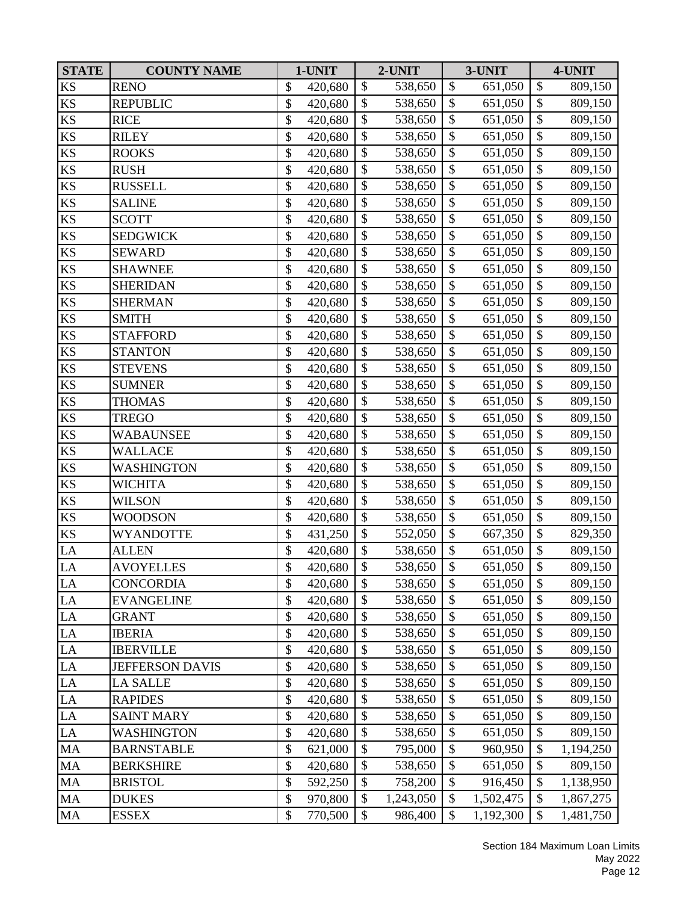| STATE | COUNTY NAME | 1-UNIT | 2-UNIT | 3-UNIT | 4-UNIT |
|---|---|---|---|---|---|
| KS | RENO | $ 420,680 | $ 538,650 | $ 651,050 | $ 809,150 |
| KS | REPUBLIC | $ 420,680 | $ 538,650 | $ 651,050 | $ 809,150 |
| KS | RICE | $ 420,680 | $ 538,650 | $ 651,050 | $ 809,150 |
| KS | RILEY | $ 420,680 | $ 538,650 | $ 651,050 | $ 809,150 |
| KS | ROOKS | $ 420,680 | $ 538,650 | $ 651,050 | $ 809,150 |
| KS | RUSH | $ 420,680 | $ 538,650 | $ 651,050 | $ 809,150 |
| KS | RUSSELL | $ 420,680 | $ 538,650 | $ 651,050 | $ 809,150 |
| KS | SALINE | $ 420,680 | $ 538,650 | $ 651,050 | $ 809,150 |
| KS | SCOTT | $ 420,680 | $ 538,650 | $ 651,050 | $ 809,150 |
| KS | SEDGWICK | $ 420,680 | $ 538,650 | $ 651,050 | $ 809,150 |
| KS | SEWARD | $ 420,680 | $ 538,650 | $ 651,050 | $ 809,150 |
| KS | SHAWNEE | $ 420,680 | $ 538,650 | $ 651,050 | $ 809,150 |
| KS | SHERIDAN | $ 420,680 | $ 538,650 | $ 651,050 | $ 809,150 |
| KS | SHERMAN | $ 420,680 | $ 538,650 | $ 651,050 | $ 809,150 |
| KS | SMITH | $ 420,680 | $ 538,650 | $ 651,050 | $ 809,150 |
| KS | STAFFORD | $ 420,680 | $ 538,650 | $ 651,050 | $ 809,150 |
| KS | STANTON | $ 420,680 | $ 538,650 | $ 651,050 | $ 809,150 |
| KS | STEVENS | $ 420,680 | $ 538,650 | $ 651,050 | $ 809,150 |
| KS | SUMNER | $ 420,680 | $ 538,650 | $ 651,050 | $ 809,150 |
| KS | THOMAS | $ 420,680 | $ 538,650 | $ 651,050 | $ 809,150 |
| KS | TREGO | $ 420,680 | $ 538,650 | $ 651,050 | $ 809,150 |
| KS | WABAUNSEE | $ 420,680 | $ 538,650 | $ 651,050 | $ 809,150 |
| KS | WALLACE | $ 420,680 | $ 538,650 | $ 651,050 | $ 809,150 |
| KS | WASHINGTON | $ 420,680 | $ 538,650 | $ 651,050 | $ 809,150 |
| KS | WICHITA | $ 420,680 | $ 538,650 | $ 651,050 | $ 809,150 |
| KS | WILSON | $ 420,680 | $ 538,650 | $ 651,050 | $ 809,150 |
| KS | WOODSON | $ 420,680 | $ 538,650 | $ 651,050 | $ 809,150 |
| KS | WYANDOTTE | $ 431,250 | $ 552,050 | $ 667,350 | $ 829,350 |
| LA | ALLEN | $ 420,680 | $ 538,650 | $ 651,050 | $ 809,150 |
| LA | AVOYELLES | $ 420,680 | $ 538,650 | $ 651,050 | $ 809,150 |
| LA | CONCORDIA | $ 420,680 | $ 538,650 | $ 651,050 | $ 809,150 |
| LA | EVANGELINE | $ 420,680 | $ 538,650 | $ 651,050 | $ 809,150 |
| LA | GRANT | $ 420,680 | $ 538,650 | $ 651,050 | $ 809,150 |
| LA | IBERIA | $ 420,680 | $ 538,650 | $ 651,050 | $ 809,150 |
| LA | IBERVILLE | $ 420,680 | $ 538,650 | $ 651,050 | $ 809,150 |
| LA | JEFFERSON DAVIS | $ 420,680 | $ 538,650 | $ 651,050 | $ 809,150 |
| LA | LA SALLE | $ 420,680 | $ 538,650 | $ 651,050 | $ 809,150 |
| LA | RAPIDES | $ 420,680 | $ 538,650 | $ 651,050 | $ 809,150 |
| LA | SAINT MARY | $ 420,680 | $ 538,650 | $ 651,050 | $ 809,150 |
| LA | WASHINGTON | $ 420,680 | $ 538,650 | $ 651,050 | $ 809,150 |
| MA | BARNSTABLE | $ 621,000 | $ 795,000 | $ 960,950 | $ 1,194,250 |
| MA | BERKSHIRE | $ 420,680 | $ 538,650 | $ 651,050 | $ 809,150 |
| MA | BRISTOL | $ 592,250 | $ 758,200 | $ 916,450 | $ 1,138,950 |
| MA | DUKES | $ 970,800 | $ 1,243,050 | $ 1,502,475 | $ 1,867,275 |
| MA | ESSEX | $ 770,500 | $ 986,400 | $ 1,192,300 | $ 1,481,750 |

Section 184 Maximum Loan Limits
May 2022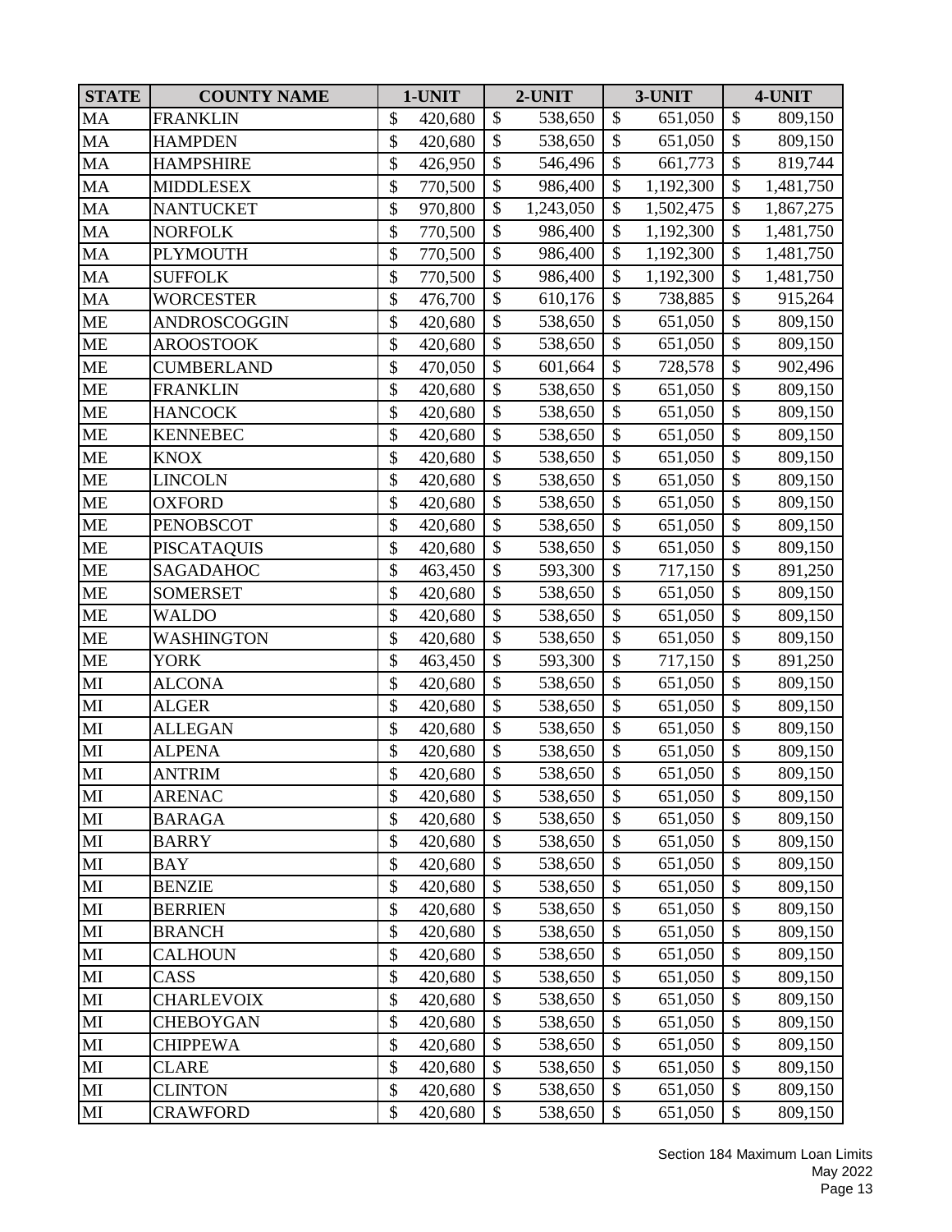| STATE | COUNTY NAME | 1-UNIT | 2-UNIT | 3-UNIT | 4-UNIT |
|---|---|---|---|---|---|
| MA | FRANKLIN | $ 420,680 | $ 538,650 | $ 651,050 | $ 809,150 |
| MA | HAMPDEN | $ 420,680 | $ 538,650 | $ 651,050 | $ 809,150 |
| MA | HAMPSHIRE | $ 426,950 | $ 546,496 | $ 661,773 | $ 819,744 |
| MA | MIDDLESEX | $ 770,500 | $ 986,400 | $ 1,192,300 | $ 1,481,750 |
| MA | NANTUCKET | $ 970,800 | $ 1,243,050 | $ 1,502,475 | $ 1,867,275 |
| MA | NORFOLK | $ 770,500 | $ 986,400 | $ 1,192,300 | $ 1,481,750 |
| MA | PLYMOUTH | $ 770,500 | $ 986,400 | $ 1,192,300 | $ 1,481,750 |
| MA | SUFFOLK | $ 770,500 | $ 986,400 | $ 1,192,300 | $ 1,481,750 |
| MA | WORCESTER | $ 476,700 | $ 610,176 | $ 738,885 | $ 915,264 |
| ME | ANDROSCOGGIN | $ 420,680 | $ 538,650 | $ 651,050 | $ 809,150 |
| ME | AROOSTOOK | $ 420,680 | $ 538,650 | $ 651,050 | $ 809,150 |
| ME | CUMBERLAND | $ 470,050 | $ 601,664 | $ 728,578 | $ 902,496 |
| ME | FRANKLIN | $ 420,680 | $ 538,650 | $ 651,050 | $ 809,150 |
| ME | HANCOCK | $ 420,680 | $ 538,650 | $ 651,050 | $ 809,150 |
| ME | KENNEBEC | $ 420,680 | $ 538,650 | $ 651,050 | $ 809,150 |
| ME | KNOX | $ 420,680 | $ 538,650 | $ 651,050 | $ 809,150 |
| ME | LINCOLN | $ 420,680 | $ 538,650 | $ 651,050 | $ 809,150 |
| ME | OXFORD | $ 420,680 | $ 538,650 | $ 651,050 | $ 809,150 |
| ME | PENOBSCOT | $ 420,680 | $ 538,650 | $ 651,050 | $ 809,150 |
| ME | PISCATAQUIS | $ 420,680 | $ 538,650 | $ 651,050 | $ 809,150 |
| ME | SAGADAHOC | $ 463,450 | $ 593,300 | $ 717,150 | $ 891,250 |
| ME | SOMERSET | $ 420,680 | $ 538,650 | $ 651,050 | $ 809,150 |
| ME | WALDO | $ 420,680 | $ 538,650 | $ 651,050 | $ 809,150 |
| ME | WASHINGTON | $ 420,680 | $ 538,650 | $ 651,050 | $ 809,150 |
| ME | YORK | $ 463,450 | $ 593,300 | $ 717,150 | $ 891,250 |
| MI | ALCONA | $ 420,680 | $ 538,650 | $ 651,050 | $ 809,150 |
| MI | ALGER | $ 420,680 | $ 538,650 | $ 651,050 | $ 809,150 |
| MI | ALLEGAN | $ 420,680 | $ 538,650 | $ 651,050 | $ 809,150 |
| MI | ALPENA | $ 420,680 | $ 538,650 | $ 651,050 | $ 809,150 |
| MI | ANTRIM | $ 420,680 | $ 538,650 | $ 651,050 | $ 809,150 |
| MI | ARENAC | $ 420,680 | $ 538,650 | $ 651,050 | $ 809,150 |
| MI | BARAGA | $ 420,680 | $ 538,650 | $ 651,050 | $ 809,150 |
| MI | BARRY | $ 420,680 | $ 538,650 | $ 651,050 | $ 809,150 |
| MI | BAY | $ 420,680 | $ 538,650 | $ 651,050 | $ 809,150 |
| MI | BENZIE | $ 420,680 | $ 538,650 | $ 651,050 | $ 809,150 |
| MI | BERRIEN | $ 420,680 | $ 538,650 | $ 651,050 | $ 809,150 |
| MI | BRANCH | $ 420,680 | $ 538,650 | $ 651,050 | $ 809,150 |
| MI | CALHOUN | $ 420,680 | $ 538,650 | $ 651,050 | $ 809,150 |
| MI | CASS | $ 420,680 | $ 538,650 | $ 651,050 | $ 809,150 |
| MI | CHARLEVOIX | $ 420,680 | $ 538,650 | $ 651,050 | $ 809,150 |
| MI | CHEBOYGAN | $ 420,680 | $ 538,650 | $ 651,050 | $ 809,150 |
| MI | CHIPPEWA | $ 420,680 | $ 538,650 | $ 651,050 | $ 809,150 |
| MI | CLARE | $ 420,680 | $ 538,650 | $ 651,050 | $ 809,150 |
| MI | CLINTON | $ 420,680 | $ 538,650 | $ 651,050 | $ 809,150 |
| MI | CRAWFORD | $ 420,680 | $ 538,650 | $ 651,050 | $ 809,150 |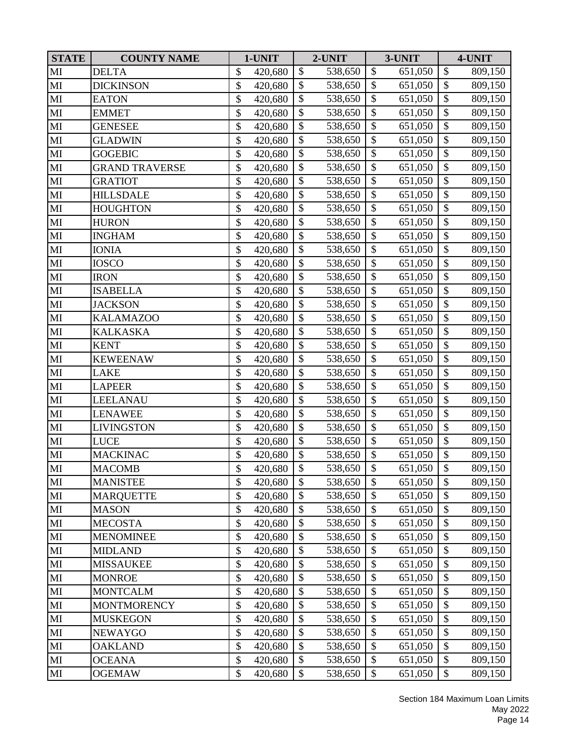| STATE | COUNTY NAME | 1-UNIT | 2-UNIT | 3-UNIT | 4-UNIT |
|---|---|---|---|---|---|
| MI | DELTA | $ 420,680 | $ 538,650 | $ 651,050 | $ 809,150 |
| MI | DICKINSON | $ 420,680 | $ 538,650 | $ 651,050 | $ 809,150 |
| MI | EATON | $ 420,680 | $ 538,650 | $ 651,050 | $ 809,150 |
| MI | EMMET | $ 420,680 | $ 538,650 | $ 651,050 | $ 809,150 |
| MI | GENESEE | $ 420,680 | $ 538,650 | $ 651,050 | $ 809,150 |
| MI | GLADWIN | $ 420,680 | $ 538,650 | $ 651,050 | $ 809,150 |
| MI | GOGEBIC | $ 420,680 | $ 538,650 | $ 651,050 | $ 809,150 |
| MI | GRAND TRAVERSE | $ 420,680 | $ 538,650 | $ 651,050 | $ 809,150 |
| MI | GRATIOT | $ 420,680 | $ 538,650 | $ 651,050 | $ 809,150 |
| MI | HILLSDALE | $ 420,680 | $ 538,650 | $ 651,050 | $ 809,150 |
| MI | HOUGHTON | $ 420,680 | $ 538,650 | $ 651,050 | $ 809,150 |
| MI | HURON | $ 420,680 | $ 538,650 | $ 651,050 | $ 809,150 |
| MI | INGHAM | $ 420,680 | $ 538,650 | $ 651,050 | $ 809,150 |
| MI | IONIA | $ 420,680 | $ 538,650 | $ 651,050 | $ 809,150 |
| MI | IOSCO | $ 420,680 | $ 538,650 | $ 651,050 | $ 809,150 |
| MI | IRON | $ 420,680 | $ 538,650 | $ 651,050 | $ 809,150 |
| MI | ISABELLA | $ 420,680 | $ 538,650 | $ 651,050 | $ 809,150 |
| MI | JACKSON | $ 420,680 | $ 538,650 | $ 651,050 | $ 809,150 |
| MI | KALAMAZOO | $ 420,680 | $ 538,650 | $ 651,050 | $ 809,150 |
| MI | KALKASKA | $ 420,680 | $ 538,650 | $ 651,050 | $ 809,150 |
| MI | KENT | $ 420,680 | $ 538,650 | $ 651,050 | $ 809,150 |
| MI | KEWEENAW | $ 420,680 | $ 538,650 | $ 651,050 | $ 809,150 |
| MI | LAKE | $ 420,680 | $ 538,650 | $ 651,050 | $ 809,150 |
| MI | LAPEER | $ 420,680 | $ 538,650 | $ 651,050 | $ 809,150 |
| MI | LEELANAU | $ 420,680 | $ 538,650 | $ 651,050 | $ 809,150 |
| MI | LENAWEE | $ 420,680 | $ 538,650 | $ 651,050 | $ 809,150 |
| MI | LIVINGSTON | $ 420,680 | $ 538,650 | $ 651,050 | $ 809,150 |
| MI | LUCE | $ 420,680 | $ 538,650 | $ 651,050 | $ 809,150 |
| MI | MACKINAC | $ 420,680 | $ 538,650 | $ 651,050 | $ 809,150 |
| MI | MACOMB | $ 420,680 | $ 538,650 | $ 651,050 | $ 809,150 |
| MI | MANISTEE | $ 420,680 | $ 538,650 | $ 651,050 | $ 809,150 |
| MI | MARQUETTE | $ 420,680 | $ 538,650 | $ 651,050 | $ 809,150 |
| MI | MASON | $ 420,680 | $ 538,650 | $ 651,050 | $ 809,150 |
| MI | MECOSTA | $ 420,680 | $ 538,650 | $ 651,050 | $ 809,150 |
| MI | MENOMINEE | $ 420,680 | $ 538,650 | $ 651,050 | $ 809,150 |
| MI | MIDLAND | $ 420,680 | $ 538,650 | $ 651,050 | $ 809,150 |
| MI | MISSAUKEE | $ 420,680 | $ 538,650 | $ 651,050 | $ 809,150 |
| MI | MONROE | $ 420,680 | $ 538,650 | $ 651,050 | $ 809,150 |
| MI | MONTCALM | $ 420,680 | $ 538,650 | $ 651,050 | $ 809,150 |
| MI | MONTMORENCY | $ 420,680 | $ 538,650 | $ 651,050 | $ 809,150 |
| MI | MUSKEGON | $ 420,680 | $ 538,650 | $ 651,050 | $ 809,150 |
| MI | NEWAYGO | $ 420,680 | $ 538,650 | $ 651,050 | $ 809,150 |
| MI | OAKLAND | $ 420,680 | $ 538,650 | $ 651,050 | $ 809,150 |
| MI | OCEANA | $ 420,680 | $ 538,650 | $ 651,050 | $ 809,150 |
| MI | OGEMAW | $ 420,680 | $ 538,650 | $ 651,050 | $ 809,150 |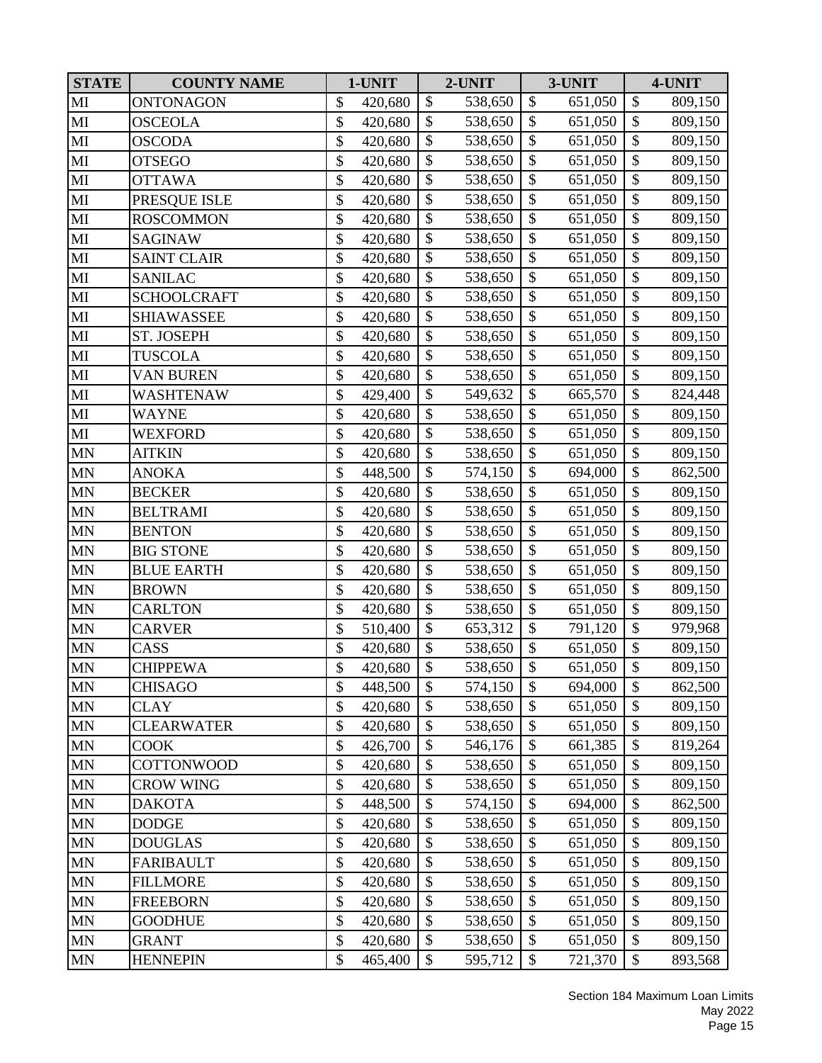| STATE | COUNTY NAME | 1-UNIT | 2-UNIT | 3-UNIT | 4-UNIT |
|---|---|---|---|---|---|
| MI | ONTONAGON | $ 420,680 | $ 538,650 | $ 651,050 | $ 809,150 |
| MI | OSCEOLA | $ 420,680 | $ 538,650 | $ 651,050 | $ 809,150 |
| MI | OSCODA | $ 420,680 | $ 538,650 | $ 651,050 | $ 809,150 |
| MI | OTSEGO | $ 420,680 | $ 538,650 | $ 651,050 | $ 809,150 |
| MI | OTTAWA | $ 420,680 | $ 538,650 | $ 651,050 | $ 809,150 |
| MI | PRESQUE ISLE | $ 420,680 | $ 538,650 | $ 651,050 | $ 809,150 |
| MI | ROSCOMMON | $ 420,680 | $ 538,650 | $ 651,050 | $ 809,150 |
| MI | SAGINAW | $ 420,680 | $ 538,650 | $ 651,050 | $ 809,150 |
| MI | SAINT CLAIR | $ 420,680 | $ 538,650 | $ 651,050 | $ 809,150 |
| MI | SANILAC | $ 420,680 | $ 538,650 | $ 651,050 | $ 809,150 |
| MI | SCHOOLCRAFT | $ 420,680 | $ 538,650 | $ 651,050 | $ 809,150 |
| MI | SHIAWASSEE | $ 420,680 | $ 538,650 | $ 651,050 | $ 809,150 |
| MI | ST. JOSEPH | $ 420,680 | $ 538,650 | $ 651,050 | $ 809,150 |
| MI | TUSCOLA | $ 420,680 | $ 538,650 | $ 651,050 | $ 809,150 |
| MI | VAN BUREN | $ 420,680 | $ 538,650 | $ 651,050 | $ 809,150 |
| MI | WASHTENAW | $ 429,400 | $ 549,632 | $ 665,570 | $ 824,448 |
| MI | WAYNE | $ 420,680 | $ 538,650 | $ 651,050 | $ 809,150 |
| MI | WEXFORD | $ 420,680 | $ 538,650 | $ 651,050 | $ 809,150 |
| MN | AITKIN | $ 420,680 | $ 538,650 | $ 651,050 | $ 809,150 |
| MN | ANOKA | $ 448,500 | $ 574,150 | $ 694,000 | $ 862,500 |
| MN | BECKER | $ 420,680 | $ 538,650 | $ 651,050 | $ 809,150 |
| MN | BELTRAMI | $ 420,680 | $ 538,650 | $ 651,050 | $ 809,150 |
| MN | BENTON | $ 420,680 | $ 538,650 | $ 651,050 | $ 809,150 |
| MN | BIG STONE | $ 420,680 | $ 538,650 | $ 651,050 | $ 809,150 |
| MN | BLUE EARTH | $ 420,680 | $ 538,650 | $ 651,050 | $ 809,150 |
| MN | BROWN | $ 420,680 | $ 538,650 | $ 651,050 | $ 809,150 |
| MN | CARLTON | $ 420,680 | $ 538,650 | $ 651,050 | $ 809,150 |
| MN | CARVER | $ 510,400 | $ 653,312 | $ 791,120 | $ 979,968 |
| MN | CASS | $ 420,680 | $ 538,650 | $ 651,050 | $ 809,150 |
| MN | CHIPPEWA | $ 420,680 | $ 538,650 | $ 651,050 | $ 809,150 |
| MN | CHISAGO | $ 448,500 | $ 574,150 | $ 694,000 | $ 862,500 |
| MN | CLAY | $ 420,680 | $ 538,650 | $ 651,050 | $ 809,150 |
| MN | CLEARWATER | $ 420,680 | $ 538,650 | $ 651,050 | $ 809,150 |
| MN | COOK | $ 426,700 | $ 546,176 | $ 661,385 | $ 819,264 |
| MN | COTTONWOOD | $ 420,680 | $ 538,650 | $ 651,050 | $ 809,150 |
| MN | CROW WING | $ 420,680 | $ 538,650 | $ 651,050 | $ 809,150 |
| MN | DAKOTA | $ 448,500 | $ 574,150 | $ 694,000 | $ 862,500 |
| MN | DODGE | $ 420,680 | $ 538,650 | $ 651,050 | $ 809,150 |
| MN | DOUGLAS | $ 420,680 | $ 538,650 | $ 651,050 | $ 809,150 |
| MN | FARIBAULT | $ 420,680 | $ 538,650 | $ 651,050 | $ 809,150 |
| MN | FILLMORE | $ 420,680 | $ 538,650 | $ 651,050 | $ 809,150 |
| MN | FREEBORN | $ 420,680 | $ 538,650 | $ 651,050 | $ 809,150 |
| MN | GOODHUE | $ 420,680 | $ 538,650 | $ 651,050 | $ 809,150 |
| MN | GRANT | $ 420,680 | $ 538,650 | $ 651,050 | $ 809,150 |
| MN | HENNEPIN | $ 465,400 | $ 595,712 | $ 721,370 | $ 893,568 |

Section 184 Maximum Loan Limits
May 2022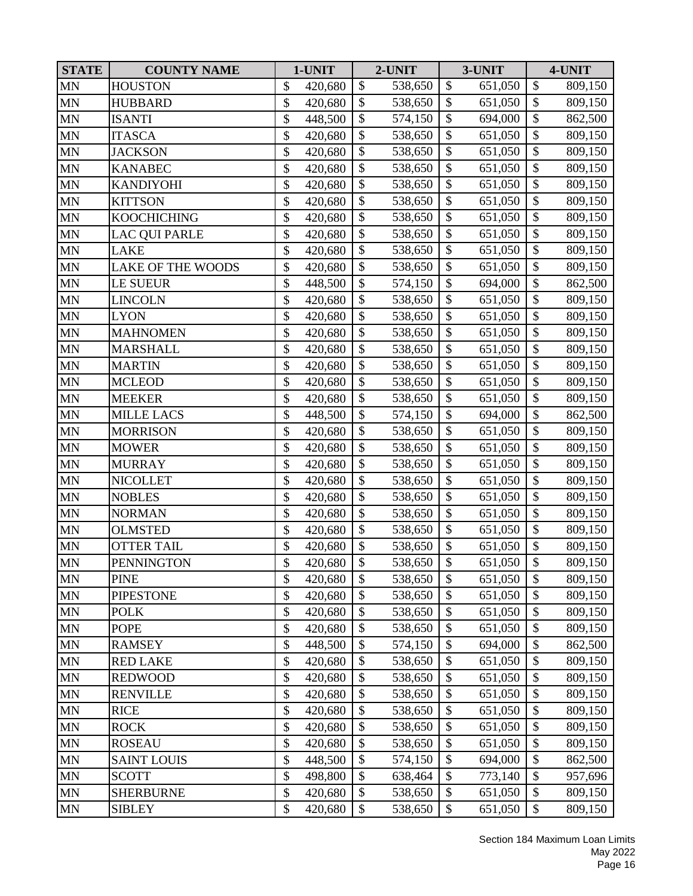| STATE | COUNTY NAME | 1-UNIT | 2-UNIT | 3-UNIT | 4-UNIT |
|---|---|---|---|---|---|
| MN | HOUSTON | $ 420,680 | $ 538,650 | $ 651,050 | $ 809,150 |
| MN | HUBBARD | $ 420,680 | $ 538,650 | $ 651,050 | $ 809,150 |
| MN | ISANTI | $ 448,500 | $ 574,150 | $ 694,000 | $ 862,500 |
| MN | ITASCA | $ 420,680 | $ 538,650 | $ 651,050 | $ 809,150 |
| MN | JACKSON | $ 420,680 | $ 538,650 | $ 651,050 | $ 809,150 |
| MN | KANABEC | $ 420,680 | $ 538,650 | $ 651,050 | $ 809,150 |
| MN | KANDIYOHI | $ 420,680 | $ 538,650 | $ 651,050 | $ 809,150 |
| MN | KITTSON | $ 420,680 | $ 538,650 | $ 651,050 | $ 809,150 |
| MN | KOOCHICHING | $ 420,680 | $ 538,650 | $ 651,050 | $ 809,150 |
| MN | LAC QUI PARLE | $ 420,680 | $ 538,650 | $ 651,050 | $ 809,150 |
| MN | LAKE | $ 420,680 | $ 538,650 | $ 651,050 | $ 809,150 |
| MN | LAKE OF THE WOODS | $ 420,680 | $ 538,650 | $ 651,050 | $ 809,150 |
| MN | LE SUEUR | $ 448,500 | $ 574,150 | $ 694,000 | $ 862,500 |
| MN | LINCOLN | $ 420,680 | $ 538,650 | $ 651,050 | $ 809,150 |
| MN | LYON | $ 420,680 | $ 538,650 | $ 651,050 | $ 809,150 |
| MN | MAHNOMEN | $ 420,680 | $ 538,650 | $ 651,050 | $ 809,150 |
| MN | MARSHALL | $ 420,680 | $ 538,650 | $ 651,050 | $ 809,150 |
| MN | MARTIN | $ 420,680 | $ 538,650 | $ 651,050 | $ 809,150 |
| MN | MCLEOD | $ 420,680 | $ 538,650 | $ 651,050 | $ 809,150 |
| MN | MEEKER | $ 420,680 | $ 538,650 | $ 651,050 | $ 809,150 |
| MN | MILLE LACS | $ 448,500 | $ 574,150 | $ 694,000 | $ 862,500 |
| MN | MORRISON | $ 420,680 | $ 538,650 | $ 651,050 | $ 809,150 |
| MN | MOWER | $ 420,680 | $ 538,650 | $ 651,050 | $ 809,150 |
| MN | MURRAY | $ 420,680 | $ 538,650 | $ 651,050 | $ 809,150 |
| MN | NICOLLET | $ 420,680 | $ 538,650 | $ 651,050 | $ 809,150 |
| MN | NOBLES | $ 420,680 | $ 538,650 | $ 651,050 | $ 809,150 |
| MN | NORMAN | $ 420,680 | $ 538,650 | $ 651,050 | $ 809,150 |
| MN | OLMSTED | $ 420,680 | $ 538,650 | $ 651,050 | $ 809,150 |
| MN | OTTER TAIL | $ 420,680 | $ 538,650 | $ 651,050 | $ 809,150 |
| MN | PENNINGTON | $ 420,680 | $ 538,650 | $ 651,050 | $ 809,150 |
| MN | PINE | $ 420,680 | $ 538,650 | $ 651,050 | $ 809,150 |
| MN | PIPESTONE | $ 420,680 | $ 538,650 | $ 651,050 | $ 809,150 |
| MN | POLK | $ 420,680 | $ 538,650 | $ 651,050 | $ 809,150 |
| MN | POPE | $ 420,680 | $ 538,650 | $ 651,050 | $ 809,150 |
| MN | RAMSEY | $ 448,500 | $ 574,150 | $ 694,000 | $ 862,500 |
| MN | RED LAKE | $ 420,680 | $ 538,650 | $ 651,050 | $ 809,150 |
| MN | REDWOOD | $ 420,680 | $ 538,650 | $ 651,050 | $ 809,150 |
| MN | RENVILLE | $ 420,680 | $ 538,650 | $ 651,050 | $ 809,150 |
| MN | RICE | $ 420,680 | $ 538,650 | $ 651,050 | $ 809,150 |
| MN | ROCK | $ 420,680 | $ 538,650 | $ 651,050 | $ 809,150 |
| MN | ROSEAU | $ 420,680 | $ 538,650 | $ 651,050 | $ 809,150 |
| MN | SAINT LOUIS | $ 448,500 | $ 574,150 | $ 694,000 | $ 862,500 |
| MN | SCOTT | $ 498,800 | $ 638,464 | $ 773,140 | $ 957,696 |
| MN | SHERBURNE | $ 420,680 | $ 538,650 | $ 651,050 | $ 809,150 |
| MN | SIBLEY | $ 420,680 | $ 538,650 | $ 651,050 | $ 809,150 |

Section 184 Maximum Loan Limits
May 2022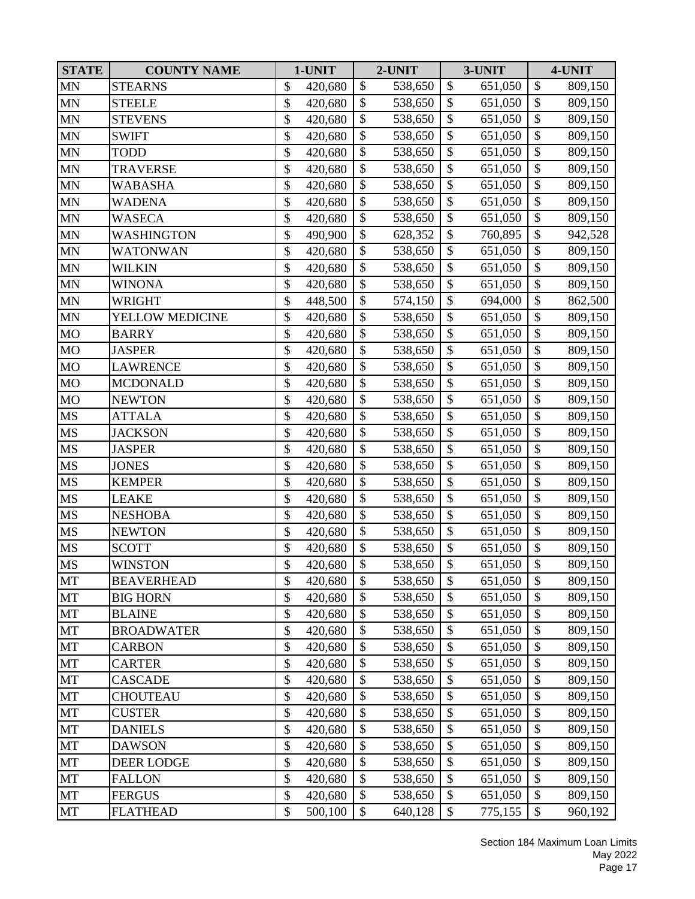| STATE | COUNTY NAME | 1-UNIT | 2-UNIT | 3-UNIT | 4-UNIT |
|---|---|---|---|---|---|
| MN | STEARNS | $ 420,680 | $ 538,650 | $ 651,050 | $ 809,150 |
| MN | STEELE | $ 420,680 | $ 538,650 | $ 651,050 | $ 809,150 |
| MN | STEVENS | $ 420,680 | $ 538,650 | $ 651,050 | $ 809,150 |
| MN | SWIFT | $ 420,680 | $ 538,650 | $ 651,050 | $ 809,150 |
| MN | TODD | $ 420,680 | $ 538,650 | $ 651,050 | $ 809,150 |
| MN | TRAVERSE | $ 420,680 | $ 538,650 | $ 651,050 | $ 809,150 |
| MN | WABASHA | $ 420,680 | $ 538,650 | $ 651,050 | $ 809,150 |
| MN | WADENA | $ 420,680 | $ 538,650 | $ 651,050 | $ 809,150 |
| MN | WASECA | $ 420,680 | $ 538,650 | $ 651,050 | $ 809,150 |
| MN | WASHINGTON | $ 490,900 | $ 628,352 | $ 760,895 | $ 942,528 |
| MN | WATONWAN | $ 420,680 | $ 538,650 | $ 651,050 | $ 809,150 |
| MN | WILKIN | $ 420,680 | $ 538,650 | $ 651,050 | $ 809,150 |
| MN | WINONA | $ 420,680 | $ 538,650 | $ 651,050 | $ 809,150 |
| MN | WRIGHT | $ 448,500 | $ 574,150 | $ 694,000 | $ 862,500 |
| MN | YELLOW MEDICINE | $ 420,680 | $ 538,650 | $ 651,050 | $ 809,150 |
| MO | BARRY | $ 420,680 | $ 538,650 | $ 651,050 | $ 809,150 |
| MO | JASPER | $ 420,680 | $ 538,650 | $ 651,050 | $ 809,150 |
| MO | LAWRENCE | $ 420,680 | $ 538,650 | $ 651,050 | $ 809,150 |
| MO | MCDONALD | $ 420,680 | $ 538,650 | $ 651,050 | $ 809,150 |
| MO | NEWTON | $ 420,680 | $ 538,650 | $ 651,050 | $ 809,150 |
| MS | ATTALA | $ 420,680 | $ 538,650 | $ 651,050 | $ 809,150 |
| MS | JACKSON | $ 420,680 | $ 538,650 | $ 651,050 | $ 809,150 |
| MS | JASPER | $ 420,680 | $ 538,650 | $ 651,050 | $ 809,150 |
| MS | JONES | $ 420,680 | $ 538,650 | $ 651,050 | $ 809,150 |
| MS | KEMPER | $ 420,680 | $ 538,650 | $ 651,050 | $ 809,150 |
| MS | LEAKE | $ 420,680 | $ 538,650 | $ 651,050 | $ 809,150 |
| MS | NESHOBA | $ 420,680 | $ 538,650 | $ 651,050 | $ 809,150 |
| MS | NEWTON | $ 420,680 | $ 538,650 | $ 651,050 | $ 809,150 |
| MS | SCOTT | $ 420,680 | $ 538,650 | $ 651,050 | $ 809,150 |
| MS | WINSTON | $ 420,680 | $ 538,650 | $ 651,050 | $ 809,150 |
| MT | BEAVERHEAD | $ 420,680 | $ 538,650 | $ 651,050 | $ 809,150 |
| MT | BIG HORN | $ 420,680 | $ 538,650 | $ 651,050 | $ 809,150 |
| MT | BLAINE | $ 420,680 | $ 538,650 | $ 651,050 | $ 809,150 |
| MT | BROADWATER | $ 420,680 | $ 538,650 | $ 651,050 | $ 809,150 |
| MT | CARBON | $ 420,680 | $ 538,650 | $ 651,050 | $ 809,150 |
| MT | CARTER | $ 420,680 | $ 538,650 | $ 651,050 | $ 809,150 |
| MT | CASCADE | $ 420,680 | $ 538,650 | $ 651,050 | $ 809,150 |
| MT | CHOUTEAU | $ 420,680 | $ 538,650 | $ 651,050 | $ 809,150 |
| MT | CUSTER | $ 420,680 | $ 538,650 | $ 651,050 | $ 809,150 |
| MT | DANIELS | $ 420,680 | $ 538,650 | $ 651,050 | $ 809,150 |
| MT | DAWSON | $ 420,680 | $ 538,650 | $ 651,050 | $ 809,150 |
| MT | DEER LODGE | $ 420,680 | $ 538,650 | $ 651,050 | $ 809,150 |
| MT | FALLON | $ 420,680 | $ 538,650 | $ 651,050 | $ 809,150 |
| MT | FERGUS | $ 420,680 | $ 538,650 | $ 651,050 | $ 809,150 |
| MT | FLATHEAD | $ 500,100 | $ 640,128 | $ 775,155 | $ 960,192 |

Section 184 Maximum Loan Limits
May 2022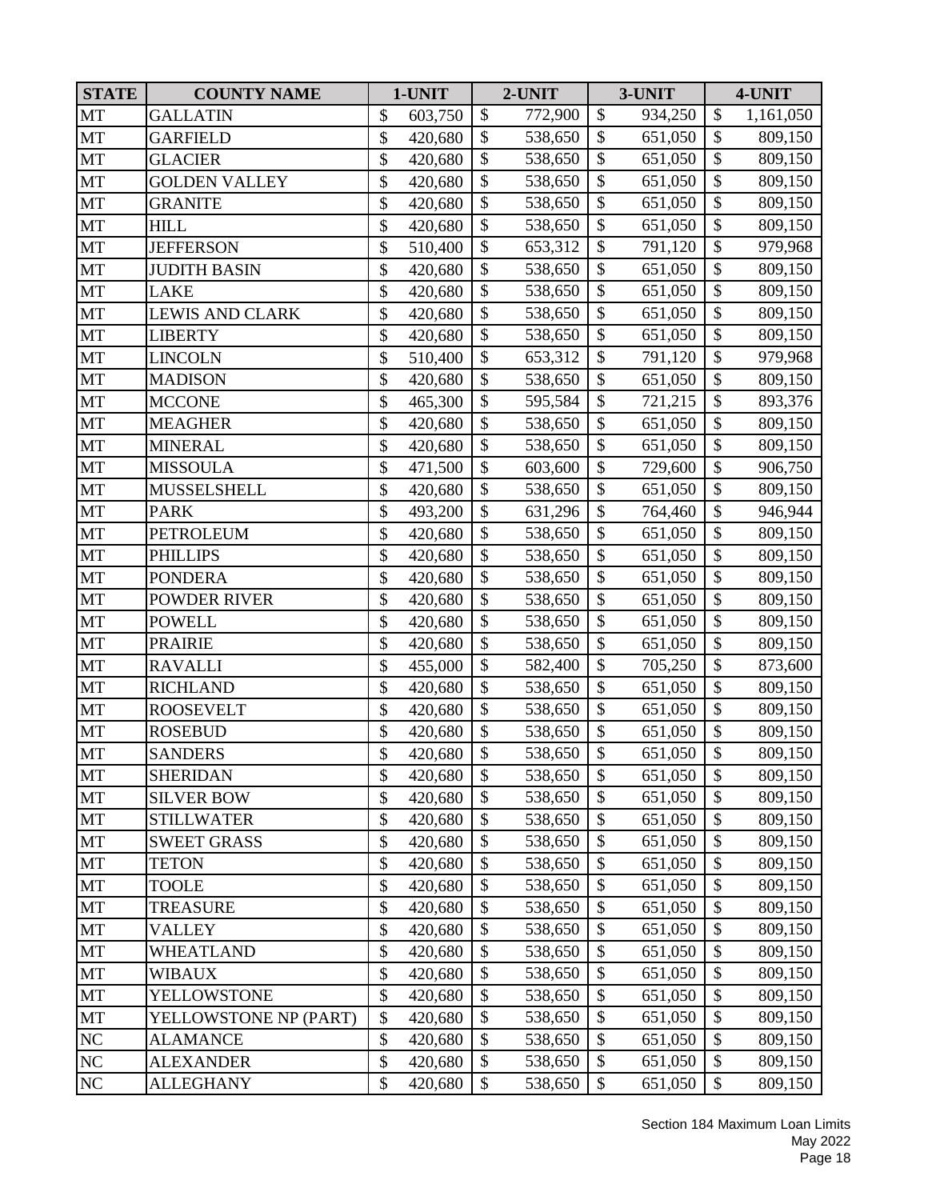| STATE | COUNTY NAME | 1-UNIT | 2-UNIT | 3-UNIT | 4-UNIT |
|---|---|---|---|---|---|
| MT | GALLATIN | $ 603,750 | $ 772,900 | $ 934,250 | $ 1,161,050 |
| MT | GARFIELD | $ 420,680 | $ 538,650 | $ 651,050 | $ 809,150 |
| MT | GLACIER | $ 420,680 | $ 538,650 | $ 651,050 | $ 809,150 |
| MT | GOLDEN VALLEY | $ 420,680 | $ 538,650 | $ 651,050 | $ 809,150 |
| MT | GRANITE | $ 420,680 | $ 538,650 | $ 651,050 | $ 809,150 |
| MT | HILL | $ 420,680 | $ 538,650 | $ 651,050 | $ 809,150 |
| MT | JEFFERSON | $ 510,400 | $ 653,312 | $ 791,120 | $ 979,968 |
| MT | JUDITH BASIN | $ 420,680 | $ 538,650 | $ 651,050 | $ 809,150 |
| MT | LAKE | $ 420,680 | $ 538,650 | $ 651,050 | $ 809,150 |
| MT | LEWIS AND CLARK | $ 420,680 | $ 538,650 | $ 651,050 | $ 809,150 |
| MT | LIBERTY | $ 420,680 | $ 538,650 | $ 651,050 | $ 809,150 |
| MT | LINCOLN | $ 510,400 | $ 653,312 | $ 791,120 | $ 979,968 |
| MT | MADISON | $ 420,680 | $ 538,650 | $ 651,050 | $ 809,150 |
| MT | MCCONE | $ 465,300 | $ 595,584 | $ 721,215 | $ 893,376 |
| MT | MEAGHER | $ 420,680 | $ 538,650 | $ 651,050 | $ 809,150 |
| MT | MINERAL | $ 420,680 | $ 538,650 | $ 651,050 | $ 809,150 |
| MT | MISSOULA | $ 471,500 | $ 603,600 | $ 729,600 | $ 906,750 |
| MT | MUSSELSHELL | $ 420,680 | $ 538,650 | $ 651,050 | $ 809,150 |
| MT | PARK | $ 493,200 | $ 631,296 | $ 764,460 | $ 946,944 |
| MT | PETROLEUM | $ 420,680 | $ 538,650 | $ 651,050 | $ 809,150 |
| MT | PHILLIPS | $ 420,680 | $ 538,650 | $ 651,050 | $ 809,150 |
| MT | PONDERA | $ 420,680 | $ 538,650 | $ 651,050 | $ 809,150 |
| MT | POWDER RIVER | $ 420,680 | $ 538,650 | $ 651,050 | $ 809,150 |
| MT | POWELL | $ 420,680 | $ 538,650 | $ 651,050 | $ 809,150 |
| MT | PRAIRIE | $ 420,680 | $ 538,650 | $ 651,050 | $ 809,150 |
| MT | RAVALLI | $ 455,000 | $ 582,400 | $ 705,250 | $ 873,600 |
| MT | RICHLAND | $ 420,680 | $ 538,650 | $ 651,050 | $ 809,150 |
| MT | ROOSEVELT | $ 420,680 | $ 538,650 | $ 651,050 | $ 809,150 |
| MT | ROSEBUD | $ 420,680 | $ 538,650 | $ 651,050 | $ 809,150 |
| MT | SANDERS | $ 420,680 | $ 538,650 | $ 651,050 | $ 809,150 |
| MT | SHERIDAN | $ 420,680 | $ 538,650 | $ 651,050 | $ 809,150 |
| MT | SILVER BOW | $ 420,680 | $ 538,650 | $ 651,050 | $ 809,150 |
| MT | STILLWATER | $ 420,680 | $ 538,650 | $ 651,050 | $ 809,150 |
| MT | SWEET GRASS | $ 420,680 | $ 538,650 | $ 651,050 | $ 809,150 |
| MT | TETON | $ 420,680 | $ 538,650 | $ 651,050 | $ 809,150 |
| MT | TOOLE | $ 420,680 | $ 538,650 | $ 651,050 | $ 809,150 |
| MT | TREASURE | $ 420,680 | $ 538,650 | $ 651,050 | $ 809,150 |
| MT | VALLEY | $ 420,680 | $ 538,650 | $ 651,050 | $ 809,150 |
| MT | WHEATLAND | $ 420,680 | $ 538,650 | $ 651,050 | $ 809,150 |
| MT | WIBAUX | $ 420,680 | $ 538,650 | $ 651,050 | $ 809,150 |
| MT | YELLOWSTONE | $ 420,680 | $ 538,650 | $ 651,050 | $ 809,150 |
| MT | YELLOWSTONE NP (PART) | $ 420,680 | $ 538,650 | $ 651,050 | $ 809,150 |
| NC | ALAMANCE | $ 420,680 | $ 538,650 | $ 651,050 | $ 809,150 |
| NC | ALEXANDER | $ 420,680 | $ 538,650 | $ 651,050 | $ 809,150 |
| NC | ALLEGHANY | $ 420,680 | $ 538,650 | $ 651,050 | $ 809,150 |

Section 184 Maximum Loan Limits
May 2022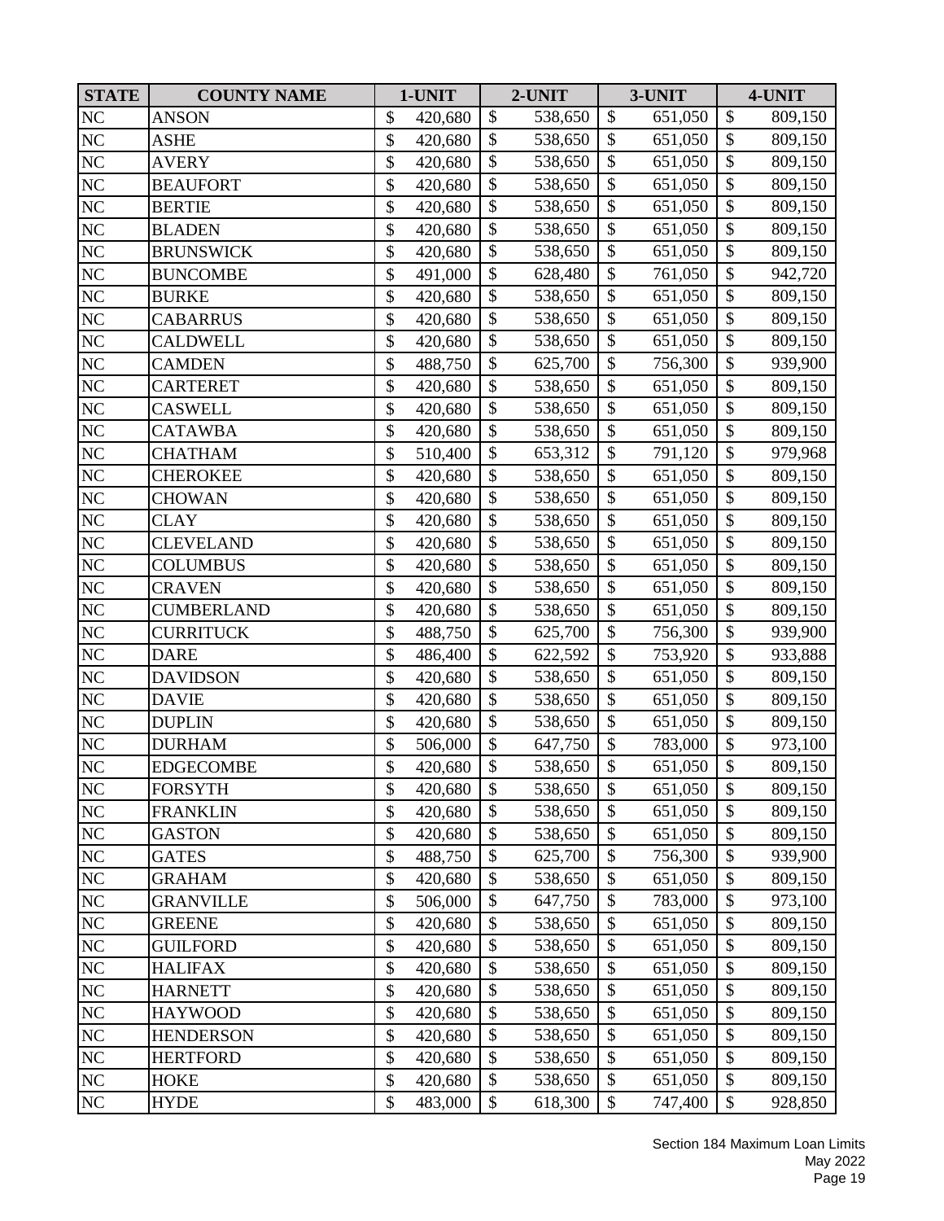| STATE | COUNTY NAME | 1-UNIT | 2-UNIT | 3-UNIT | 4-UNIT |
|---|---|---|---|---|---|
| NC | ANSON | $ 420,680 | $ 538,650 | $ 651,050 | $ 809,150 |
| NC | ASHE | $ 420,680 | $ 538,650 | $ 651,050 | $ 809,150 |
| NC | AVERY | $ 420,680 | $ 538,650 | $ 651,050 | $ 809,150 |
| NC | BEAUFORT | $ 420,680 | $ 538,650 | $ 651,050 | $ 809,150 |
| NC | BERTIE | $ 420,680 | $ 538,650 | $ 651,050 | $ 809,150 |
| NC | BLADEN | $ 420,680 | $ 538,650 | $ 651,050 | $ 809,150 |
| NC | BRUNSWICK | $ 420,680 | $ 538,650 | $ 651,050 | $ 809,150 |
| NC | BUNCOMBE | $ 491,000 | $ 628,480 | $ 761,050 | $ 942,720 |
| NC | BURKE | $ 420,680 | $ 538,650 | $ 651,050 | $ 809,150 |
| NC | CABARRUS | $ 420,680 | $ 538,650 | $ 651,050 | $ 809,150 |
| NC | CALDWELL | $ 420,680 | $ 538,650 | $ 651,050 | $ 809,150 |
| NC | CAMDEN | $ 488,750 | $ 625,700 | $ 756,300 | $ 939,900 |
| NC | CARTERET | $ 420,680 | $ 538,650 | $ 651,050 | $ 809,150 |
| NC | CASWELL | $ 420,680 | $ 538,650 | $ 651,050 | $ 809,150 |
| NC | CATAWBA | $ 420,680 | $ 538,650 | $ 651,050 | $ 809,150 |
| NC | CHATHAM | $ 510,400 | $ 653,312 | $ 791,120 | $ 979,968 |
| NC | CHEROKEE | $ 420,680 | $ 538,650 | $ 651,050 | $ 809,150 |
| NC | CHOWAN | $ 420,680 | $ 538,650 | $ 651,050 | $ 809,150 |
| NC | CLAY | $ 420,680 | $ 538,650 | $ 651,050 | $ 809,150 |
| NC | CLEVELAND | $ 420,680 | $ 538,650 | $ 651,050 | $ 809,150 |
| NC | COLUMBUS | $ 420,680 | $ 538,650 | $ 651,050 | $ 809,150 |
| NC | CRAVEN | $ 420,680 | $ 538,650 | $ 651,050 | $ 809,150 |
| NC | CUMBERLAND | $ 420,680 | $ 538,650 | $ 651,050 | $ 809,150 |
| NC | CURRITUCK | $ 488,750 | $ 625,700 | $ 756,300 | $ 939,900 |
| NC | DARE | $ 486,400 | $ 622,592 | $ 753,920 | $ 933,888 |
| NC | DAVIDSON | $ 420,680 | $ 538,650 | $ 651,050 | $ 809,150 |
| NC | DAVIE | $ 420,680 | $ 538,650 | $ 651,050 | $ 809,150 |
| NC | DUPLIN | $ 420,680 | $ 538,650 | $ 651,050 | $ 809,150 |
| NC | DURHAM | $ 506,000 | $ 647,750 | $ 783,000 | $ 973,100 |
| NC | EDGECOMBE | $ 420,680 | $ 538,650 | $ 651,050 | $ 809,150 |
| NC | FORSYTH | $ 420,680 | $ 538,650 | $ 651,050 | $ 809,150 |
| NC | FRANKLIN | $ 420,680 | $ 538,650 | $ 651,050 | $ 809,150 |
| NC | GASTON | $ 420,680 | $ 538,650 | $ 651,050 | $ 809,150 |
| NC | GATES | $ 488,750 | $ 625,700 | $ 756,300 | $ 939,900 |
| NC | GRAHAM | $ 420,680 | $ 538,650 | $ 651,050 | $ 809,150 |
| NC | GRANVILLE | $ 506,000 | $ 647,750 | $ 783,000 | $ 973,100 |
| NC | GREENE | $ 420,680 | $ 538,650 | $ 651,050 | $ 809,150 |
| NC | GUILFORD | $ 420,680 | $ 538,650 | $ 651,050 | $ 809,150 |
| NC | HALIFAX | $ 420,680 | $ 538,650 | $ 651,050 | $ 809,150 |
| NC | HARNETT | $ 420,680 | $ 538,650 | $ 651,050 | $ 809,150 |
| NC | HAYWOOD | $ 420,680 | $ 538,650 | $ 651,050 | $ 809,150 |
| NC | HENDERSON | $ 420,680 | $ 538,650 | $ 651,050 | $ 809,150 |
| NC | HERTFORD | $ 420,680 | $ 538,650 | $ 651,050 | $ 809,150 |
| NC | HOKE | $ 420,680 | $ 538,650 | $ 651,050 | $ 809,150 |
| NC | HYDE | $ 483,000 | $ 618,300 | $ 747,400 | $ 928,850 |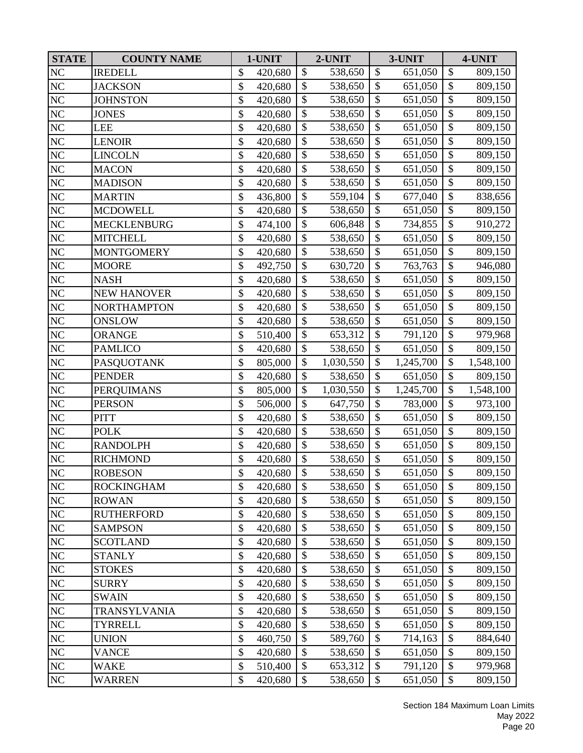| STATE | COUNTY NAME | 1-UNIT | 2-UNIT | 3-UNIT | 4-UNIT |
|---|---|---|---|---|---|
| NC | IREDELL | $ 420,680 | $ 538,650 | $ 651,050 | $ 809,150 |
| NC | JACKSON | $ 420,680 | $ 538,650 | $ 651,050 | $ 809,150 |
| NC | JOHNSTON | $ 420,680 | $ 538,650 | $ 651,050 | $ 809,150 |
| NC | JONES | $ 420,680 | $ 538,650 | $ 651,050 | $ 809,150 |
| NC | LEE | $ 420,680 | $ 538,650 | $ 651,050 | $ 809,150 |
| NC | LENOIR | $ 420,680 | $ 538,650 | $ 651,050 | $ 809,150 |
| NC | LINCOLN | $ 420,680 | $ 538,650 | $ 651,050 | $ 809,150 |
| NC | MACON | $ 420,680 | $ 538,650 | $ 651,050 | $ 809,150 |
| NC | MADISON | $ 420,680 | $ 538,650 | $ 651,050 | $ 809,150 |
| NC | MARTIN | $ 436,800 | $ 559,104 | $ 677,040 | $ 838,656 |
| NC | MCDOWELL | $ 420,680 | $ 538,650 | $ 651,050 | $ 809,150 |
| NC | MECKLENBURG | $ 474,100 | $ 606,848 | $ 734,855 | $ 910,272 |
| NC | MITCHELL | $ 420,680 | $ 538,650 | $ 651,050 | $ 809,150 |
| NC | MONTGOMERY | $ 420,680 | $ 538,650 | $ 651,050 | $ 809,150 |
| NC | MOORE | $ 492,750 | $ 630,720 | $ 763,763 | $ 946,080 |
| NC | NASH | $ 420,680 | $ 538,650 | $ 651,050 | $ 809,150 |
| NC | NEW HANOVER | $ 420,680 | $ 538,650 | $ 651,050 | $ 809,150 |
| NC | NORTHAMPTON | $ 420,680 | $ 538,650 | $ 651,050 | $ 809,150 |
| NC | ONSLOW | $ 420,680 | $ 538,650 | $ 651,050 | $ 809,150 |
| NC | ORANGE | $ 510,400 | $ 653,312 | $ 791,120 | $ 979,968 |
| NC | PAMLICO | $ 420,680 | $ 538,650 | $ 651,050 | $ 809,150 |
| NC | PASQUOTANK | $ 805,000 | $ 1,030,550 | $ 1,245,700 | $ 1,548,100 |
| NC | PENDER | $ 420,680 | $ 538,650 | $ 651,050 | $ 809,150 |
| NC | PERQUIMANS | $ 805,000 | $ 1,030,550 | $ 1,245,700 | $ 1,548,100 |
| NC | PERSON | $ 506,000 | $ 647,750 | $ 783,000 | $ 973,100 |
| NC | PITT | $ 420,680 | $ 538,650 | $ 651,050 | $ 809,150 |
| NC | POLK | $ 420,680 | $ 538,650 | $ 651,050 | $ 809,150 |
| NC | RANDOLPH | $ 420,680 | $ 538,650 | $ 651,050 | $ 809,150 |
| NC | RICHMOND | $ 420,680 | $ 538,650 | $ 651,050 | $ 809,150 |
| NC | ROBESON | $ 420,680 | $ 538,650 | $ 651,050 | $ 809,150 |
| NC | ROCKINGHAM | $ 420,680 | $ 538,650 | $ 651,050 | $ 809,150 |
| NC | ROWAN | $ 420,680 | $ 538,650 | $ 651,050 | $ 809,150 |
| NC | RUTHERFORD | $ 420,680 | $ 538,650 | $ 651,050 | $ 809,150 |
| NC | SAMPSON | $ 420,680 | $ 538,650 | $ 651,050 | $ 809,150 |
| NC | SCOTLAND | $ 420,680 | $ 538,650 | $ 651,050 | $ 809,150 |
| NC | STANLY | $ 420,680 | $ 538,650 | $ 651,050 | $ 809,150 |
| NC | STOKES | $ 420,680 | $ 538,650 | $ 651,050 | $ 809,150 |
| NC | SURRY | $ 420,680 | $ 538,650 | $ 651,050 | $ 809,150 |
| NC | SWAIN | $ 420,680 | $ 538,650 | $ 651,050 | $ 809,150 |
| NC | TRANSYLVANIA | $ 420,680 | $ 538,650 | $ 651,050 | $ 809,150 |
| NC | TYRRELL | $ 420,680 | $ 538,650 | $ 651,050 | $ 809,150 |
| NC | UNION | $ 460,750 | $ 589,760 | $ 714,163 | $ 884,640 |
| NC | VANCE | $ 420,680 | $ 538,650 | $ 651,050 | $ 809,150 |
| NC | WAKE | $ 510,400 | $ 653,312 | $ 791,120 | $ 979,968 |
| NC | WARREN | $ 420,680 | $ 538,650 | $ 651,050 | $ 809,150 |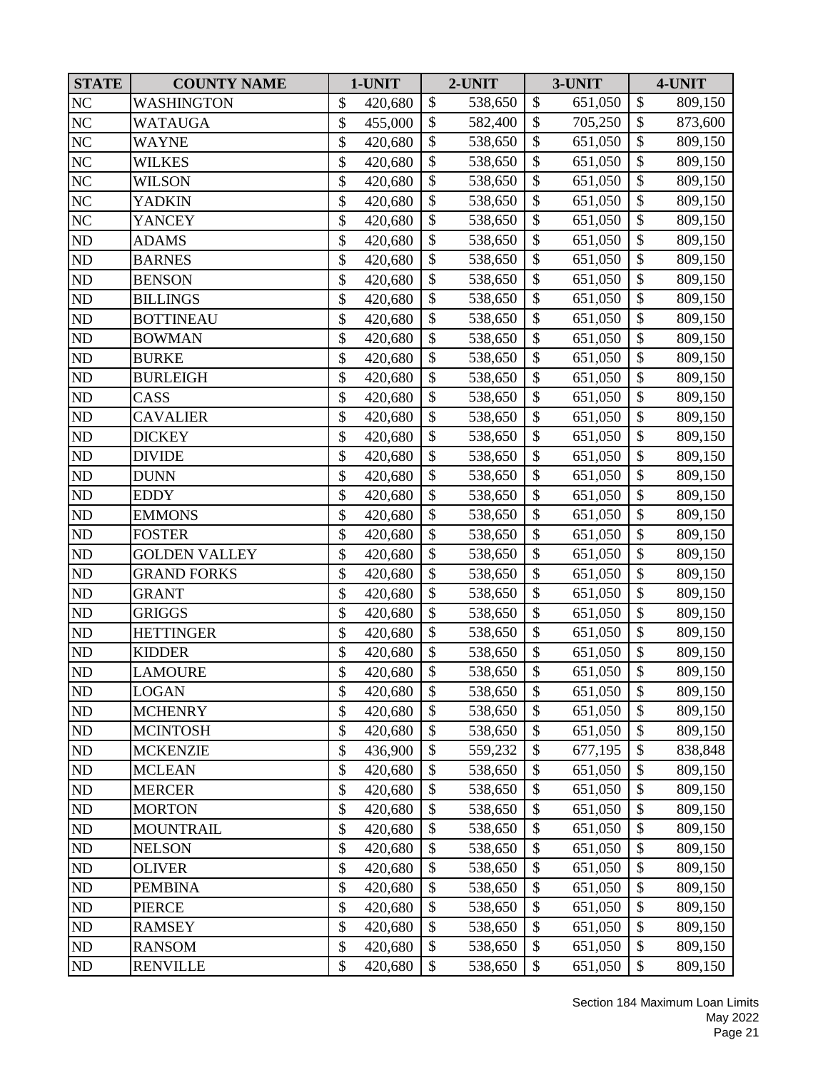| STATE | COUNTY NAME | 1-UNIT | 2-UNIT | 3-UNIT | 4-UNIT |
|---|---|---|---|---|---|
| NC | WASHINGTON | $ 420,680 | $ 538,650 | $ 651,050 | $ 809,150 |
| NC | WATAUGA | $ 455,000 | $ 582,400 | $ 705,250 | $ 873,600 |
| NC | WAYNE | $ 420,680 | $ 538,650 | $ 651,050 | $ 809,150 |
| NC | WILKES | $ 420,680 | $ 538,650 | $ 651,050 | $ 809,150 |
| NC | WILSON | $ 420,680 | $ 538,650 | $ 651,050 | $ 809,150 |
| NC | YADKIN | $ 420,680 | $ 538,650 | $ 651,050 | $ 809,150 |
| NC | YANCEY | $ 420,680 | $ 538,650 | $ 651,050 | $ 809,150 |
| ND | ADAMS | $ 420,680 | $ 538,650 | $ 651,050 | $ 809,150 |
| ND | BARNES | $ 420,680 | $ 538,650 | $ 651,050 | $ 809,150 |
| ND | BENSON | $ 420,680 | $ 538,650 | $ 651,050 | $ 809,150 |
| ND | BILLINGS | $ 420,680 | $ 538,650 | $ 651,050 | $ 809,150 |
| ND | BOTTINEAU | $ 420,680 | $ 538,650 | $ 651,050 | $ 809,150 |
| ND | BOWMAN | $ 420,680 | $ 538,650 | $ 651,050 | $ 809,150 |
| ND | BURKE | $ 420,680 | $ 538,650 | $ 651,050 | $ 809,150 |
| ND | BURLEIGH | $ 420,680 | $ 538,650 | $ 651,050 | $ 809,150 |
| ND | CASS | $ 420,680 | $ 538,650 | $ 651,050 | $ 809,150 |
| ND | CAVALIER | $ 420,680 | $ 538,650 | $ 651,050 | $ 809,150 |
| ND | DICKEY | $ 420,680 | $ 538,650 | $ 651,050 | $ 809,150 |
| ND | DIVIDE | $ 420,680 | $ 538,650 | $ 651,050 | $ 809,150 |
| ND | DUNN | $ 420,680 | $ 538,650 | $ 651,050 | $ 809,150 |
| ND | EDDY | $ 420,680 | $ 538,650 | $ 651,050 | $ 809,150 |
| ND | EMMONS | $ 420,680 | $ 538,650 | $ 651,050 | $ 809,150 |
| ND | FOSTER | $ 420,680 | $ 538,650 | $ 651,050 | $ 809,150 |
| ND | GOLDEN VALLEY | $ 420,680 | $ 538,650 | $ 651,050 | $ 809,150 |
| ND | GRAND FORKS | $ 420,680 | $ 538,650 | $ 651,050 | $ 809,150 |
| ND | GRANT | $ 420,680 | $ 538,650 | $ 651,050 | $ 809,150 |
| ND | GRIGGS | $ 420,680 | $ 538,650 | $ 651,050 | $ 809,150 |
| ND | HETTINGER | $ 420,680 | $ 538,650 | $ 651,050 | $ 809,150 |
| ND | KIDDER | $ 420,680 | $ 538,650 | $ 651,050 | $ 809,150 |
| ND | LAMOURE | $ 420,680 | $ 538,650 | $ 651,050 | $ 809,150 |
| ND | LOGAN | $ 420,680 | $ 538,650 | $ 651,050 | $ 809,150 |
| ND | MCHENRY | $ 420,680 | $ 538,650 | $ 651,050 | $ 809,150 |
| ND | MCINTOSH | $ 420,680 | $ 538,650 | $ 651,050 | $ 809,150 |
| ND | MCKENZIE | $ 436,900 | $ 559,232 | $ 677,195 | $ 838,848 |
| ND | MCLEAN | $ 420,680 | $ 538,650 | $ 651,050 | $ 809,150 |
| ND | MERCER | $ 420,680 | $ 538,650 | $ 651,050 | $ 809,150 |
| ND | MORTON | $ 420,680 | $ 538,650 | $ 651,050 | $ 809,150 |
| ND | MOUNTRAIL | $ 420,680 | $ 538,650 | $ 651,050 | $ 809,150 |
| ND | NELSON | $ 420,680 | $ 538,650 | $ 651,050 | $ 809,150 |
| ND | OLIVER | $ 420,680 | $ 538,650 | $ 651,050 | $ 809,150 |
| ND | PEMBINA | $ 420,680 | $ 538,650 | $ 651,050 | $ 809,150 |
| ND | PIERCE | $ 420,680 | $ 538,650 | $ 651,050 | $ 809,150 |
| ND | RAMSEY | $ 420,680 | $ 538,650 | $ 651,050 | $ 809,150 |
| ND | RANSOM | $ 420,680 | $ 538,650 | $ 651,050 | $ 809,150 |
| ND | RENVILLE | $ 420,680 | $ 538,650 | $ 651,050 | $ 809,150 |

Section 184 Maximum Loan Limits
May 2022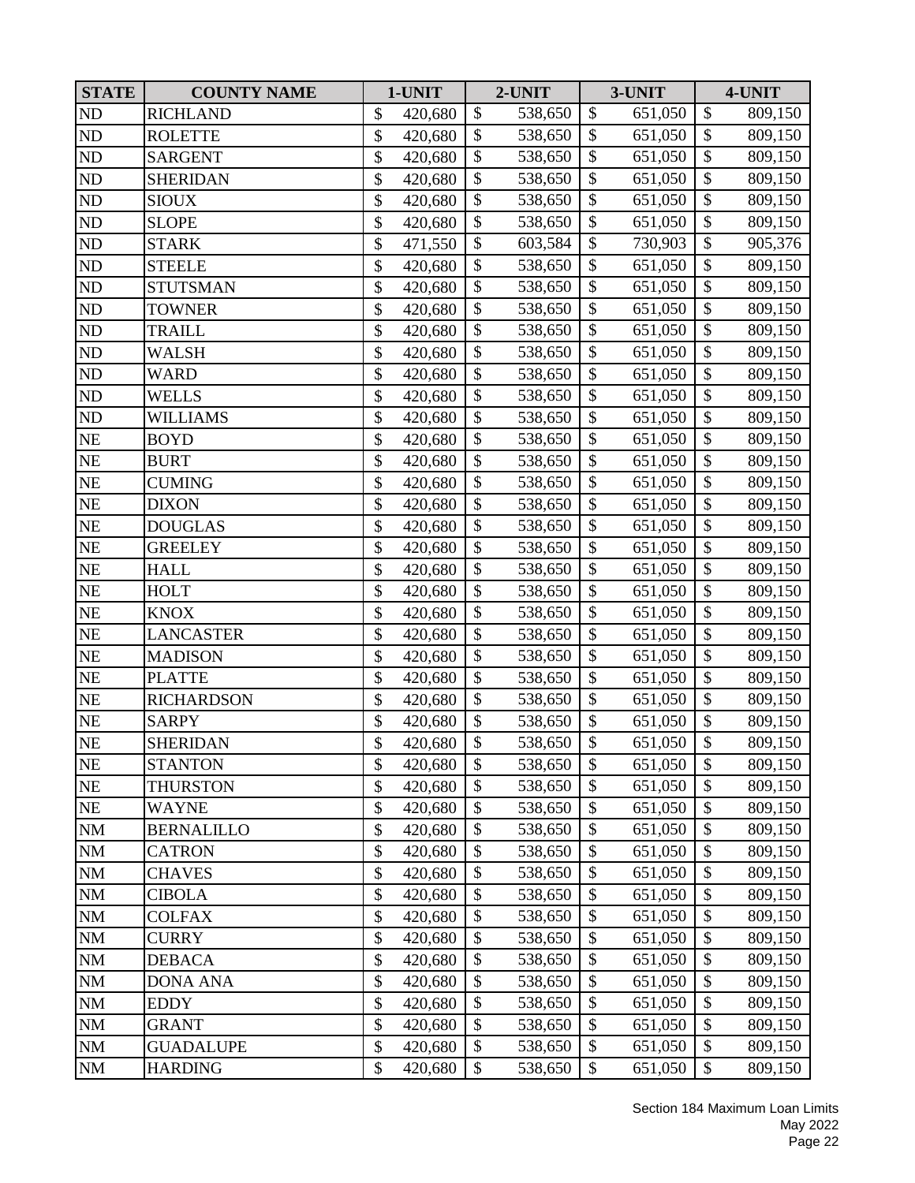| STATE | COUNTY NAME | 1-UNIT | 2-UNIT | 3-UNIT | 4-UNIT |
|---|---|---|---|---|---|
| ND | RICHLAND | $ 420,680 | $ 538,650 | $ 651,050 | $ 809,150 |
| ND | ROLETTE | $ 420,680 | $ 538,650 | $ 651,050 | $ 809,150 |
| ND | SARGENT | $ 420,680 | $ 538,650 | $ 651,050 | $ 809,150 |
| ND | SHERIDAN | $ 420,680 | $ 538,650 | $ 651,050 | $ 809,150 |
| ND | SIOUX | $ 420,680 | $ 538,650 | $ 651,050 | $ 809,150 |
| ND | SLOPE | $ 420,680 | $ 538,650 | $ 651,050 | $ 809,150 |
| ND | STARK | $ 471,550 | $ 603,584 | $ 730,903 | $ 905,376 |
| ND | STEELE | $ 420,680 | $ 538,650 | $ 651,050 | $ 809,150 |
| ND | STUTSMAN | $ 420,680 | $ 538,650 | $ 651,050 | $ 809,150 |
| ND | TOWNER | $ 420,680 | $ 538,650 | $ 651,050 | $ 809,150 |
| ND | TRAILL | $ 420,680 | $ 538,650 | $ 651,050 | $ 809,150 |
| ND | WALSH | $ 420,680 | $ 538,650 | $ 651,050 | $ 809,150 |
| ND | WARD | $ 420,680 | $ 538,650 | $ 651,050 | $ 809,150 |
| ND | WELLS | $ 420,680 | $ 538,650 | $ 651,050 | $ 809,150 |
| ND | WILLIAMS | $ 420,680 | $ 538,650 | $ 651,050 | $ 809,150 |
| NE | BOYD | $ 420,680 | $ 538,650 | $ 651,050 | $ 809,150 |
| NE | BURT | $ 420,680 | $ 538,650 | $ 651,050 | $ 809,150 |
| NE | CUMING | $ 420,680 | $ 538,650 | $ 651,050 | $ 809,150 |
| NE | DIXON | $ 420,680 | $ 538,650 | $ 651,050 | $ 809,150 |
| NE | DOUGLAS | $ 420,680 | $ 538,650 | $ 651,050 | $ 809,150 |
| NE | GREELEY | $ 420,680 | $ 538,650 | $ 651,050 | $ 809,150 |
| NE | HALL | $ 420,680 | $ 538,650 | $ 651,050 | $ 809,150 |
| NE | HOLT | $ 420,680 | $ 538,650 | $ 651,050 | $ 809,150 |
| NE | KNOX | $ 420,680 | $ 538,650 | $ 651,050 | $ 809,150 |
| NE | LANCASTER | $ 420,680 | $ 538,650 | $ 651,050 | $ 809,150 |
| NE | MADISON | $ 420,680 | $ 538,650 | $ 651,050 | $ 809,150 |
| NE | PLATTE | $ 420,680 | $ 538,650 | $ 651,050 | $ 809,150 |
| NE | RICHARDSON | $ 420,680 | $ 538,650 | $ 651,050 | $ 809,150 |
| NE | SARPY | $ 420,680 | $ 538,650 | $ 651,050 | $ 809,150 |
| NE | SHERIDAN | $ 420,680 | $ 538,650 | $ 651,050 | $ 809,150 |
| NE | STANTON | $ 420,680 | $ 538,650 | $ 651,050 | $ 809,150 |
| NE | THURSTON | $ 420,680 | $ 538,650 | $ 651,050 | $ 809,150 |
| NE | WAYNE | $ 420,680 | $ 538,650 | $ 651,050 | $ 809,150 |
| NM | BERNALILLO | $ 420,680 | $ 538,650 | $ 651,050 | $ 809,150 |
| NM | CATRON | $ 420,680 | $ 538,650 | $ 651,050 | $ 809,150 |
| NM | CHAVES | $ 420,680 | $ 538,650 | $ 651,050 | $ 809,150 |
| NM | CIBOLA | $ 420,680 | $ 538,650 | $ 651,050 | $ 809,150 |
| NM | COLFAX | $ 420,680 | $ 538,650 | $ 651,050 | $ 809,150 |
| NM | CURRY | $ 420,680 | $ 538,650 | $ 651,050 | $ 809,150 |
| NM | DEBACA | $ 420,680 | $ 538,650 | $ 651,050 | $ 809,150 |
| NM | DONA ANA | $ 420,680 | $ 538,650 | $ 651,050 | $ 809,150 |
| NM | EDDY | $ 420,680 | $ 538,650 | $ 651,050 | $ 809,150 |
| NM | GRANT | $ 420,680 | $ 538,650 | $ 651,050 | $ 809,150 |
| NM | GUADALUPE | $ 420,680 | $ 538,650 | $ 651,050 | $ 809,150 |
| NM | HARDING | $ 420,680 | $ 538,650 | $ 651,050 | $ 809,150 |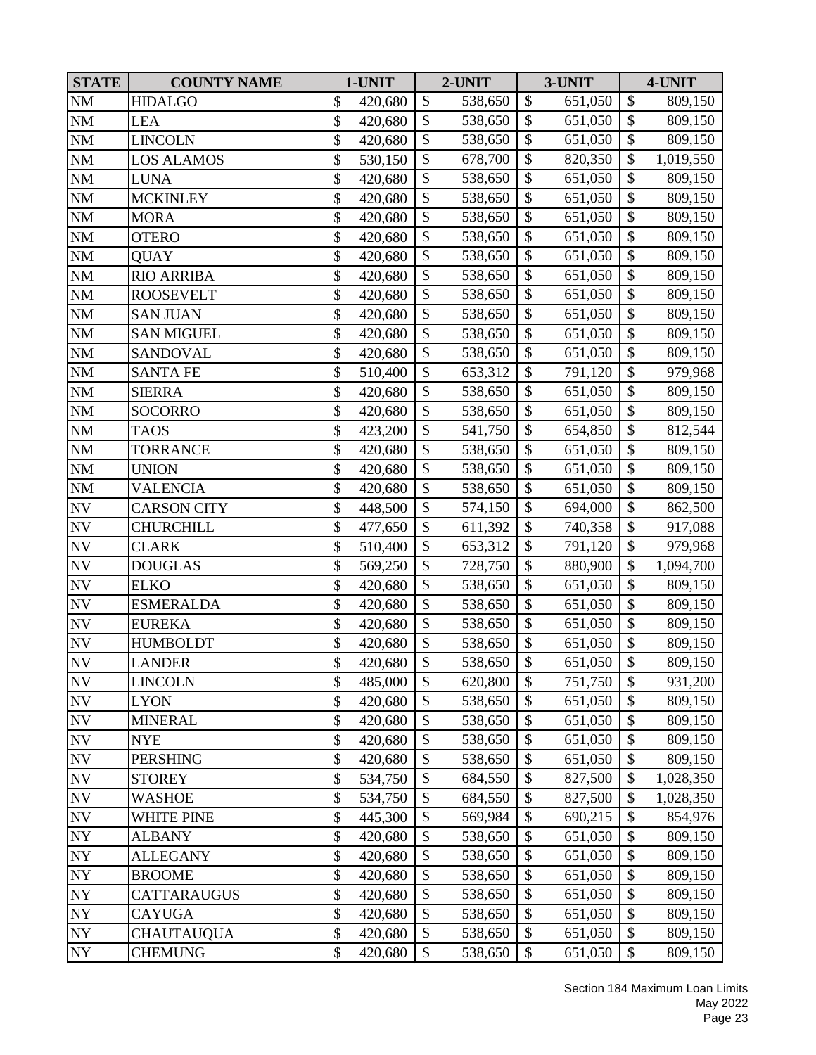| STATE | COUNTY NAME | 1-UNIT | 2-UNIT | 3-UNIT | 4-UNIT |
|---|---|---|---|---|---|
| NM | HIDALGO | $ 420,680 | $ 538,650 | $ 651,050 | $ 809,150 |
| NM | LEA | $ 420,680 | $ 538,650 | $ 651,050 | $ 809,150 |
| NM | LINCOLN | $ 420,680 | $ 538,650 | $ 651,050 | $ 809,150 |
| NM | LOS ALAMOS | $ 530,150 | $ 678,700 | $ 820,350 | $ 1,019,550 |
| NM | LUNA | $ 420,680 | $ 538,650 | $ 651,050 | $ 809,150 |
| NM | MCKINLEY | $ 420,680 | $ 538,650 | $ 651,050 | $ 809,150 |
| NM | MORA | $ 420,680 | $ 538,650 | $ 651,050 | $ 809,150 |
| NM | OTERO | $ 420,680 | $ 538,650 | $ 651,050 | $ 809,150 |
| NM | QUAY | $ 420,680 | $ 538,650 | $ 651,050 | $ 809,150 |
| NM | RIO ARRIBA | $ 420,680 | $ 538,650 | $ 651,050 | $ 809,150 |
| NM | ROOSEVELT | $ 420,680 | $ 538,650 | $ 651,050 | $ 809,150 |
| NM | SAN JUAN | $ 420,680 | $ 538,650 | $ 651,050 | $ 809,150 |
| NM | SAN MIGUEL | $ 420,680 | $ 538,650 | $ 651,050 | $ 809,150 |
| NM | SANDOVAL | $ 420,680 | $ 538,650 | $ 651,050 | $ 809,150 |
| NM | SANTA FE | $ 510,400 | $ 653,312 | $ 791,120 | $ 979,968 |
| NM | SIERRA | $ 420,680 | $ 538,650 | $ 651,050 | $ 809,150 |
| NM | SOCORRO | $ 420,680 | $ 538,650 | $ 651,050 | $ 809,150 |
| NM | TAOS | $ 423,200 | $ 541,750 | $ 654,850 | $ 812,544 |
| NM | TORRANCE | $ 420,680 | $ 538,650 | $ 651,050 | $ 809,150 |
| NM | UNION | $ 420,680 | $ 538,650 | $ 651,050 | $ 809,150 |
| NM | VALENCIA | $ 420,680 | $ 538,650 | $ 651,050 | $ 809,150 |
| NV | CARSON CITY | $ 448,500 | $ 574,150 | $ 694,000 | $ 862,500 |
| NV | CHURCHILL | $ 477,650 | $ 611,392 | $ 740,358 | $ 917,088 |
| NV | CLARK | $ 510,400 | $ 653,312 | $ 791,120 | $ 979,968 |
| NV | DOUGLAS | $ 569,250 | $ 728,750 | $ 880,900 | $ 1,094,700 |
| NV | ELKO | $ 420,680 | $ 538,650 | $ 651,050 | $ 809,150 |
| NV | ESMERALDA | $ 420,680 | $ 538,650 | $ 651,050 | $ 809,150 |
| NV | EUREKA | $ 420,680 | $ 538,650 | $ 651,050 | $ 809,150 |
| NV | HUMBOLDT | $ 420,680 | $ 538,650 | $ 651,050 | $ 809,150 |
| NV | LANDER | $ 420,680 | $ 538,650 | $ 651,050 | $ 809,150 |
| NV | LINCOLN | $ 485,000 | $ 620,800 | $ 751,750 | $ 931,200 |
| NV | LYON | $ 420,680 | $ 538,650 | $ 651,050 | $ 809,150 |
| NV | MINERAL | $ 420,680 | $ 538,650 | $ 651,050 | $ 809,150 |
| NV | NYE | $ 420,680 | $ 538,650 | $ 651,050 | $ 809,150 |
| NV | PERSHING | $ 420,680 | $ 538,650 | $ 651,050 | $ 809,150 |
| NV | STOREY | $ 534,750 | $ 684,550 | $ 827,500 | $ 1,028,350 |
| NV | WASHOE | $ 534,750 | $ 684,550 | $ 827,500 | $ 1,028,350 |
| NV | WHITE PINE | $ 445,300 | $ 569,984 | $ 690,215 | $ 854,976 |
| NY | ALBANY | $ 420,680 | $ 538,650 | $ 651,050 | $ 809,150 |
| NY | ALLEGANY | $ 420,680 | $ 538,650 | $ 651,050 | $ 809,150 |
| NY | BROOME | $ 420,680 | $ 538,650 | $ 651,050 | $ 809,150 |
| NY | CATTARAUGUS | $ 420,680 | $ 538,650 | $ 651,050 | $ 809,150 |
| NY | CAYUGA | $ 420,680 | $ 538,650 | $ 651,050 | $ 809,150 |
| NY | CHAUTAUQUA | $ 420,680 | $ 538,650 | $ 651,050 | $ 809,150 |
| NY | CHEMUNG | $ 420,680 | $ 538,650 | $ 651,050 | $ 809,150 |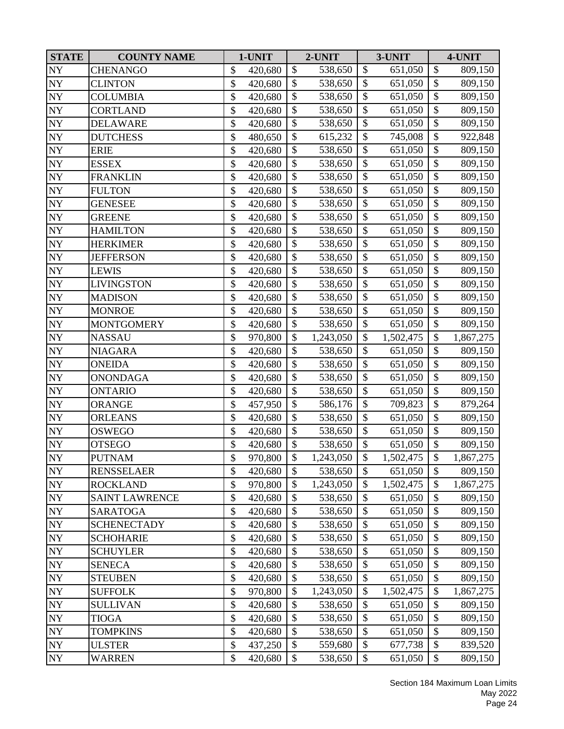| STATE | COUNTY NAME | 1-UNIT | 2-UNIT | 3-UNIT | 4-UNIT |
|---|---|---|---|---|---|
| NY | CHENANGO | $ 420,680 | $ 538,650 | $ 651,050 | $ 809,150 |
| NY | CLINTON | $ 420,680 | $ 538,650 | $ 651,050 | $ 809,150 |
| NY | COLUMBIA | $ 420,680 | $ 538,650 | $ 651,050 | $ 809,150 |
| NY | CORTLAND | $ 420,680 | $ 538,650 | $ 651,050 | $ 809,150 |
| NY | DELAWARE | $ 420,680 | $ 538,650 | $ 651,050 | $ 809,150 |
| NY | DUTCHESS | $ 480,650 | $ 615,232 | $ 745,008 | $ 922,848 |
| NY | ERIE | $ 420,680 | $ 538,650 | $ 651,050 | $ 809,150 |
| NY | ESSEX | $ 420,680 | $ 538,650 | $ 651,050 | $ 809,150 |
| NY | FRANKLIN | $ 420,680 | $ 538,650 | $ 651,050 | $ 809,150 |
| NY | FULTON | $ 420,680 | $ 538,650 | $ 651,050 | $ 809,150 |
| NY | GENESEE | $ 420,680 | $ 538,650 | $ 651,050 | $ 809,150 |
| NY | GREENE | $ 420,680 | $ 538,650 | $ 651,050 | $ 809,150 |
| NY | HAMILTON | $ 420,680 | $ 538,650 | $ 651,050 | $ 809,150 |
| NY | HERKIMER | $ 420,680 | $ 538,650 | $ 651,050 | $ 809,150 |
| NY | JEFFERSON | $ 420,680 | $ 538,650 | $ 651,050 | $ 809,150 |
| NY | LEWIS | $ 420,680 | $ 538,650 | $ 651,050 | $ 809,150 |
| NY | LIVINGSTON | $ 420,680 | $ 538,650 | $ 651,050 | $ 809,150 |
| NY | MADISON | $ 420,680 | $ 538,650 | $ 651,050 | $ 809,150 |
| NY | MONROE | $ 420,680 | $ 538,650 | $ 651,050 | $ 809,150 |
| NY | MONTGOMERY | $ 420,680 | $ 538,650 | $ 651,050 | $ 809,150 |
| NY | NASSAU | $ 970,800 | $ 1,243,050 | $ 1,502,475 | $ 1,867,275 |
| NY | NIAGARA | $ 420,680 | $ 538,650 | $ 651,050 | $ 809,150 |
| NY | ONEIDA | $ 420,680 | $ 538,650 | $ 651,050 | $ 809,150 |
| NY | ONONDAGA | $ 420,680 | $ 538,650 | $ 651,050 | $ 809,150 |
| NY | ONTARIO | $ 420,680 | $ 538,650 | $ 651,050 | $ 809,150 |
| NY | ORANGE | $ 457,950 | $ 586,176 | $ 709,823 | $ 879,264 |
| NY | ORLEANS | $ 420,680 | $ 538,650 | $ 651,050 | $ 809,150 |
| NY | OSWEGO | $ 420,680 | $ 538,650 | $ 651,050 | $ 809,150 |
| NY | OTSEGO | $ 420,680 | $ 538,650 | $ 651,050 | $ 809,150 |
| NY | PUTNAM | $ 970,800 | $ 1,243,050 | $ 1,502,475 | $ 1,867,275 |
| NY | RENSSELAER | $ 420,680 | $ 538,650 | $ 651,050 | $ 809,150 |
| NY | ROCKLAND | $ 970,800 | $ 1,243,050 | $ 1,502,475 | $ 1,867,275 |
| NY | SAINT LAWRENCE | $ 420,680 | $ 538,650 | $ 651,050 | $ 809,150 |
| NY | SARATOGA | $ 420,680 | $ 538,650 | $ 651,050 | $ 809,150 |
| NY | SCHENECTADY | $ 420,680 | $ 538,650 | $ 651,050 | $ 809,150 |
| NY | SCHOHARIE | $ 420,680 | $ 538,650 | $ 651,050 | $ 809,150 |
| NY | SCHUYLER | $ 420,680 | $ 538,650 | $ 651,050 | $ 809,150 |
| NY | SENECA | $ 420,680 | $ 538,650 | $ 651,050 | $ 809,150 |
| NY | STEUBEN | $ 420,680 | $ 538,650 | $ 651,050 | $ 809,150 |
| NY | SUFFOLK | $ 970,800 | $ 1,243,050 | $ 1,502,475 | $ 1,867,275 |
| NY | SULLIVAN | $ 420,680 | $ 538,650 | $ 651,050 | $ 809,150 |
| NY | TIOGA | $ 420,680 | $ 538,650 | $ 651,050 | $ 809,150 |
| NY | TOMPKINS | $ 420,680 | $ 538,650 | $ 651,050 | $ 809,150 |
| NY | ULSTER | $ 437,250 | $ 559,680 | $ 677,738 | $ 839,520 |
| NY | WARREN | $ 420,680 | $ 538,650 | $ 651,050 | $ 809,150 |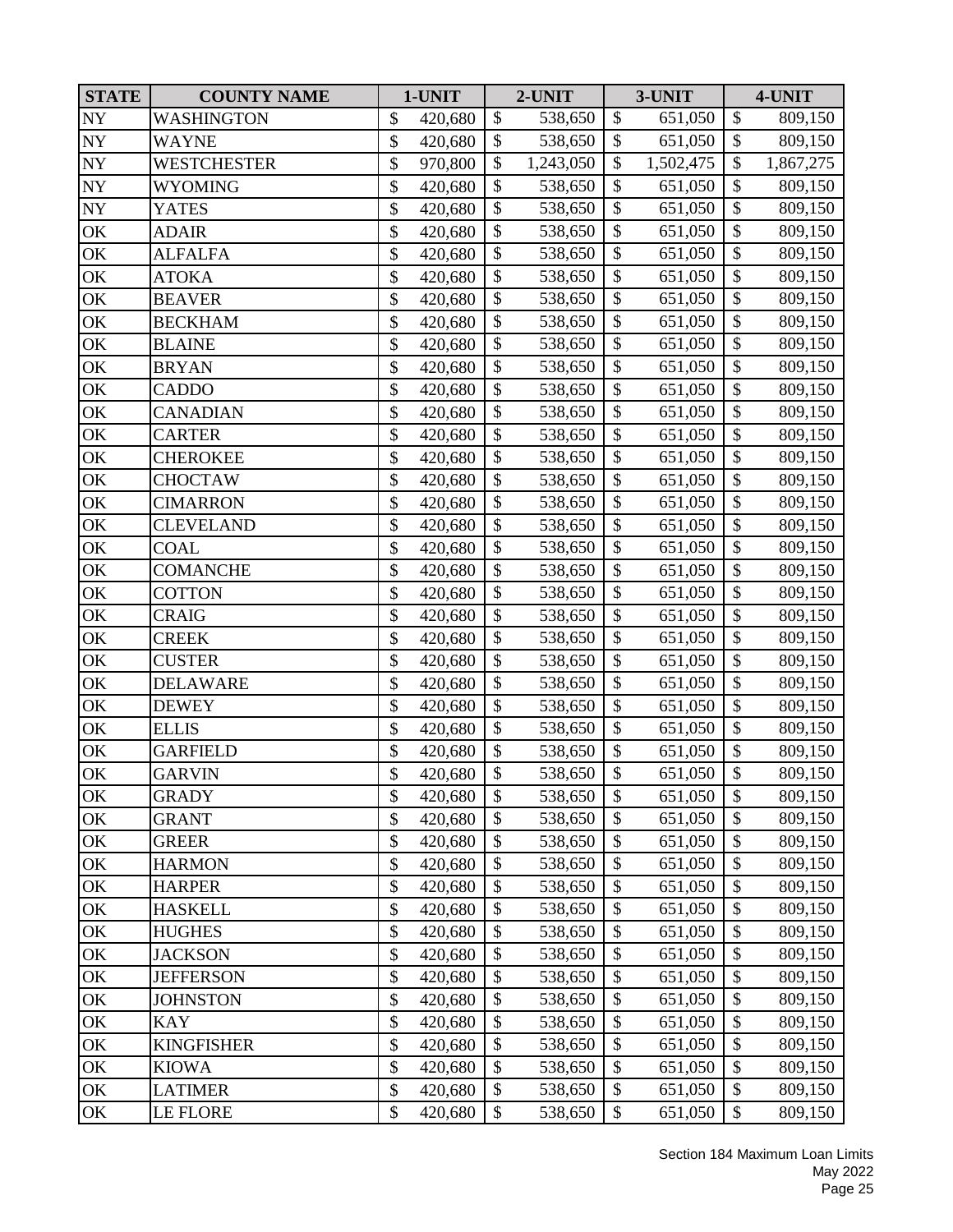| STATE | COUNTY NAME | 1-UNIT | 2-UNIT | 3-UNIT | 4-UNIT |
|---|---|---|---|---|---|
| NY | WASHINGTON | $ 420,680 | $ 538,650 | $ 651,050 | $ 809,150 |
| NY | WAYNE | $ 420,680 | $ 538,650 | $ 651,050 | $ 809,150 |
| NY | WESTCHESTER | $ 970,800 | $ 1,243,050 | $ 1,502,475 | $ 1,867,275 |
| NY | WYOMING | $ 420,680 | $ 538,650 | $ 651,050 | $ 809,150 |
| NY | YATES | $ 420,680 | $ 538,650 | $ 651,050 | $ 809,150 |
| OK | ADAIR | $ 420,680 | $ 538,650 | $ 651,050 | $ 809,150 |
| OK | ALFALFA | $ 420,680 | $ 538,650 | $ 651,050 | $ 809,150 |
| OK | ATOKA | $ 420,680 | $ 538,650 | $ 651,050 | $ 809,150 |
| OK | BEAVER | $ 420,680 | $ 538,650 | $ 651,050 | $ 809,150 |
| OK | BECKHAM | $ 420,680 | $ 538,650 | $ 651,050 | $ 809,150 |
| OK | BLAINE | $ 420,680 | $ 538,650 | $ 651,050 | $ 809,150 |
| OK | BRYAN | $ 420,680 | $ 538,650 | $ 651,050 | $ 809,150 |
| OK | CADDO | $ 420,680 | $ 538,650 | $ 651,050 | $ 809,150 |
| OK | CANADIAN | $ 420,680 | $ 538,650 | $ 651,050 | $ 809,150 |
| OK | CARTER | $ 420,680 | $ 538,650 | $ 651,050 | $ 809,150 |
| OK | CHEROKEE | $ 420,680 | $ 538,650 | $ 651,050 | $ 809,150 |
| OK | CHOCTAW | $ 420,680 | $ 538,650 | $ 651,050 | $ 809,150 |
| OK | CIMARRON | $ 420,680 | $ 538,650 | $ 651,050 | $ 809,150 |
| OK | CLEVELAND | $ 420,680 | $ 538,650 | $ 651,050 | $ 809,150 |
| OK | COAL | $ 420,680 | $ 538,650 | $ 651,050 | $ 809,150 |
| OK | COMANCHE | $ 420,680 | $ 538,650 | $ 651,050 | $ 809,150 |
| OK | COTTON | $ 420,680 | $ 538,650 | $ 651,050 | $ 809,150 |
| OK | CRAIG | $ 420,680 | $ 538,650 | $ 651,050 | $ 809,150 |
| OK | CREEK | $ 420,680 | $ 538,650 | $ 651,050 | $ 809,150 |
| OK | CUSTER | $ 420,680 | $ 538,650 | $ 651,050 | $ 809,150 |
| OK | DELAWARE | $ 420,680 | $ 538,650 | $ 651,050 | $ 809,150 |
| OK | DEWEY | $ 420,680 | $ 538,650 | $ 651,050 | $ 809,150 |
| OK | ELLIS | $ 420,680 | $ 538,650 | $ 651,050 | $ 809,150 |
| OK | GARFIELD | $ 420,680 | $ 538,650 | $ 651,050 | $ 809,150 |
| OK | GARVIN | $ 420,680 | $ 538,650 | $ 651,050 | $ 809,150 |
| OK | GRADY | $ 420,680 | $ 538,650 | $ 651,050 | $ 809,150 |
| OK | GRANT | $ 420,680 | $ 538,650 | $ 651,050 | $ 809,150 |
| OK | GREER | $ 420,680 | $ 538,650 | $ 651,050 | $ 809,150 |
| OK | HARMON | $ 420,680 | $ 538,650 | $ 651,050 | $ 809,150 |
| OK | HARPER | $ 420,680 | $ 538,650 | $ 651,050 | $ 809,150 |
| OK | HASKELL | $ 420,680 | $ 538,650 | $ 651,050 | $ 809,150 |
| OK | HUGHES | $ 420,680 | $ 538,650 | $ 651,050 | $ 809,150 |
| OK | JACKSON | $ 420,680 | $ 538,650 | $ 651,050 | $ 809,150 |
| OK | JEFFERSON | $ 420,680 | $ 538,650 | $ 651,050 | $ 809,150 |
| OK | JOHNSTON | $ 420,680 | $ 538,650 | $ 651,050 | $ 809,150 |
| OK | KAY | $ 420,680 | $ 538,650 | $ 651,050 | $ 809,150 |
| OK | KINGFISHER | $ 420,680 | $ 538,650 | $ 651,050 | $ 809,150 |
| OK | KIOWA | $ 420,680 | $ 538,650 | $ 651,050 | $ 809,150 |
| OK | LATIMER | $ 420,680 | $ 538,650 | $ 651,050 | $ 809,150 |
| OK | LE FLORE | $ 420,680 | $ 538,650 | $ 651,050 | $ 809,150 |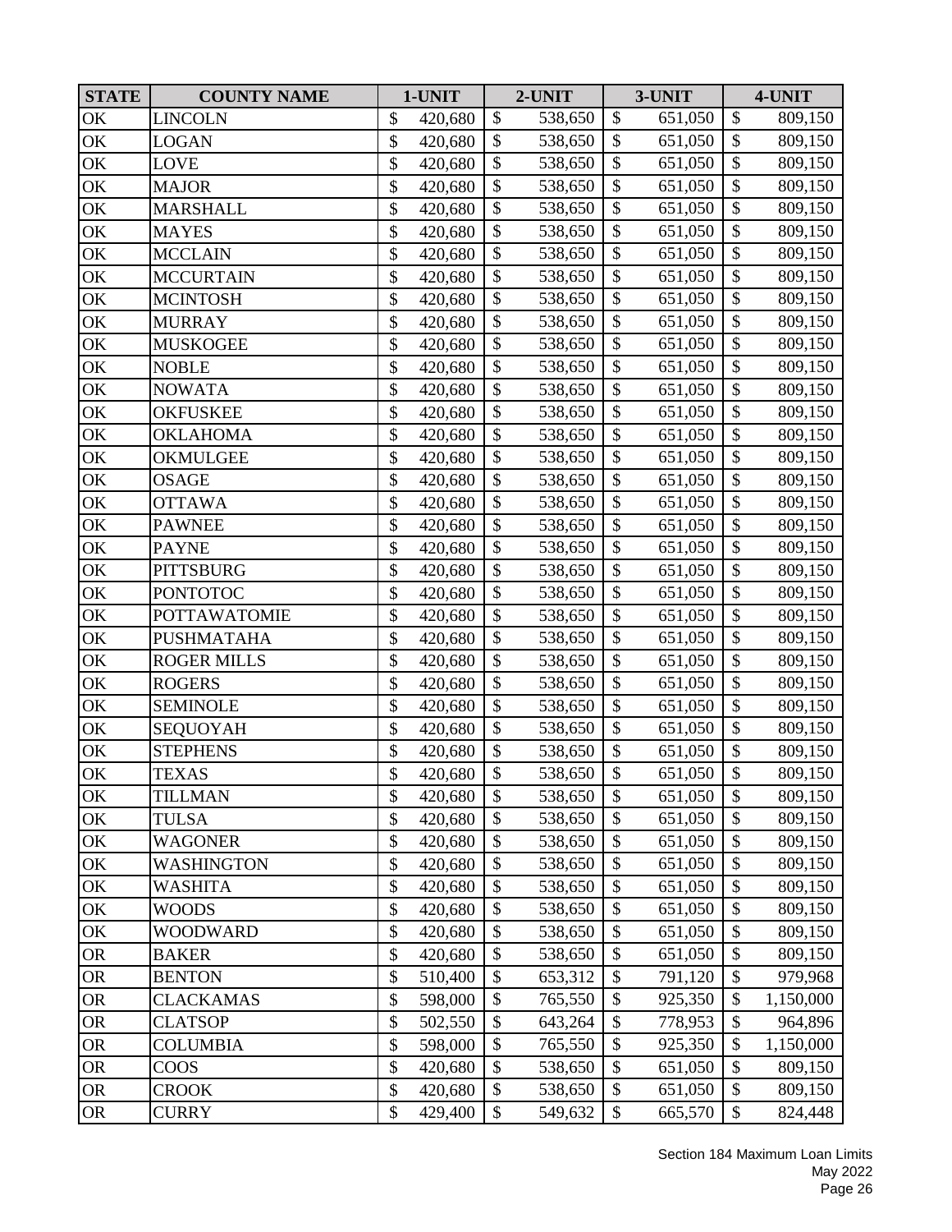| STATE | COUNTY NAME | 1-UNIT | 2-UNIT | 3-UNIT | 4-UNIT |
|---|---|---|---|---|---|
| OK | LINCOLN | $ 420,680 | $ 538,650 | $ 651,050 | $ 809,150 |
| OK | LOGAN | $ 420,680 | $ 538,650 | $ 651,050 | $ 809,150 |
| OK | LOVE | $ 420,680 | $ 538,650 | $ 651,050 | $ 809,150 |
| OK | MAJOR | $ 420,680 | $ 538,650 | $ 651,050 | $ 809,150 |
| OK | MARSHALL | $ 420,680 | $ 538,650 | $ 651,050 | $ 809,150 |
| OK | MAYES | $ 420,680 | $ 538,650 | $ 651,050 | $ 809,150 |
| OK | MCCLAIN | $ 420,680 | $ 538,650 | $ 651,050 | $ 809,150 |
| OK | MCCURTAIN | $ 420,680 | $ 538,650 | $ 651,050 | $ 809,150 |
| OK | MCINTOSH | $ 420,680 | $ 538,650 | $ 651,050 | $ 809,150 |
| OK | MURRAY | $ 420,680 | $ 538,650 | $ 651,050 | $ 809,150 |
| OK | MUSKOGEE | $ 420,680 | $ 538,650 | $ 651,050 | $ 809,150 |
| OK | NOBLE | $ 420,680 | $ 538,650 | $ 651,050 | $ 809,150 |
| OK | NOWATA | $ 420,680 | $ 538,650 | $ 651,050 | $ 809,150 |
| OK | OKFUSKEE | $ 420,680 | $ 538,650 | $ 651,050 | $ 809,150 |
| OK | OKLAHOMA | $ 420,680 | $ 538,650 | $ 651,050 | $ 809,150 |
| OK | OKMULGEE | $ 420,680 | $ 538,650 | $ 651,050 | $ 809,150 |
| OK | OSAGE | $ 420,680 | $ 538,650 | $ 651,050 | $ 809,150 |
| OK | OTTAWA | $ 420,680 | $ 538,650 | $ 651,050 | $ 809,150 |
| OK | PAWNEE | $ 420,680 | $ 538,650 | $ 651,050 | $ 809,150 |
| OK | PAYNE | $ 420,680 | $ 538,650 | $ 651,050 | $ 809,150 |
| OK | PITTSBURG | $ 420,680 | $ 538,650 | $ 651,050 | $ 809,150 |
| OK | PONTOTOC | $ 420,680 | $ 538,650 | $ 651,050 | $ 809,150 |
| OK | POTTAWATOMIE | $ 420,680 | $ 538,650 | $ 651,050 | $ 809,150 |
| OK | PUSHMATAHA | $ 420,680 | $ 538,650 | $ 651,050 | $ 809,150 |
| OK | ROGER MILLS | $ 420,680 | $ 538,650 | $ 651,050 | $ 809,150 |
| OK | ROGERS | $ 420,680 | $ 538,650 | $ 651,050 | $ 809,150 |
| OK | SEMINOLE | $ 420,680 | $ 538,650 | $ 651,050 | $ 809,150 |
| OK | SEQUOYAH | $ 420,680 | $ 538,650 | $ 651,050 | $ 809,150 |
| OK | STEPHENS | $ 420,680 | $ 538,650 | $ 651,050 | $ 809,150 |
| OK | TEXAS | $ 420,680 | $ 538,650 | $ 651,050 | $ 809,150 |
| OK | TILLMAN | $ 420,680 | $ 538,650 | $ 651,050 | $ 809,150 |
| OK | TULSA | $ 420,680 | $ 538,650 | $ 651,050 | $ 809,150 |
| OK | WAGONER | $ 420,680 | $ 538,650 | $ 651,050 | $ 809,150 |
| OK | WASHINGTON | $ 420,680 | $ 538,650 | $ 651,050 | $ 809,150 |
| OK | WASHITA | $ 420,680 | $ 538,650 | $ 651,050 | $ 809,150 |
| OK | WOODS | $ 420,680 | $ 538,650 | $ 651,050 | $ 809,150 |
| OK | WOODWARD | $ 420,680 | $ 538,650 | $ 651,050 | $ 809,150 |
| OR | BAKER | $ 420,680 | $ 538,650 | $ 651,050 | $ 809,150 |
| OR | BENTON | $ 510,400 | $ 653,312 | $ 791,120 | $ 979,968 |
| OR | CLACKAMAS | $ 598,000 | $ 765,550 | $ 925,350 | $ 1,150,000 |
| OR | CLATSOP | $ 502,550 | $ 643,264 | $ 778,953 | $ 964,896 |
| OR | COLUMBIA | $ 598,000 | $ 765,550 | $ 925,350 | $ 1,150,000 |
| OR | COOS | $ 420,680 | $ 538,650 | $ 651,050 | $ 809,150 |
| OR | CROOK | $ 420,680 | $ 538,650 | $ 651,050 | $ 809,150 |
| OR | CURRY | $ 429,400 | $ 549,632 | $ 665,570 | $ 824,448 |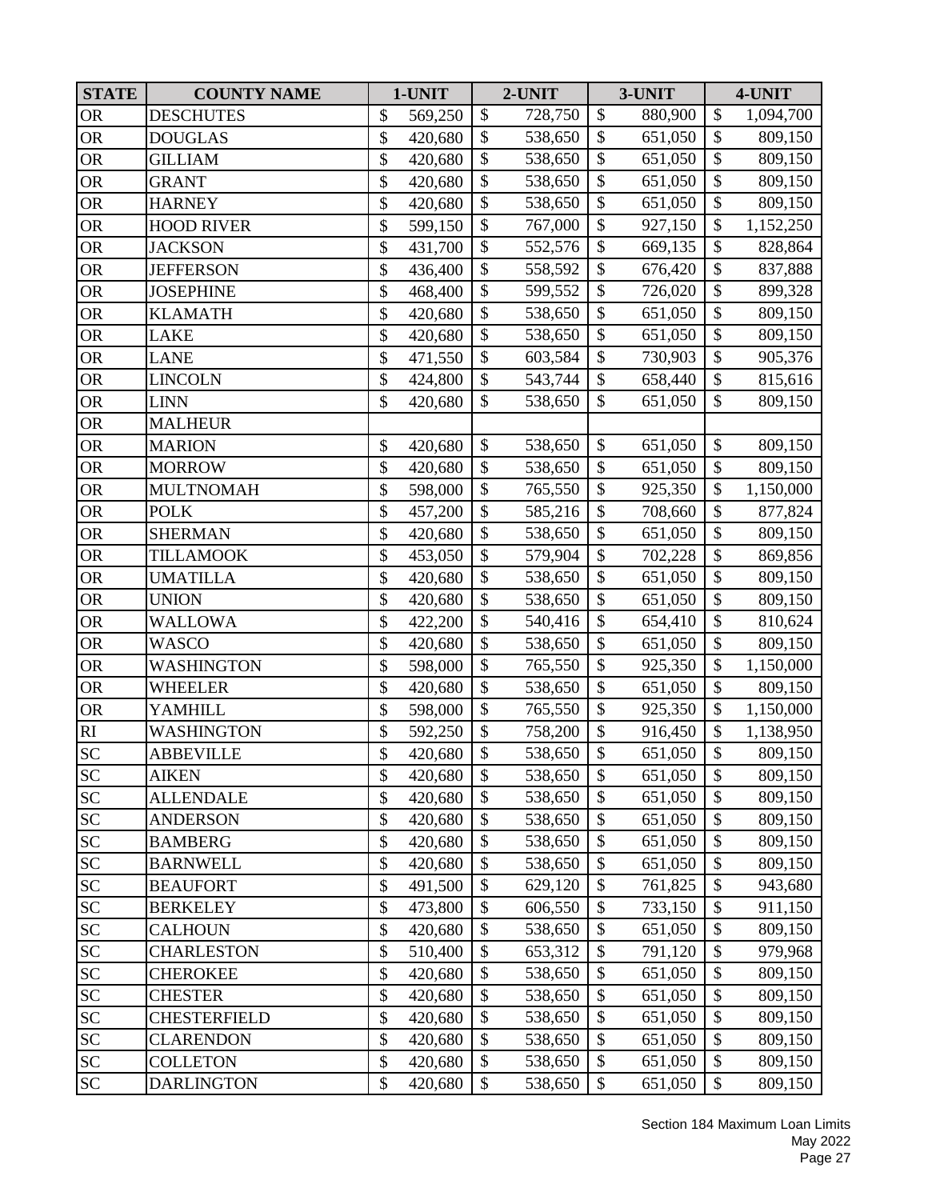| STATE | COUNTY NAME | 1-UNIT | 2-UNIT | 3-UNIT | 4-UNIT |
|---|---|---|---|---|---|
| OR | DESCHUTES | $ 569,250 | $ 728,750 | $ 880,900 | $ 1,094,700 |
| OR | DOUGLAS | $ 420,680 | $ 538,650 | $ 651,050 | $ 809,150 |
| OR | GILLIAM | $ 420,680 | $ 538,650 | $ 651,050 | $ 809,150 |
| OR | GRANT | $ 420,680 | $ 538,650 | $ 651,050 | $ 809,150 |
| OR | HARNEY | $ 420,680 | $ 538,650 | $ 651,050 | $ 809,150 |
| OR | HOOD RIVER | $ 599,150 | $ 767,000 | $ 927,150 | $ 1,152,250 |
| OR | JACKSON | $ 431,700 | $ 552,576 | $ 669,135 | $ 828,864 |
| OR | JEFFERSON | $ 436,400 | $ 558,592 | $ 676,420 | $ 837,888 |
| OR | JOSEPHINE | $ 468,400 | $ 599,552 | $ 726,020 | $ 899,328 |
| OR | KLAMATH | $ 420,680 | $ 538,650 | $ 651,050 | $ 809,150 |
| OR | LAKE | $ 420,680 | $ 538,650 | $ 651,050 | $ 809,150 |
| OR | LANE | $ 471,550 | $ 603,584 | $ 730,903 | $ 905,376 |
| OR | LINCOLN | $ 424,800 | $ 543,744 | $ 658,440 | $ 815,616 |
| OR | LINN | $ 420,680 | $ 538,650 | $ 651,050 | $ 809,150 |
| OR | MALHEUR | | | | |
| OR | MARION | $ 420,680 | $ 538,650 | $ 651,050 | $ 809,150 |
| OR | MORROW | $ 420,680 | $ 538,650 | $ 651,050 | $ 809,150 |
| OR | MULTNOMAH | $ 598,000 | $ 765,550 | $ 925,350 | $ 1,150,000 |
| OR | POLK | $ 457,200 | $ 585,216 | $ 708,660 | $ 877,824 |
| OR | SHERMAN | $ 420,680 | $ 538,650 | $ 651,050 | $ 809,150 |
| OR | TILLAMOOK | $ 453,050 | $ 579,904 | $ 702,228 | $ 869,856 |
| OR | UMATILLA | $ 420,680 | $ 538,650 | $ 651,050 | $ 809,150 |
| OR | UNION | $ 420,680 | $ 538,650 | $ 651,050 | $ 809,150 |
| OR | WALLOWA | $ 422,200 | $ 540,416 | $ 654,410 | $ 810,624 |
| OR | WASCO | $ 420,680 | $ 538,650 | $ 651,050 | $ 809,150 |
| OR | WASHINGTON | $ 598,000 | $ 765,550 | $ 925,350 | $ 1,150,000 |
| OR | WHEELER | $ 420,680 | $ 538,650 | $ 651,050 | $ 809,150 |
| OR | YAMHILL | $ 598,000 | $ 765,550 | $ 925,350 | $ 1,150,000 |
| RI | WASHINGTON | $ 592,250 | $ 758,200 | $ 916,450 | $ 1,138,950 |
| SC | ABBEVILLE | $ 420,680 | $ 538,650 | $ 651,050 | $ 809,150 |
| SC | AIKEN | $ 420,680 | $ 538,650 | $ 651,050 | $ 809,150 |
| SC | ALLENDALE | $ 420,680 | $ 538,650 | $ 651,050 | $ 809,150 |
| SC | ANDERSON | $ 420,680 | $ 538,650 | $ 651,050 | $ 809,150 |
| SC | BAMBERG | $ 420,680 | $ 538,650 | $ 651,050 | $ 809,150 |
| SC | BARNWELL | $ 420,680 | $ 538,650 | $ 651,050 | $ 809,150 |
| SC | BEAUFORT | $ 491,500 | $ 629,120 | $ 761,825 | $ 943,680 |
| SC | BERKELEY | $ 473,800 | $ 606,550 | $ 733,150 | $ 911,150 |
| SC | CALHOUN | $ 420,680 | $ 538,650 | $ 651,050 | $ 809,150 |
| SC | CHARLESTON | $ 510,400 | $ 653,312 | $ 791,120 | $ 979,968 |
| SC | CHEROKEE | $ 420,680 | $ 538,650 | $ 651,050 | $ 809,150 |
| SC | CHESTER | $ 420,680 | $ 538,650 | $ 651,050 | $ 809,150 |
| SC | CHESTERFIELD | $ 420,680 | $ 538,650 | $ 651,050 | $ 809,150 |
| SC | CLARENDON | $ 420,680 | $ 538,650 | $ 651,050 | $ 809,150 |
| SC | COLLETON | $ 420,680 | $ 538,650 | $ 651,050 | $ 809,150 |
| SC | DARLINGTON | $ 420,680 | $ 538,650 | $ 651,050 | $ 809,150 |

Section 184 Maximum Loan Limits
May 2022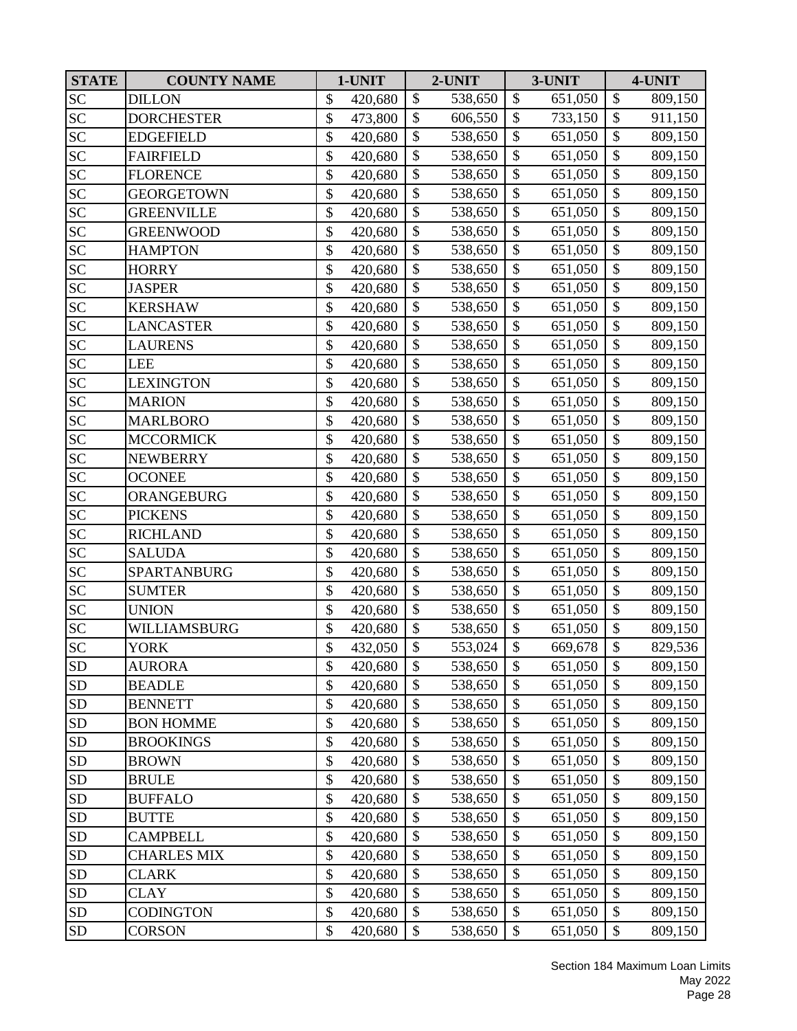| STATE | COUNTY NAME | 1-UNIT | 2-UNIT | 3-UNIT | 4-UNIT |
|---|---|---|---|---|---|
| SC | DILLON | $ 420,680 | $ 538,650 | $ 651,050 | $ 809,150 |
| SC | DORCHESTER | $ 473,800 | $ 606,550 | $ 733,150 | $ 911,150 |
| SC | EDGEFIELD | $ 420,680 | $ 538,650 | $ 651,050 | $ 809,150 |
| SC | FAIRFIELD | $ 420,680 | $ 538,650 | $ 651,050 | $ 809,150 |
| SC | FLORENCE | $ 420,680 | $ 538,650 | $ 651,050 | $ 809,150 |
| SC | GEORGETOWN | $ 420,680 | $ 538,650 | $ 651,050 | $ 809,150 |
| SC | GREENVILLE | $ 420,680 | $ 538,650 | $ 651,050 | $ 809,150 |
| SC | GREENWOOD | $ 420,680 | $ 538,650 | $ 651,050 | $ 809,150 |
| SC | HAMPTON | $ 420,680 | $ 538,650 | $ 651,050 | $ 809,150 |
| SC | HORRY | $ 420,680 | $ 538,650 | $ 651,050 | $ 809,150 |
| SC | JASPER | $ 420,680 | $ 538,650 | $ 651,050 | $ 809,150 |
| SC | KERSHAW | $ 420,680 | $ 538,650 | $ 651,050 | $ 809,150 |
| SC | LANCASTER | $ 420,680 | $ 538,650 | $ 651,050 | $ 809,150 |
| SC | LAURENS | $ 420,680 | $ 538,650 | $ 651,050 | $ 809,150 |
| SC | LEE | $ 420,680 | $ 538,650 | $ 651,050 | $ 809,150 |
| SC | LEXINGTON | $ 420,680 | $ 538,650 | $ 651,050 | $ 809,150 |
| SC | MARION | $ 420,680 | $ 538,650 | $ 651,050 | $ 809,150 |
| SC | MARLBORO | $ 420,680 | $ 538,650 | $ 651,050 | $ 809,150 |
| SC | MCCORMICK | $ 420,680 | $ 538,650 | $ 651,050 | $ 809,150 |
| SC | NEWBERRY | $ 420,680 | $ 538,650 | $ 651,050 | $ 809,150 |
| SC | OCONEE | $ 420,680 | $ 538,650 | $ 651,050 | $ 809,150 |
| SC | ORANGEBURG | $ 420,680 | $ 538,650 | $ 651,050 | $ 809,150 |
| SC | PICKENS | $ 420,680 | $ 538,650 | $ 651,050 | $ 809,150 |
| SC | RICHLAND | $ 420,680 | $ 538,650 | $ 651,050 | $ 809,150 |
| SC | SALUDA | $ 420,680 | $ 538,650 | $ 651,050 | $ 809,150 |
| SC | SPARTANBURG | $ 420,680 | $ 538,650 | $ 651,050 | $ 809,150 |
| SC | SUMTER | $ 420,680 | $ 538,650 | $ 651,050 | $ 809,150 |
| SC | UNION | $ 420,680 | $ 538,650 | $ 651,050 | $ 809,150 |
| SC | WILLIAMSBURG | $ 420,680 | $ 538,650 | $ 651,050 | $ 809,150 |
| SC | YORK | $ 432,050 | $ 553,024 | $ 669,678 | $ 829,536 |
| SD | AURORA | $ 420,680 | $ 538,650 | $ 651,050 | $ 809,150 |
| SD | BEADLE | $ 420,680 | $ 538,650 | $ 651,050 | $ 809,150 |
| SD | BENNETT | $ 420,680 | $ 538,650 | $ 651,050 | $ 809,150 |
| SD | BON HOMME | $ 420,680 | $ 538,650 | $ 651,050 | $ 809,150 |
| SD | BROOKINGS | $ 420,680 | $ 538,650 | $ 651,050 | $ 809,150 |
| SD | BROWN | $ 420,680 | $ 538,650 | $ 651,050 | $ 809,150 |
| SD | BRULE | $ 420,680 | $ 538,650 | $ 651,050 | $ 809,150 |
| SD | BUFFALO | $ 420,680 | $ 538,650 | $ 651,050 | $ 809,150 |
| SD | BUTTE | $ 420,680 | $ 538,650 | $ 651,050 | $ 809,150 |
| SD | CAMPBELL | $ 420,680 | $ 538,650 | $ 651,050 | $ 809,150 |
| SD | CHARLES MIX | $ 420,680 | $ 538,650 | $ 651,050 | $ 809,150 |
| SD | CLARK | $ 420,680 | $ 538,650 | $ 651,050 | $ 809,150 |
| SD | CLAY | $ 420,680 | $ 538,650 | $ 651,050 | $ 809,150 |
| SD | CODINGTON | $ 420,680 | $ 538,650 | $ 651,050 | $ 809,150 |
| SD | CORSON | $ 420,680 | $ 538,650 | $ 651,050 | $ 809,150 |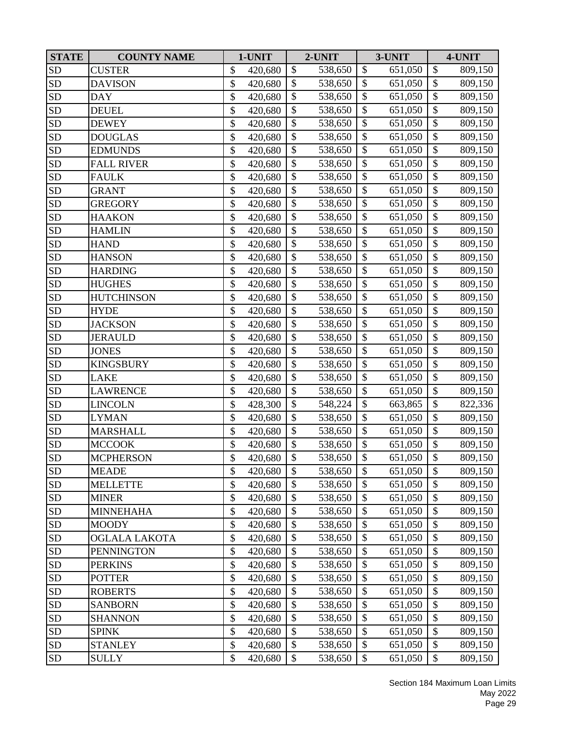| STATE | COUNTY NAME | 1-UNIT | 2-UNIT | 3-UNIT | 4-UNIT |
|---|---|---|---|---|---|
| SD | CUSTER | $ 420,680 | $ 538,650 | $ 651,050 | $ 809,150 |
| SD | DAVISON | $ 420,680 | $ 538,650 | $ 651,050 | $ 809,150 |
| SD | DAY | $ 420,680 | $ 538,650 | $ 651,050 | $ 809,150 |
| SD | DEUEL | $ 420,680 | $ 538,650 | $ 651,050 | $ 809,150 |
| SD | DEWEY | $ 420,680 | $ 538,650 | $ 651,050 | $ 809,150 |
| SD | DOUGLAS | $ 420,680 | $ 538,650 | $ 651,050 | $ 809,150 |
| SD | EDMUNDS | $ 420,680 | $ 538,650 | $ 651,050 | $ 809,150 |
| SD | FALL RIVER | $ 420,680 | $ 538,650 | $ 651,050 | $ 809,150 |
| SD | FAULK | $ 420,680 | $ 538,650 | $ 651,050 | $ 809,150 |
| SD | GRANT | $ 420,680 | $ 538,650 | $ 651,050 | $ 809,150 |
| SD | GREGORY | $ 420,680 | $ 538,650 | $ 651,050 | $ 809,150 |
| SD | HAAKON | $ 420,680 | $ 538,650 | $ 651,050 | $ 809,150 |
| SD | HAMLIN | $ 420,680 | $ 538,650 | $ 651,050 | $ 809,150 |
| SD | HAND | $ 420,680 | $ 538,650 | $ 651,050 | $ 809,150 |
| SD | HANSON | $ 420,680 | $ 538,650 | $ 651,050 | $ 809,150 |
| SD | HARDING | $ 420,680 | $ 538,650 | $ 651,050 | $ 809,150 |
| SD | HUGHES | $ 420,680 | $ 538,650 | $ 651,050 | $ 809,150 |
| SD | HUTCHINSON | $ 420,680 | $ 538,650 | $ 651,050 | $ 809,150 |
| SD | HYDE | $ 420,680 | $ 538,650 | $ 651,050 | $ 809,150 |
| SD | JACKSON | $ 420,680 | $ 538,650 | $ 651,050 | $ 809,150 |
| SD | JERAULD | $ 420,680 | $ 538,650 | $ 651,050 | $ 809,150 |
| SD | JONES | $ 420,680 | $ 538,650 | $ 651,050 | $ 809,150 |
| SD | KINGSBURY | $ 420,680 | $ 538,650 | $ 651,050 | $ 809,150 |
| SD | LAKE | $ 420,680 | $ 538,650 | $ 651,050 | $ 809,150 |
| SD | LAWRENCE | $ 420,680 | $ 538,650 | $ 651,050 | $ 809,150 |
| SD | LINCOLN | $ 428,300 | $ 548,224 | $ 663,865 | $ 822,336 |
| SD | LYMAN | $ 420,680 | $ 538,650 | $ 651,050 | $ 809,150 |
| SD | MARSHALL | $ 420,680 | $ 538,650 | $ 651,050 | $ 809,150 |
| SD | MCCOOK | $ 420,680 | $ 538,650 | $ 651,050 | $ 809,150 |
| SD | MCPHERSON | $ 420,680 | $ 538,650 | $ 651,050 | $ 809,150 |
| SD | MEADE | $ 420,680 | $ 538,650 | $ 651,050 | $ 809,150 |
| SD | MELLETTE | $ 420,680 | $ 538,650 | $ 651,050 | $ 809,150 |
| SD | MINER | $ 420,680 | $ 538,650 | $ 651,050 | $ 809,150 |
| SD | MINNEHAHA | $ 420,680 | $ 538,650 | $ 651,050 | $ 809,150 |
| SD | MOODY | $ 420,680 | $ 538,650 | $ 651,050 | $ 809,150 |
| SD | OGLALA LAKOTA | $ 420,680 | $ 538,650 | $ 651,050 | $ 809,150 |
| SD | PENNINGTON | $ 420,680 | $ 538,650 | $ 651,050 | $ 809,150 |
| SD | PERKINS | $ 420,680 | $ 538,650 | $ 651,050 | $ 809,150 |
| SD | POTTER | $ 420,680 | $ 538,650 | $ 651,050 | $ 809,150 |
| SD | ROBERTS | $ 420,680 | $ 538,650 | $ 651,050 | $ 809,150 |
| SD | SANBORN | $ 420,680 | $ 538,650 | $ 651,050 | $ 809,150 |
| SD | SHANNON | $ 420,680 | $ 538,650 | $ 651,050 | $ 809,150 |
| SD | SPINK | $ 420,680 | $ 538,650 | $ 651,050 | $ 809,150 |
| SD | STANLEY | $ 420,680 | $ 538,650 | $ 651,050 | $ 809,150 |
| SD | SULLY | $ 420,680 | $ 538,650 | $ 651,050 | $ 809,150 |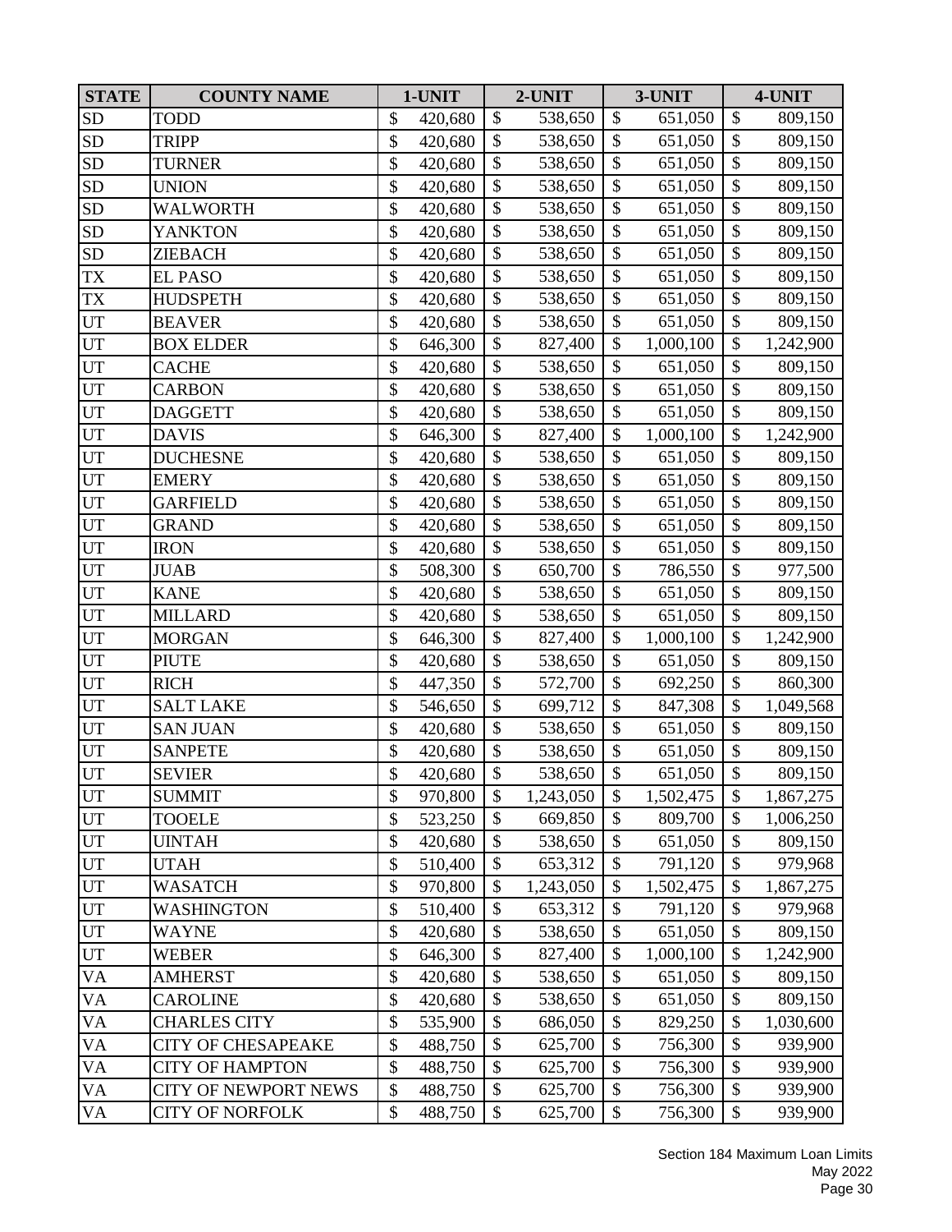| STATE | COUNTY NAME | 1-UNIT | 2-UNIT | 3-UNIT | 4-UNIT |
|---|---|---|---|---|---|
| SD | TODD | $ 420,680 | $ 538,650 | $ 651,050 | $ 809,150 |
| SD | TRIPP | $ 420,680 | $ 538,650 | $ 651,050 | $ 809,150 |
| SD | TURNER | $ 420,680 | $ 538,650 | $ 651,050 | $ 809,150 |
| SD | UNION | $ 420,680 | $ 538,650 | $ 651,050 | $ 809,150 |
| SD | WALWORTH | $ 420,680 | $ 538,650 | $ 651,050 | $ 809,150 |
| SD | YANKTON | $ 420,680 | $ 538,650 | $ 651,050 | $ 809,150 |
| SD | ZIEBACH | $ 420,680 | $ 538,650 | $ 651,050 | $ 809,150 |
| TX | EL PASO | $ 420,680 | $ 538,650 | $ 651,050 | $ 809,150 |
| TX | HUDSPETH | $ 420,680 | $ 538,650 | $ 651,050 | $ 809,150 |
| UT | BEAVER | $ 420,680 | $ 538,650 | $ 651,050 | $ 809,150 |
| UT | BOX ELDER | $ 646,300 | $ 827,400 | $ 1,000,100 | $ 1,242,900 |
| UT | CACHE | $ 420,680 | $ 538,650 | $ 651,050 | $ 809,150 |
| UT | CARBON | $ 420,680 | $ 538,650 | $ 651,050 | $ 809,150 |
| UT | DAGGETT | $ 420,680 | $ 538,650 | $ 651,050 | $ 809,150 |
| UT | DAVIS | $ 646,300 | $ 827,400 | $ 1,000,100 | $ 1,242,900 |
| UT | DUCHESNE | $ 420,680 | $ 538,650 | $ 651,050 | $ 809,150 |
| UT | EMERY | $ 420,680 | $ 538,650 | $ 651,050 | $ 809,150 |
| UT | GARFIELD | $ 420,680 | $ 538,650 | $ 651,050 | $ 809,150 |
| UT | GRAND | $ 420,680 | $ 538,650 | $ 651,050 | $ 809,150 |
| UT | IRON | $ 420,680 | $ 538,650 | $ 651,050 | $ 809,150 |
| UT | JUAB | $ 508,300 | $ 650,700 | $ 786,550 | $ 977,500 |
| UT | KANE | $ 420,680 | $ 538,650 | $ 651,050 | $ 809,150 |
| UT | MILLARD | $ 420,680 | $ 538,650 | $ 651,050 | $ 809,150 |
| UT | MORGAN | $ 646,300 | $ 827,400 | $ 1,000,100 | $ 1,242,900 |
| UT | PIUTE | $ 420,680 | $ 538,650 | $ 651,050 | $ 809,150 |
| UT | RICH | $ 447,350 | $ 572,700 | $ 692,250 | $ 860,300 |
| UT | SALT LAKE | $ 546,650 | $ 699,712 | $ 847,308 | $ 1,049,568 |
| UT | SAN JUAN | $ 420,680 | $ 538,650 | $ 651,050 | $ 809,150 |
| UT | SANPETE | $ 420,680 | $ 538,650 | $ 651,050 | $ 809,150 |
| UT | SEVIER | $ 420,680 | $ 538,650 | $ 651,050 | $ 809,150 |
| UT | SUMMIT | $ 970,800 | $ 1,243,050 | $ 1,502,475 | $ 1,867,275 |
| UT | TOOELE | $ 523,250 | $ 669,850 | $ 809,700 | $ 1,006,250 |
| UT | UINTAH | $ 420,680 | $ 538,650 | $ 651,050 | $ 809,150 |
| UT | UTAH | $ 510,400 | $ 653,312 | $ 791,120 | $ 979,968 |
| UT | WASATCH | $ 970,800 | $ 1,243,050 | $ 1,502,475 | $ 1,867,275 |
| UT | WASHINGTON | $ 510,400 | $ 653,312 | $ 791,120 | $ 979,968 |
| UT | WAYNE | $ 420,680 | $ 538,650 | $ 651,050 | $ 809,150 |
| UT | WEBER | $ 646,300 | $ 827,400 | $ 1,000,100 | $ 1,242,900 |
| VA | AMHERST | $ 420,680 | $ 538,650 | $ 651,050 | $ 809,150 |
| VA | CAROLINE | $ 420,680 | $ 538,650 | $ 651,050 | $ 809,150 |
| VA | CHARLES CITY | $ 535,900 | $ 686,050 | $ 829,250 | $ 1,030,600 |
| VA | CITY OF CHESAPEAKE | $ 488,750 | $ 625,700 | $ 756,300 | $ 939,900 |
| VA | CITY OF HAMPTON | $ 488,750 | $ 625,700 | $ 756,300 | $ 939,900 |
| VA | CITY OF NEWPORT NEWS | $ 488,750 | $ 625,700 | $ 756,300 | $ 939,900 |
| VA | CITY OF NORFOLK | $ 488,750 | $ 625,700 | $ 756,300 | $ 939,900 |

Section 184 Maximum Loan Limits
May 2022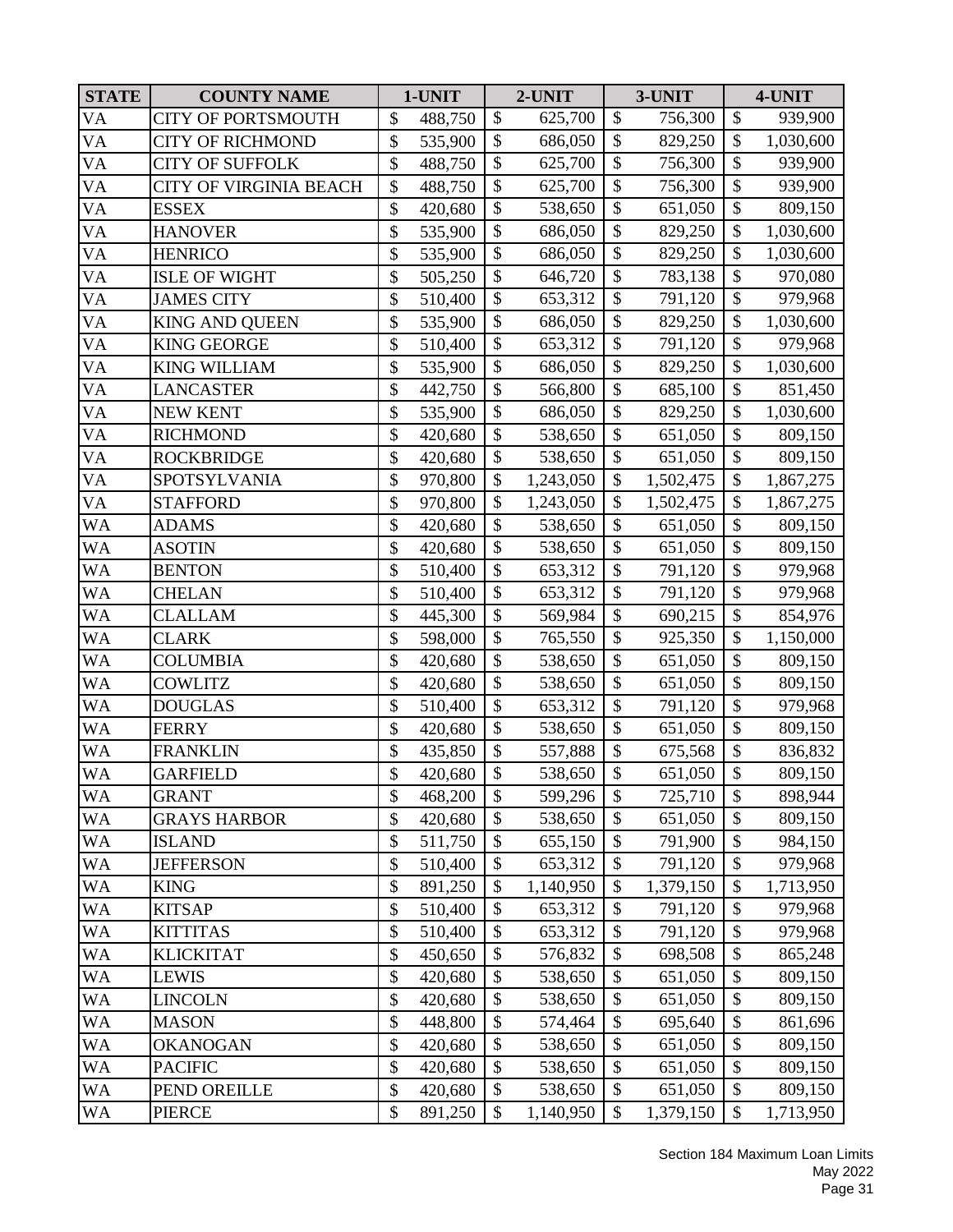| STATE | COUNTY NAME | 1-UNIT | 2-UNIT | 3-UNIT | 4-UNIT |
|---|---|---|---|---|---|
| VA | CITY OF PORTSMOUTH | $ 488,750 | $ 625,700 | $ 756,300 | $ 939,900 |
| VA | CITY OF RICHMOND | $ 535,900 | $ 686,050 | $ 829,250 | $ 1,030,600 |
| VA | CITY OF SUFFOLK | $ 488,750 | $ 625,700 | $ 756,300 | $ 939,900 |
| VA | CITY OF VIRGINIA BEACH | $ 488,750 | $ 625,700 | $ 756,300 | $ 939,900 |
| VA | ESSEX | $ 420,680 | $ 538,650 | $ 651,050 | $ 809,150 |
| VA | HANOVER | $ 535,900 | $ 686,050 | $ 829,250 | $ 1,030,600 |
| VA | HENRICO | $ 535,900 | $ 686,050 | $ 829,250 | $ 1,030,600 |
| VA | ISLE OF WIGHT | $ 505,250 | $ 646,720 | $ 783,138 | $ 970,080 |
| VA | JAMES CITY | $ 510,400 | $ 653,312 | $ 791,120 | $ 979,968 |
| VA | KING AND QUEEN | $ 535,900 | $ 686,050 | $ 829,250 | $ 1,030,600 |
| VA | KING GEORGE | $ 510,400 | $ 653,312 | $ 791,120 | $ 979,968 |
| VA | KING WILLIAM | $ 535,900 | $ 686,050 | $ 829,250 | $ 1,030,600 |
| VA | LANCASTER | $ 442,750 | $ 566,800 | $ 685,100 | $ 851,450 |
| VA | NEW KENT | $ 535,900 | $ 686,050 | $ 829,250 | $ 1,030,600 |
| VA | RICHMOND | $ 420,680 | $ 538,650 | $ 651,050 | $ 809,150 |
| VA | ROCKBRIDGE | $ 420,680 | $ 538,650 | $ 651,050 | $ 809,150 |
| VA | SPOTSYLVANIA | $ 970,800 | $ 1,243,050 | $ 1,502,475 | $ 1,867,275 |
| VA | STAFFORD | $ 970,800 | $ 1,243,050 | $ 1,502,475 | $ 1,867,275 |
| WA | ADAMS | $ 420,680 | $ 538,650 | $ 651,050 | $ 809,150 |
| WA | ASOTIN | $ 420,680 | $ 538,650 | $ 651,050 | $ 809,150 |
| WA | BENTON | $ 510,400 | $ 653,312 | $ 791,120 | $ 979,968 |
| WA | CHELAN | $ 510,400 | $ 653,312 | $ 791,120 | $ 979,968 |
| WA | CLALLAM | $ 445,300 | $ 569,984 | $ 690,215 | $ 854,976 |
| WA | CLARK | $ 598,000 | $ 765,550 | $ 925,350 | $ 1,150,000 |
| WA | COLUMBIA | $ 420,680 | $ 538,650 | $ 651,050 | $ 809,150 |
| WA | COWLITZ | $ 420,680 | $ 538,650 | $ 651,050 | $ 809,150 |
| WA | DOUGLAS | $ 510,400 | $ 653,312 | $ 791,120 | $ 979,968 |
| WA | FERRY | $ 420,680 | $ 538,650 | $ 651,050 | $ 809,150 |
| WA | FRANKLIN | $ 435,850 | $ 557,888 | $ 675,568 | $ 836,832 |
| WA | GARFIELD | $ 420,680 | $ 538,650 | $ 651,050 | $ 809,150 |
| WA | GRANT | $ 468,200 | $ 599,296 | $ 725,710 | $ 898,944 |
| WA | GRAYS HARBOR | $ 420,680 | $ 538,650 | $ 651,050 | $ 809,150 |
| WA | ISLAND | $ 511,750 | $ 655,150 | $ 791,900 | $ 984,150 |
| WA | JEFFERSON | $ 510,400 | $ 653,312 | $ 791,120 | $ 979,968 |
| WA | KING | $ 891,250 | $ 1,140,950 | $ 1,379,150 | $ 1,713,950 |
| WA | KITSAP | $ 510,400 | $ 653,312 | $ 791,120 | $ 979,968 |
| WA | KITTITAS | $ 510,400 | $ 653,312 | $ 791,120 | $ 979,968 |
| WA | KLICKITAT | $ 450,650 | $ 576,832 | $ 698,508 | $ 865,248 |
| WA | LEWIS | $ 420,680 | $ 538,650 | $ 651,050 | $ 809,150 |
| WA | LINCOLN | $ 420,680 | $ 538,650 | $ 651,050 | $ 809,150 |
| WA | MASON | $ 448,800 | $ 574,464 | $ 695,640 | $ 861,696 |
| WA | OKANOGAN | $ 420,680 | $ 538,650 | $ 651,050 | $ 809,150 |
| WA | PACIFIC | $ 420,680 | $ 538,650 | $ 651,050 | $ 809,150 |
| WA | PEND OREILLE | $ 420,680 | $ 538,650 | $ 651,050 | $ 809,150 |
| WA | PIERCE | $ 891,250 | $ 1,140,950 | $ 1,379,150 | $ 1,713,950 |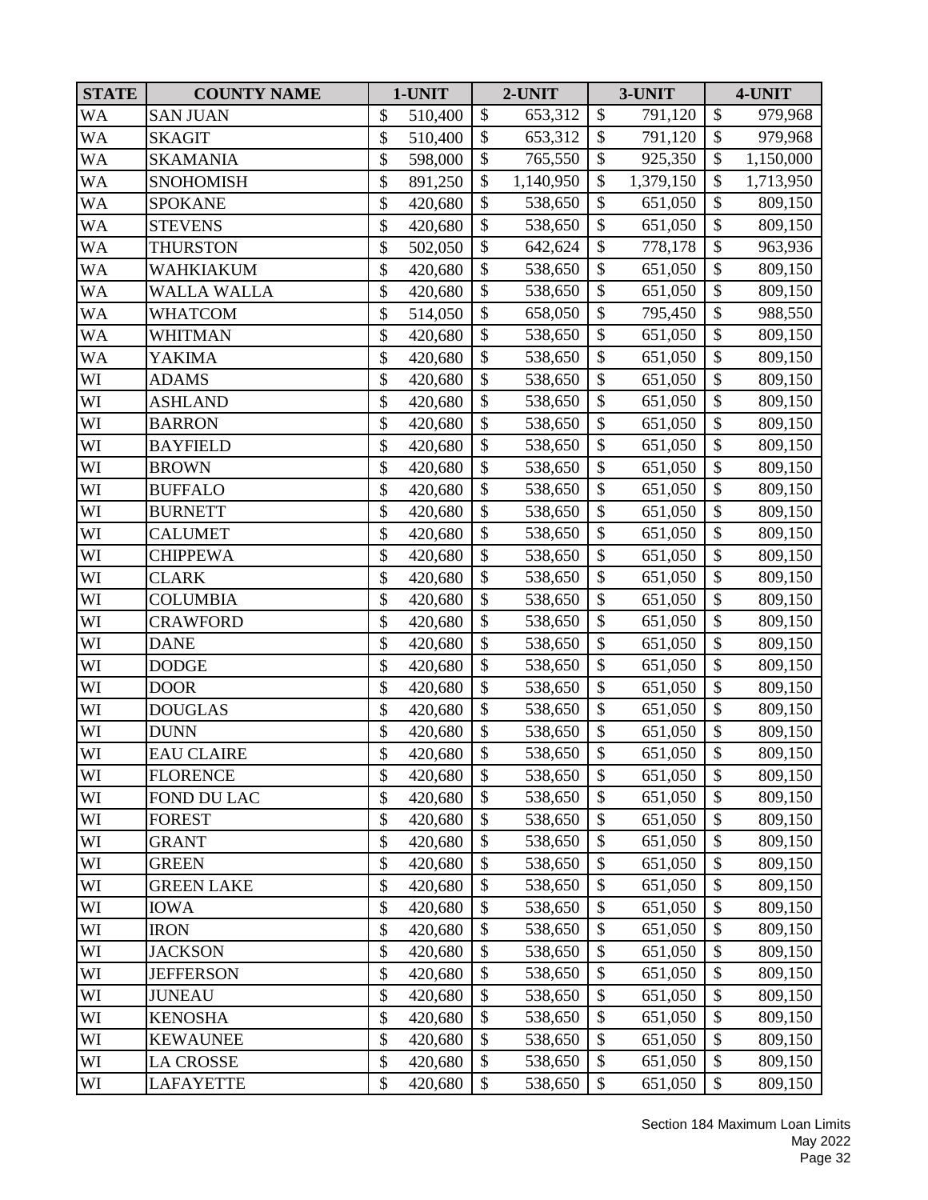| STATE | COUNTY NAME | 1-UNIT | 2-UNIT | 3-UNIT | 4-UNIT |
|---|---|---|---|---|---|
| WA | SAN JUAN | $ 510,400 | $ 653,312 | $ 791,120 | $ 979,968 |
| WA | SKAGIT | $ 510,400 | $ 653,312 | $ 791,120 | $ 979,968 |
| WA | SKAMANIA | $ 598,000 | $ 765,550 | $ 925,350 | $ 1,150,000 |
| WA | SNOHOMISH | $ 891,250 | $ 1,140,950 | $ 1,379,150 | $ 1,713,950 |
| WA | SPOKANE | $ 420,680 | $ 538,650 | $ 651,050 | $ 809,150 |
| WA | STEVENS | $ 420,680 | $ 538,650 | $ 651,050 | $ 809,150 |
| WA | THURSTON | $ 502,050 | $ 642,624 | $ 778,178 | $ 963,936 |
| WA | WAHKIAKUM | $ 420,680 | $ 538,650 | $ 651,050 | $ 809,150 |
| WA | WALLA WALLA | $ 420,680 | $ 538,650 | $ 651,050 | $ 809,150 |
| WA | WHATCOM | $ 514,050 | $ 658,050 | $ 795,450 | $ 988,550 |
| WA | WHITMAN | $ 420,680 | $ 538,650 | $ 651,050 | $ 809,150 |
| WA | YAKIMA | $ 420,680 | $ 538,650 | $ 651,050 | $ 809,150 |
| WI | ADAMS | $ 420,680 | $ 538,650 | $ 651,050 | $ 809,150 |
| WI | ASHLAND | $ 420,680 | $ 538,650 | $ 651,050 | $ 809,150 |
| WI | BARRON | $ 420,680 | $ 538,650 | $ 651,050 | $ 809,150 |
| WI | BAYFIELD | $ 420,680 | $ 538,650 | $ 651,050 | $ 809,150 |
| WI | BROWN | $ 420,680 | $ 538,650 | $ 651,050 | $ 809,150 |
| WI | BUFFALO | $ 420,680 | $ 538,650 | $ 651,050 | $ 809,150 |
| WI | BURNETT | $ 420,680 | $ 538,650 | $ 651,050 | $ 809,150 |
| WI | CALUMET | $ 420,680 | $ 538,650 | $ 651,050 | $ 809,150 |
| WI | CHIPPEWA | $ 420,680 | $ 538,650 | $ 651,050 | $ 809,150 |
| WI | CLARK | $ 420,680 | $ 538,650 | $ 651,050 | $ 809,150 |
| WI | COLUMBIA | $ 420,680 | $ 538,650 | $ 651,050 | $ 809,150 |
| WI | CRAWFORD | $ 420,680 | $ 538,650 | $ 651,050 | $ 809,150 |
| WI | DANE | $ 420,680 | $ 538,650 | $ 651,050 | $ 809,150 |
| WI | DODGE | $ 420,680 | $ 538,650 | $ 651,050 | $ 809,150 |
| WI | DOOR | $ 420,680 | $ 538,650 | $ 651,050 | $ 809,150 |
| WI | DOUGLAS | $ 420,680 | $ 538,650 | $ 651,050 | $ 809,150 |
| WI | DUNN | $ 420,680 | $ 538,650 | $ 651,050 | $ 809,150 |
| WI | EAU CLAIRE | $ 420,680 | $ 538,650 | $ 651,050 | $ 809,150 |
| WI | FLORENCE | $ 420,680 | $ 538,650 | $ 651,050 | $ 809,150 |
| WI | FOND DU LAC | $ 420,680 | $ 538,650 | $ 651,050 | $ 809,150 |
| WI | FOREST | $ 420,680 | $ 538,650 | $ 651,050 | $ 809,150 |
| WI | GRANT | $ 420,680 | $ 538,650 | $ 651,050 | $ 809,150 |
| WI | GREEN | $ 420,680 | $ 538,650 | $ 651,050 | $ 809,150 |
| WI | GREEN LAKE | $ 420,680 | $ 538,650 | $ 651,050 | $ 809,150 |
| WI | IOWA | $ 420,680 | $ 538,650 | $ 651,050 | $ 809,150 |
| WI | IRON | $ 420,680 | $ 538,650 | $ 651,050 | $ 809,150 |
| WI | JACKSON | $ 420,680 | $ 538,650 | $ 651,050 | $ 809,150 |
| WI | JEFFERSON | $ 420,680 | $ 538,650 | $ 651,050 | $ 809,150 |
| WI | JUNEAU | $ 420,680 | $ 538,650 | $ 651,050 | $ 809,150 |
| WI | KENOSHA | $ 420,680 | $ 538,650 | $ 651,050 | $ 809,150 |
| WI | KEWAUNEE | $ 420,680 | $ 538,650 | $ 651,050 | $ 809,150 |
| WI | LA CROSSE | $ 420,680 | $ 538,650 | $ 651,050 | $ 809,150 |
| WI | LAFAYETTE | $ 420,680 | $ 538,650 | $ 651,050 | $ 809,150 |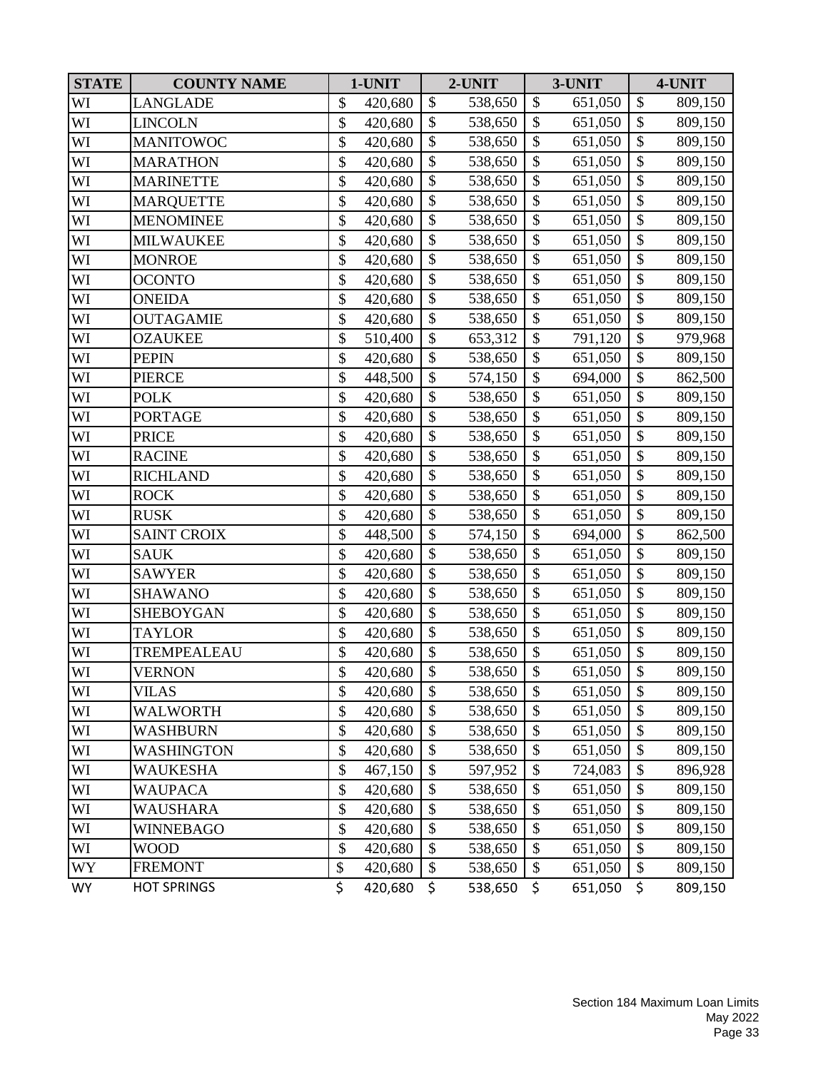| STATE | COUNTY NAME | 1-UNIT | 2-UNIT | 3-UNIT | 4-UNIT |
|---|---|---|---|---|---|
| WI | LANGLADE | $ 420,680 | $ 538,650 | $ 651,050 | $ 809,150 |
| WI | LINCOLN | $ 420,680 | $ 538,650 | $ 651,050 | $ 809,150 |
| WI | MANITOWOC | $ 420,680 | $ 538,650 | $ 651,050 | $ 809,150 |
| WI | MARATHON | $ 420,680 | $ 538,650 | $ 651,050 | $ 809,150 |
| WI | MARINETTE | $ 420,680 | $ 538,650 | $ 651,050 | $ 809,150 |
| WI | MARQUETTE | $ 420,680 | $ 538,650 | $ 651,050 | $ 809,150 |
| WI | MENOMINEE | $ 420,680 | $ 538,650 | $ 651,050 | $ 809,150 |
| WI | MILWAUKEE | $ 420,680 | $ 538,650 | $ 651,050 | $ 809,150 |
| WI | MONROE | $ 420,680 | $ 538,650 | $ 651,050 | $ 809,150 |
| WI | OCONTO | $ 420,680 | $ 538,650 | $ 651,050 | $ 809,150 |
| WI | ONEIDA | $ 420,680 | $ 538,650 | $ 651,050 | $ 809,150 |
| WI | OUTAGAMIE | $ 420,680 | $ 538,650 | $ 651,050 | $ 809,150 |
| WI | OZAUKEE | $ 510,400 | $ 653,312 | $ 791,120 | $ 979,968 |
| WI | PEPIN | $ 420,680 | $ 538,650 | $ 651,050 | $ 809,150 |
| WI | PIERCE | $ 448,500 | $ 574,150 | $ 694,000 | $ 862,500 |
| WI | POLK | $ 420,680 | $ 538,650 | $ 651,050 | $ 809,150 |
| WI | PORTAGE | $ 420,680 | $ 538,650 | $ 651,050 | $ 809,150 |
| WI | PRICE | $ 420,680 | $ 538,650 | $ 651,050 | $ 809,150 |
| WI | RACINE | $ 420,680 | $ 538,650 | $ 651,050 | $ 809,150 |
| WI | RICHLAND | $ 420,680 | $ 538,650 | $ 651,050 | $ 809,150 |
| WI | ROCK | $ 420,680 | $ 538,650 | $ 651,050 | $ 809,150 |
| WI | RUSK | $ 420,680 | $ 538,650 | $ 651,050 | $ 809,150 |
| WI | SAINT CROIX | $ 448,500 | $ 574,150 | $ 694,000 | $ 862,500 |
| WI | SAUK | $ 420,680 | $ 538,650 | $ 651,050 | $ 809,150 |
| WI | SAWYER | $ 420,680 | $ 538,650 | $ 651,050 | $ 809,150 |
| WI | SHAWANO | $ 420,680 | $ 538,650 | $ 651,050 | $ 809,150 |
| WI | SHEBOYGAN | $ 420,680 | $ 538,650 | $ 651,050 | $ 809,150 |
| WI | TAYLOR | $ 420,680 | $ 538,650 | $ 651,050 | $ 809,150 |
| WI | TREMPEALEAU | $ 420,680 | $ 538,650 | $ 651,050 | $ 809,150 |
| WI | VERNON | $ 420,680 | $ 538,650 | $ 651,050 | $ 809,150 |
| WI | VILAS | $ 420,680 | $ 538,650 | $ 651,050 | $ 809,150 |
| WI | WALWORTH | $ 420,680 | $ 538,650 | $ 651,050 | $ 809,150 |
| WI | WASHBURN | $ 420,680 | $ 538,650 | $ 651,050 | $ 809,150 |
| WI | WASHINGTON | $ 420,680 | $ 538,650 | $ 651,050 | $ 809,150 |
| WI | WAUKESHA | $ 467,150 | $ 597,952 | $ 724,083 | $ 896,928 |
| WI | WAUPACA | $ 420,680 | $ 538,650 | $ 651,050 | $ 809,150 |
| WI | WAUSHARA | $ 420,680 | $ 538,650 | $ 651,050 | $ 809,150 |
| WI | WINNEBAGO | $ 420,680 | $ 538,650 | $ 651,050 | $ 809,150 |
| WI | WOOD | $ 420,680 | $ 538,650 | $ 651,050 | $ 809,150 |
| WY | FREMONT | $ 420,680 | $ 538,650 | $ 651,050 | $ 809,150 |
| WY | HOT SPRINGS | $ 420,680 | $ 538,650 | $ 651,050 | $ 809,150 |

Section 184 Maximum Loan Limits
May 2022